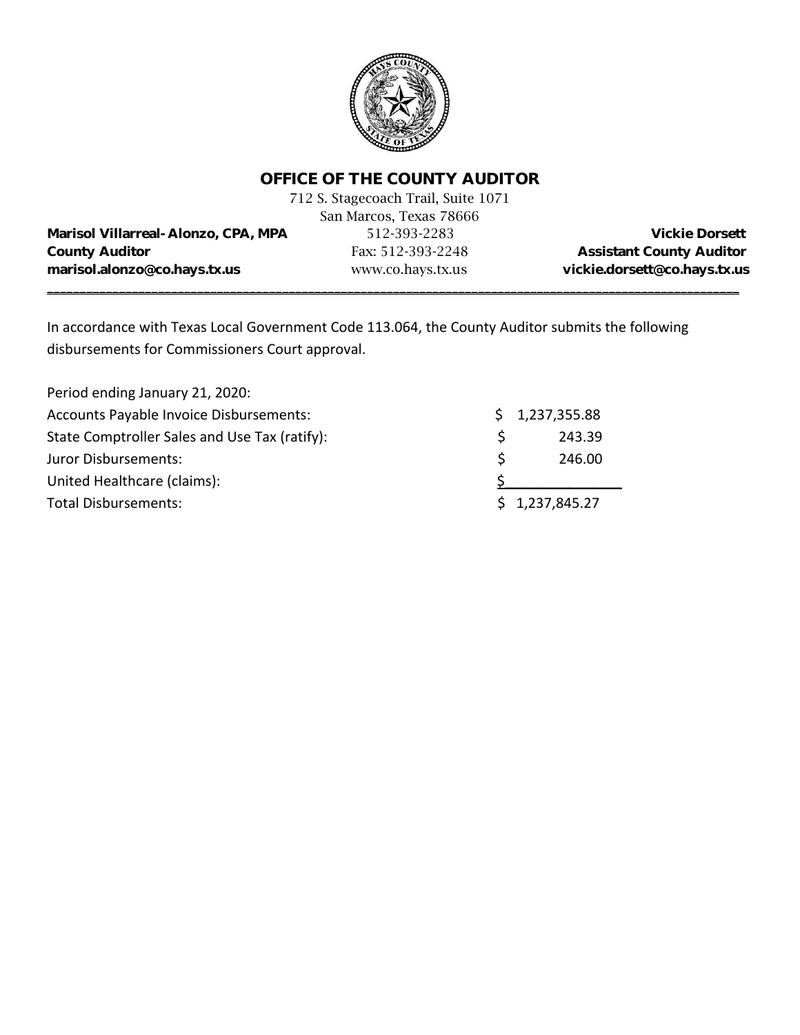# OFFICE OF THE COUNTY AUDITOR

712 S. Stagecoach Trail, Suite 1071
San Marcos, Texas 78666
512-393-2283
Fax: 512-393-2248
www.co.hays.tx.us

**Marisol Villarreal-Alonzo, CPA, MPA**
**County Auditor**
**marisol.alonzo@co.hays.tx.us**

**Vickie Dorsett**
**Assistant County Auditor**
**vickie.dorsett@co.hays.tx.us**

---

In accordance with Texas Local Government Code 113.064, the County Auditor submits the following disbursements for Commissioners Court approval.

| Period ending January 21, 2020: | |
|---|---|
| Accounts Payable Invoice Disbursements: | $ 1,237,355.88 |
| State Comptroller Sales and Use Tax (ratify): | $ 243.39 |
| Juror Disbursements: | $ 246.00 |
| United Healthcare (claims): | $ |
| Total Disbursements: | $ 1,237,845.27 |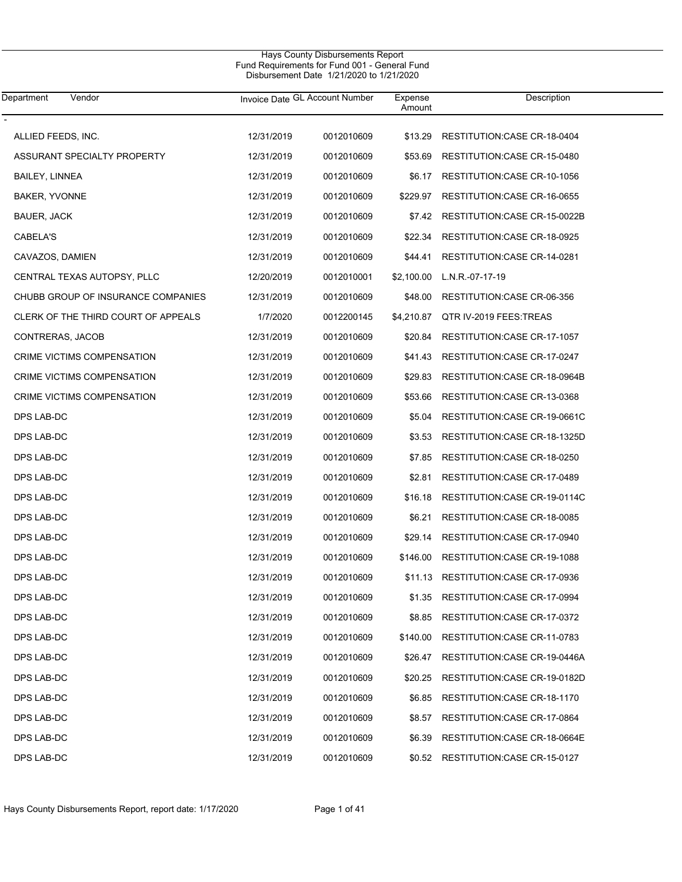Hays County Disbursements Report
Fund Requirements for Fund 001 - General Fund
Disbursement Date 1/21/2020 to 1/21/2020

| Department | Vendor | Invoice Date | GL Account Number | Expense Amount | Description |
|---|---|---|---|---|---|
| - | | | | | |
| | ALLIED FEEDS, INC. | 12/31/2019 | 0012010609 | $13.29 | RESTITUTION:CASE CR-18-0404 |
| | ASSURANT SPECIALTY PROPERTY | 12/31/2019 | 0012010609 | $53.69 | RESTITUTION:CASE CR-15-0480 |
| | BAILEY, LINNEA | 12/31/2019 | 0012010609 | $6.17 | RESTITUTION:CASE CR-10-1056 |
| | BAKER, YVONNE | 12/31/2019 | 0012010609 | $229.97 | RESTITUTION:CASE CR-16-0655 |
| | BAUER, JACK | 12/31/2019 | 0012010609 | $7.42 | RESTITUTION:CASE CR-15-0022B |
| | CABELA'S | 12/31/2019 | 0012010609 | $22.34 | RESTITUTION:CASE CR-18-0925 |
| | CAVAZOS, DAMIEN | 12/31/2019 | 0012010609 | $44.41 | RESTITUTION:CASE CR-14-0281 |
| | CENTRAL TEXAS AUTOPSY, PLLC | 12/20/2019 | 0012010001 | $2,100.00 | L.N.R.-07-17-19 |
| | CHUBB GROUP OF INSURANCE COMPANIES | 12/31/2019 | 0012010609 | $48.00 | RESTITUTION:CASE CR-06-356 |
| | CLERK OF THE THIRD COURT OF APPEALS | 1/7/2020 | 0012200145 | $4,210.87 | QTR IV-2019 FEES:TREAS |
| | CONTRERAS, JACOB | 12/31/2019 | 0012010609 | $20.84 | RESTITUTION:CASE CR-17-1057 |
| | CRIME VICTIMS COMPENSATION | 12/31/2019 | 0012010609 | $41.43 | RESTITUTION:CASE CR-17-0247 |
| | CRIME VICTIMS COMPENSATION | 12/31/2019 | 0012010609 | $29.83 | RESTITUTION:CASE CR-18-0964B |
| | CRIME VICTIMS COMPENSATION | 12/31/2019 | 0012010609 | $53.66 | RESTITUTION:CASE CR-13-0368 |
| | DPS LAB-DC | 12/31/2019 | 0012010609 | $5.04 | RESTITUTION:CASE CR-19-0661C |
| | DPS LAB-DC | 12/31/2019 | 0012010609 | $3.53 | RESTITUTION:CASE CR-18-1325D |
| | DPS LAB-DC | 12/31/2019 | 0012010609 | $7.85 | RESTITUTION:CASE CR-18-0250 |
| | DPS LAB-DC | 12/31/2019 | 0012010609 | $2.81 | RESTITUTION:CASE CR-17-0489 |
| | DPS LAB-DC | 12/31/2019 | 0012010609 | $16.18 | RESTITUTION:CASE CR-19-0114C |
| | DPS LAB-DC | 12/31/2019 | 0012010609 | $6.21 | RESTITUTION:CASE CR-18-0085 |
| | DPS LAB-DC | 12/31/2019 | 0012010609 | $29.14 | RESTITUTION:CASE CR-17-0940 |
| | DPS LAB-DC | 12/31/2019 | 0012010609 | $146.00 | RESTITUTION:CASE CR-19-1088 |
| | DPS LAB-DC | 12/31/2019 | 0012010609 | $11.13 | RESTITUTION:CASE CR-17-0936 |
| | DPS LAB-DC | 12/31/2019 | 0012010609 | $1.35 | RESTITUTION:CASE CR-17-0994 |
| | DPS LAB-DC | 12/31/2019 | 0012010609 | $8.85 | RESTITUTION:CASE CR-17-0372 |
| | DPS LAB-DC | 12/31/2019 | 0012010609 | $140.00 | RESTITUTION:CASE CR-11-0783 |
| | DPS LAB-DC | 12/31/2019 | 0012010609 | $26.47 | RESTITUTION:CASE CR-19-0446A |
| | DPS LAB-DC | 12/31/2019 | 0012010609 | $20.25 | RESTITUTION:CASE CR-19-0182D |
| | DPS LAB-DC | 12/31/2019 | 0012010609 | $6.85 | RESTITUTION:CASE CR-18-1170 |
| | DPS LAB-DC | 12/31/2019 | 0012010609 | $8.57 | RESTITUTION:CASE CR-17-0864 |
| | DPS LAB-DC | 12/31/2019 | 0012010609 | $6.39 | RESTITUTION:CASE CR-18-0664E |
| | DPS LAB-DC | 12/31/2019 | 0012010609 | $0.52 | RESTITUTION:CASE CR-15-0127 |

Hays County Disbursements Report, report date: 1/17/2020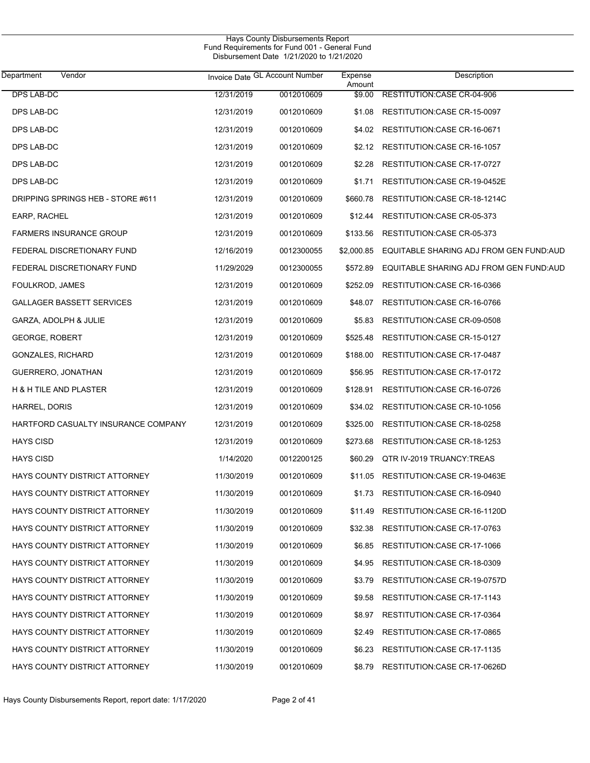Hays County Disbursements Report
Fund Requirements for Fund 001 - General Fund
Disbursement Date 1/21/2020 to 1/21/2020

| Department Vendor | Invoice Date | GL Account Number | Expense Amount | Description |
|---|---|---|---|---|
| DPS LAB-DC | 12/31/2019 | 0012010609 | $9.00 | RESTITUTION:CASE CR-04-906 |
| DPS LAB-DC | 12/31/2019 | 0012010609 | $1.08 | RESTITUTION:CASE CR-15-0097 |
| DPS LAB-DC | 12/31/2019 | 0012010609 | $4.02 | RESTITUTION:CASE CR-16-0671 |
| DPS LAB-DC | 12/31/2019 | 0012010609 | $2.12 | RESTITUTION:CASE CR-16-1057 |
| DPS LAB-DC | 12/31/2019 | 0012010609 | $2.28 | RESTITUTION:CASE CR-17-0727 |
| DPS LAB-DC | 12/31/2019 | 0012010609 | $1.71 | RESTITUTION:CASE CR-19-0452E |
| DRIPPING SPRINGS HEB - STORE #611 | 12/31/2019 | 0012010609 | $660.78 | RESTITUTION:CASE CR-18-1214C |
| EARP, RACHEL | 12/31/2019 | 0012010609 | $12.44 | RESTITUTION:CASE CR-05-373 |
| FARMERS INSURANCE GROUP | 12/31/2019 | 0012010609 | $133.56 | RESTITUTION:CASE CR-05-373 |
| FEDERAL DISCRETIONARY FUND | 12/16/2019 | 0012300055 | $2,000.85 | EQUITABLE SHARING ADJ FROM GEN FUND:AUD |
| FEDERAL DISCRETIONARY FUND | 11/29/2029 | 0012300055 | $572.89 | EQUITABLE SHARING ADJ FROM GEN FUND:AUD |
| FOULKROD, JAMES | 12/31/2019 | 0012010609 | $252.09 | RESTITUTION:CASE CR-16-0366 |
| GALLAGER BASSETT SERVICES | 12/31/2019 | 0012010609 | $48.07 | RESTITUTION:CASE CR-16-0766 |
| GARZA, ADOLPH & JULIE | 12/31/2019 | 0012010609 | $5.83 | RESTITUTION:CASE CR-09-0508 |
| GEORGE, ROBERT | 12/31/2019 | 0012010609 | $525.48 | RESTITUTION:CASE CR-15-0127 |
| GONZALES, RICHARD | 12/31/2019 | 0012010609 | $188.00 | RESTITUTION:CASE CR-17-0487 |
| GUERRERO, JONATHAN | 12/31/2019 | 0012010609 | $56.95 | RESTITUTION:CASE CR-17-0172 |
| H & H TILE AND PLASTER | 12/31/2019 | 0012010609 | $128.91 | RESTITUTION:CASE CR-16-0726 |
| HARREL, DORIS | 12/31/2019 | 0012010609 | $34.02 | RESTITUTION:CASE CR-10-1056 |
| HARTFORD CASUALTY INSURANCE COMPANY | 12/31/2019 | 0012010609 | $325.00 | RESTITUTION:CASE CR-18-0258 |
| HAYS CISD | 12/31/2019 | 0012010609 | $273.68 | RESTITUTION:CASE CR-18-1253 |
| HAYS CISD | 1/14/2020 | 0012200125 | $60.29 | QTR IV-2019 TRUANCY:TREAS |
| HAYS COUNTY DISTRICT ATTORNEY | 11/30/2019 | 0012010609 | $11.05 | RESTITUTION:CASE CR-19-0463E |
| HAYS COUNTY DISTRICT ATTORNEY | 11/30/2019 | 0012010609 | $1.73 | RESTITUTION:CASE CR-16-0940 |
| HAYS COUNTY DISTRICT ATTORNEY | 11/30/2019 | 0012010609 | $11.49 | RESTITUTION:CASE CR-16-1120D |
| HAYS COUNTY DISTRICT ATTORNEY | 11/30/2019 | 0012010609 | $32.38 | RESTITUTION:CASE CR-17-0763 |
| HAYS COUNTY DISTRICT ATTORNEY | 11/30/2019 | 0012010609 | $6.85 | RESTITUTION:CASE CR-17-1066 |
| HAYS COUNTY DISTRICT ATTORNEY | 11/30/2019 | 0012010609 | $4.95 | RESTITUTION:CASE CR-18-0309 |
| HAYS COUNTY DISTRICT ATTORNEY | 11/30/2019 | 0012010609 | $3.79 | RESTITUTION:CASE CR-19-0757D |
| HAYS COUNTY DISTRICT ATTORNEY | 11/30/2019 | 0012010609 | $9.58 | RESTITUTION:CASE CR-17-1143 |
| HAYS COUNTY DISTRICT ATTORNEY | 11/30/2019 | 0012010609 | $8.97 | RESTITUTION:CASE CR-17-0364 |
| HAYS COUNTY DISTRICT ATTORNEY | 11/30/2019 | 0012010609 | $2.49 | RESTITUTION:CASE CR-17-0865 |
| HAYS COUNTY DISTRICT ATTORNEY | 11/30/2019 | 0012010609 | $6.23 | RESTITUTION:CASE CR-17-1135 |
| HAYS COUNTY DISTRICT ATTORNEY | 11/30/2019 | 0012010609 | $8.79 | RESTITUTION:CASE CR-17-0626D |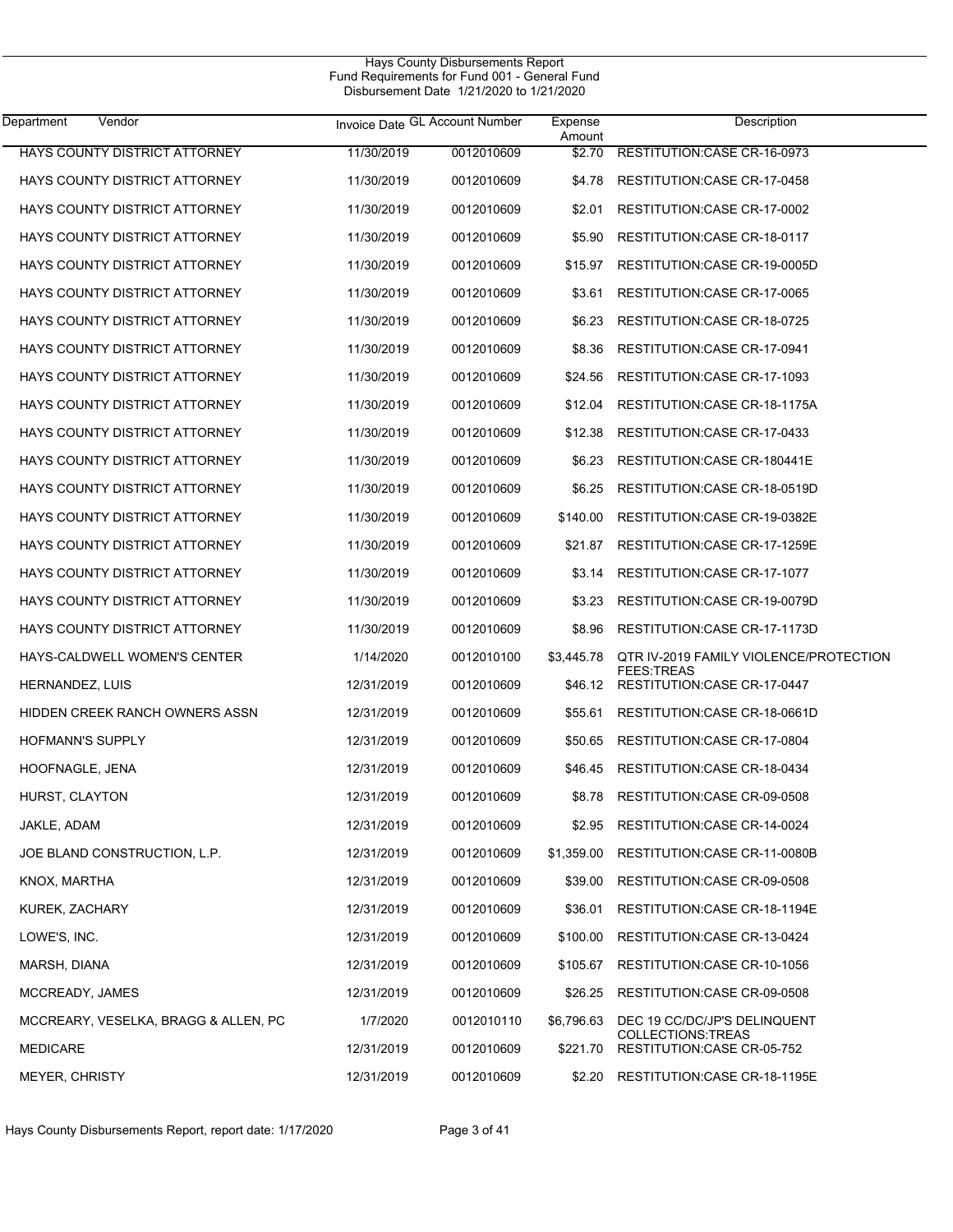Hays County Disbursements Report
Fund Requirements for Fund 001 - General Fund
Disbursement Date 1/21/2020 to 1/21/2020

| Department Vendor | Invoice Date | GL Account Number | Expense Amount | Description |
|---|---|---|---|---|
| HAYS COUNTY DISTRICT ATTORNEY | 11/30/2019 | 0012010609 | $2.70 | RESTITUTION:CASE CR-16-0973 |
| HAYS COUNTY DISTRICT ATTORNEY | 11/30/2019 | 0012010609 | $4.78 | RESTITUTION:CASE CR-17-0458 |
| HAYS COUNTY DISTRICT ATTORNEY | 11/30/2019 | 0012010609 | $2.01 | RESTITUTION:CASE CR-17-0002 |
| HAYS COUNTY DISTRICT ATTORNEY | 11/30/2019 | 0012010609 | $5.90 | RESTITUTION:CASE CR-18-0117 |
| HAYS COUNTY DISTRICT ATTORNEY | 11/30/2019 | 0012010609 | $15.97 | RESTITUTION:CASE CR-19-0005D |
| HAYS COUNTY DISTRICT ATTORNEY | 11/30/2019 | 0012010609 | $3.61 | RESTITUTION:CASE CR-17-0065 |
| HAYS COUNTY DISTRICT ATTORNEY | 11/30/2019 | 0012010609 | $6.23 | RESTITUTION:CASE CR-18-0725 |
| HAYS COUNTY DISTRICT ATTORNEY | 11/30/2019 | 0012010609 | $8.36 | RESTITUTION:CASE CR-17-0941 |
| HAYS COUNTY DISTRICT ATTORNEY | 11/30/2019 | 0012010609 | $24.56 | RESTITUTION:CASE CR-17-1093 |
| HAYS COUNTY DISTRICT ATTORNEY | 11/30/2019 | 0012010609 | $12.04 | RESTITUTION:CASE CR-18-1175A |
| HAYS COUNTY DISTRICT ATTORNEY | 11/30/2019 | 0012010609 | $12.38 | RESTITUTION:CASE CR-17-0433 |
| HAYS COUNTY DISTRICT ATTORNEY | 11/30/2019 | 0012010609 | $6.23 | RESTITUTION:CASE CR-180441E |
| HAYS COUNTY DISTRICT ATTORNEY | 11/30/2019 | 0012010609 | $6.25 | RESTITUTION:CASE CR-18-0519D |
| HAYS COUNTY DISTRICT ATTORNEY | 11/30/2019 | 0012010609 | $140.00 | RESTITUTION:CASE CR-19-0382E |
| HAYS COUNTY DISTRICT ATTORNEY | 11/30/2019 | 0012010609 | $21.87 | RESTITUTION:CASE CR-17-1259E |
| HAYS COUNTY DISTRICT ATTORNEY | 11/30/2019 | 0012010609 | $3.14 | RESTITUTION:CASE CR-17-1077 |
| HAYS COUNTY DISTRICT ATTORNEY | 11/30/2019 | 0012010609 | $3.23 | RESTITUTION:CASE CR-19-0079D |
| HAYS COUNTY DISTRICT ATTORNEY | 11/30/2019 | 0012010609 | $8.96 | RESTITUTION:CASE CR-17-1173D |
| HAYS-CALDWELL WOMEN'S CENTER | 1/14/2020 | 0012010100 | $3,445.78 | QTR IV-2019 FAMILY VIOLENCE/PROTECTION FEES:TREAS |
| HERNANDEZ, LUIS | 12/31/2019 | 0012010609 | $46.12 | RESTITUTION:CASE CR-17-0447 |
| HIDDEN CREEK RANCH OWNERS ASSN | 12/31/2019 | 0012010609 | $55.61 | RESTITUTION:CASE CR-18-0661D |
| HOFMANN'S SUPPLY | 12/31/2019 | 0012010609 | $50.65 | RESTITUTION:CASE CR-17-0804 |
| HOOFNAGLE, JENA | 12/31/2019 | 0012010609 | $46.45 | RESTITUTION:CASE CR-18-0434 |
| HURST, CLAYTON | 12/31/2019 | 0012010609 | $8.78 | RESTITUTION:CASE CR-09-0508 |
| JAKLE, ADAM | 12/31/2019 | 0012010609 | $2.95 | RESTITUTION:CASE CR-14-0024 |
| JOE BLAND CONSTRUCTION, L.P. | 12/31/2019 | 0012010609 | $1,359.00 | RESTITUTION:CASE CR-11-0080B |
| KNOX, MARTHA | 12/31/2019 | 0012010609 | $39.00 | RESTITUTION:CASE CR-09-0508 |
| KUREK, ZACHARY | 12/31/2019 | 0012010609 | $36.01 | RESTITUTION:CASE CR-18-1194E |
| LOWE'S, INC. | 12/31/2019 | 0012010609 | $100.00 | RESTITUTION:CASE CR-13-0424 |
| MARSH, DIANA | 12/31/2019 | 0012010609 | $105.67 | RESTITUTION:CASE CR-10-1056 |
| MCCREADY, JAMES | 12/31/2019 | 0012010609 | $26.25 | RESTITUTION:CASE CR-09-0508 |
| MCCREARY, VESELKA, BRAGG & ALLEN, PC | 1/7/2020 | 0012010110 | $6,796.63 | DEC 19 CC/DC/JP'S DELINQUENT COLLECTIONS:TREAS |
| MEDICARE | 12/31/2019 | 0012010609 | $221.70 | RESTITUTION:CASE CR-05-752 |
| MEYER, CHRISTY | 12/31/2019 | 0012010609 | $2.20 | RESTITUTION:CASE CR-18-1195E |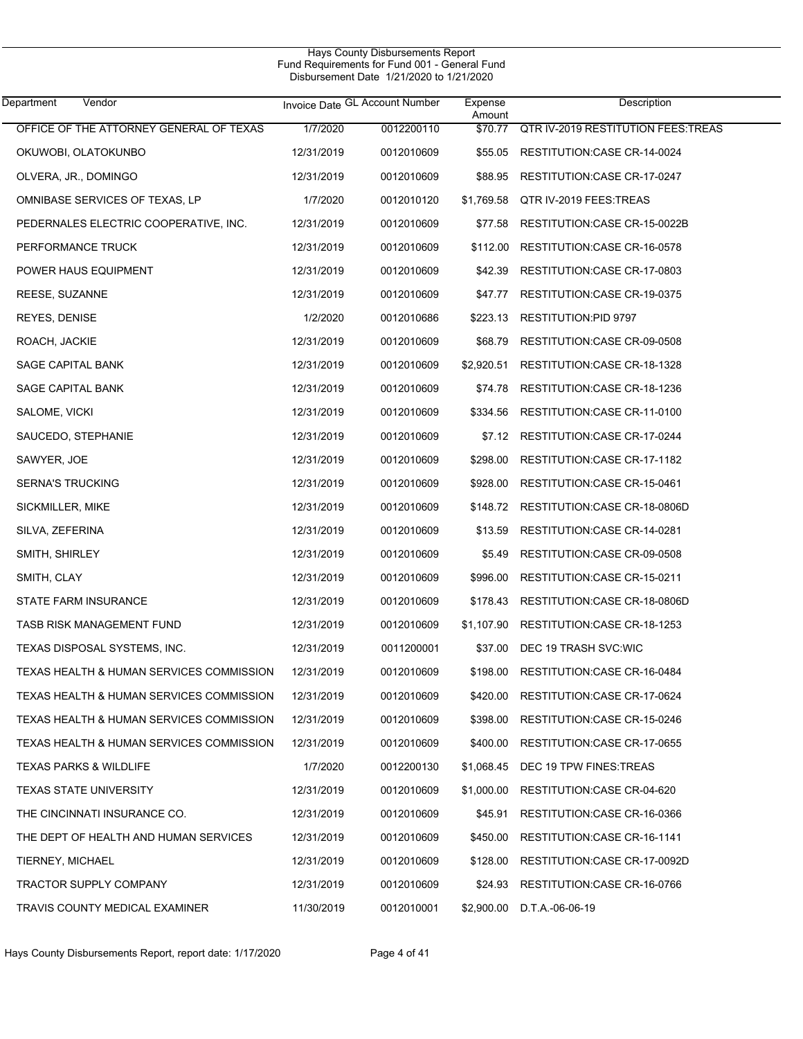Hays County Disbursements Report
Fund Requirements for Fund 001 - General Fund
Disbursement Date 1/21/2020 to 1/21/2020

| Department Vendor | Invoice Date | GL Account Number | Expense Amount | Description |
|---|---|---|---|---|
| OFFICE OF THE ATTORNEY GENERAL OF TEXAS | 1/7/2020 | 0012200110 | $70.77 | QTR IV-2019 RESTITUTION FEES:TREAS |
| OKUWOBI, OLATOKUNBO | 12/31/2019 | 0012010609 | $55.05 | RESTITUTION:CASE CR-14-0024 |
| OLVERA, JR., DOMINGO | 12/31/2019 | 0012010609 | $88.95 | RESTITUTION:CASE CR-17-0247 |
| OMNIBASE SERVICES OF TEXAS, LP | 1/7/2020 | 0012010120 | $1,769.58 | QTR IV-2019 FEES:TREAS |
| PEDERNALES ELECTRIC COOPERATIVE, INC. | 12/31/2019 | 0012010609 | $77.58 | RESTITUTION:CASE CR-15-0022B |
| PERFORMANCE TRUCK | 12/31/2019 | 0012010609 | $112.00 | RESTITUTION:CASE CR-16-0578 |
| POWER HAUS EQUIPMENT | 12/31/2019 | 0012010609 | $42.39 | RESTITUTION:CASE CR-17-0803 |
| REESE, SUZANNE | 12/31/2019 | 0012010609 | $47.77 | RESTITUTION:CASE CR-19-0375 |
| REYES, DENISE | 1/2/2020 | 0012010686 | $223.13 | RESTITUTION:PID 9797 |
| ROACH, JACKIE | 12/31/2019 | 0012010609 | $68.79 | RESTITUTION:CASE CR-09-0508 |
| SAGE CAPITAL BANK | 12/31/2019 | 0012010609 | $2,920.51 | RESTITUTION:CASE CR-18-1328 |
| SAGE CAPITAL BANK | 12/31/2019 | 0012010609 | $74.78 | RESTITUTION:CASE CR-18-1236 |
| SALOME, VICKI | 12/31/2019 | 0012010609 | $334.56 | RESTITUTION:CASE CR-11-0100 |
| SAUCEDO, STEPHANIE | 12/31/2019 | 0012010609 | $7.12 | RESTITUTION:CASE CR-17-0244 |
| SAWYER, JOE | 12/31/2019 | 0012010609 | $298.00 | RESTITUTION:CASE CR-17-1182 |
| SERNA'S TRUCKING | 12/31/2019 | 0012010609 | $928.00 | RESTITUTION:CASE CR-15-0461 |
| SICKMILLER, MIKE | 12/31/2019 | 0012010609 | $148.72 | RESTITUTION:CASE CR-18-0806D |
| SILVA, ZEFERINA | 12/31/2019 | 0012010609 | $13.59 | RESTITUTION:CASE CR-14-0281 |
| SMITH, SHIRLEY | 12/31/2019 | 0012010609 | $5.49 | RESTITUTION:CASE CR-09-0508 |
| SMITH, CLAY | 12/31/2019 | 0012010609 | $996.00 | RESTITUTION:CASE CR-15-0211 |
| STATE FARM INSURANCE | 12/31/2019 | 0012010609 | $178.43 | RESTITUTION:CASE CR-18-0806D |
| TASB RISK MANAGEMENT FUND | 12/31/2019 | 0012010609 | $1,107.90 | RESTITUTION:CASE CR-18-1253 |
| TEXAS DISPOSAL SYSTEMS, INC. | 12/31/2019 | 0011200001 | $37.00 | DEC 19 TRASH SVC:WIC |
| TEXAS HEALTH & HUMAN SERVICES COMMISSION | 12/31/2019 | 0012010609 | $198.00 | RESTITUTION:CASE CR-16-0484 |
| TEXAS HEALTH & HUMAN SERVICES COMMISSION | 12/31/2019 | 0012010609 | $420.00 | RESTITUTION:CASE CR-17-0624 |
| TEXAS HEALTH & HUMAN SERVICES COMMISSION | 12/31/2019 | 0012010609 | $398.00 | RESTITUTION:CASE CR-15-0246 |
| TEXAS HEALTH & HUMAN SERVICES COMMISSION | 12/31/2019 | 0012010609 | $400.00 | RESTITUTION:CASE CR-17-0655 |
| TEXAS PARKS & WILDLIFE | 1/7/2020 | 0012200130 | $1,068.45 | DEC 19 TPW FINES:TREAS |
| TEXAS STATE UNIVERSITY | 12/31/2019 | 0012010609 | $1,000.00 | RESTITUTION:CASE CR-04-620 |
| THE CINCINNATI INSURANCE CO. | 12/31/2019 | 0012010609 | $45.91 | RESTITUTION:CASE CR-16-0366 |
| THE DEPT OF HEALTH AND HUMAN SERVICES | 12/31/2019 | 0012010609 | $450.00 | RESTITUTION:CASE CR-16-1141 |
| TIERNEY, MICHAEL | 12/31/2019 | 0012010609 | $128.00 | RESTITUTION:CASE CR-17-0092D |
| TRACTOR SUPPLY COMPANY | 12/31/2019 | 0012010609 | $24.93 | RESTITUTION:CASE CR-16-0766 |
| TRAVIS COUNTY MEDICAL EXAMINER | 11/30/2019 | 0012010001 | $2,900.00 | D.T.A.-06-06-19 |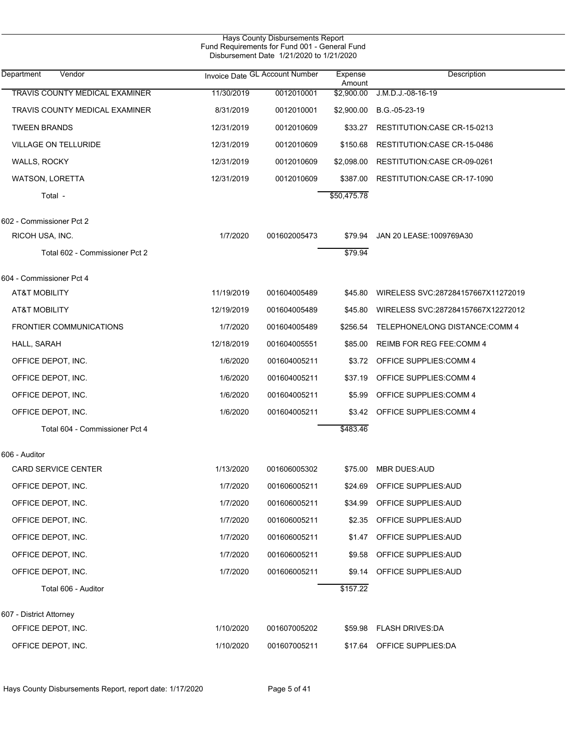Hays County Disbursements Report
Fund Requirements for Fund 001 - General Fund
Disbursement Date 1/21/2020 to 1/21/2020

| Department Vendor | Invoice Date | GL Account Number | Expense Amount | Description |
|---|---|---|---|---|
| TRAVIS COUNTY MEDICAL EXAMINER | 11/30/2019 | 0012010001 | $2,900.00 | J.M.D.J.-08-16-19 |
| TRAVIS COUNTY MEDICAL EXAMINER | 8/31/2019 | 0012010001 | $2,900.00 | B.G.-05-23-19 |
| TWEEN BRANDS | 12/31/2019 | 0012010609 | $33.27 | RESTITUTION:CASE CR-15-0213 |
| VILLAGE ON TELLURIDE | 12/31/2019 | 0012010609 | $150.68 | RESTITUTION:CASE CR-15-0486 |
| WALLS, ROCKY | 12/31/2019 | 0012010609 | $2,098.00 | RESTITUTION:CASE CR-09-0261 |
| WATSON, LORETTA | 12/31/2019 | 0012010609 | $387.00 | RESTITUTION:CASE CR-17-1090 |
| Total - | | | $50,475.78 | |
| 602 - Commissioner Pct 2 | | | | |
| RICOH USA, INC. | 1/7/2020 | 001602005473 | $79.94 | JAN 20 LEASE:1009769A30 |
| Total 602 - Commissioner Pct 2 | | | $79.94 | |
| 604 - Commissioner Pct 4 | | | | |
| AT&T MOBILITY | 11/19/2019 | 001604005489 | $45.80 | WIRELESS SVC:287284157667X11272019 |
| AT&T MOBILITY | 12/19/2019 | 001604005489 | $45.80 | WIRELESS SVC:287284157667X12272012 |
| FRONTIER COMMUNICATIONS | 1/7/2020 | 001604005489 | $256.54 | TELEPHONE/LONG DISTANCE:COMM 4 |
| HALL, SARAH | 12/18/2019 | 001604005551 | $85.00 | REIMB FOR REG FEE:COMM 4 |
| OFFICE DEPOT, INC. | 1/6/2020 | 001604005211 | $3.72 | OFFICE SUPPLIES:COMM 4 |
| OFFICE DEPOT, INC. | 1/6/2020 | 001604005211 | $37.19 | OFFICE SUPPLIES:COMM 4 |
| OFFICE DEPOT, INC. | 1/6/2020 | 001604005211 | $5.99 | OFFICE SUPPLIES:COMM 4 |
| OFFICE DEPOT, INC. | 1/6/2020 | 001604005211 | $3.42 | OFFICE SUPPLIES:COMM 4 |
| Total 604 - Commissioner Pct 4 | | | $483.46 | |
| 606 - Auditor | | | | |
| CARD SERVICE CENTER | 1/13/2020 | 001606005302 | $75.00 | MBR DUES:AUD |
| OFFICE DEPOT, INC. | 1/7/2020 | 001606005211 | $24.69 | OFFICE SUPPLIES:AUD |
| OFFICE DEPOT, INC. | 1/7/2020 | 001606005211 | $34.99 | OFFICE SUPPLIES:AUD |
| OFFICE DEPOT, INC. | 1/7/2020 | 001606005211 | $2.35 | OFFICE SUPPLIES:AUD |
| OFFICE DEPOT, INC. | 1/7/2020 | 001606005211 | $1.47 | OFFICE SUPPLIES:AUD |
| OFFICE DEPOT, INC. | 1/7/2020 | 001606005211 | $9.58 | OFFICE SUPPLIES:AUD |
| OFFICE DEPOT, INC. | 1/7/2020 | 001606005211 | $9.14 | OFFICE SUPPLIES:AUD |
| Total 606 - Auditor | | | $157.22 | |
| 607 - District Attorney | | | | |
| OFFICE DEPOT, INC. | 1/10/2020 | 001607005202 | $59.98 | FLASH DRIVES:DA |
| OFFICE DEPOT, INC. | 1/10/2020 | 001607005211 | $17.64 | OFFICE SUPPLIES:DA |

Hays County Disbursements Report, report date: 1/17/2020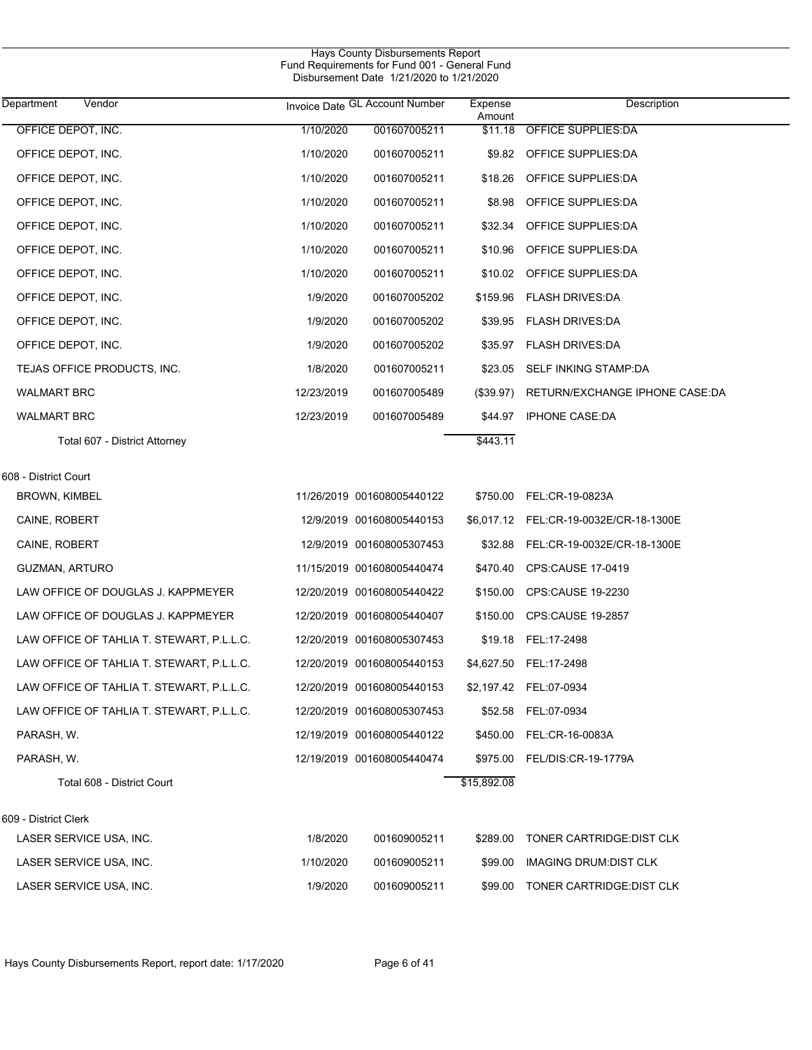Hays County Disbursements Report
Fund Requirements for Fund 001 - General Fund
Disbursement Date 1/21/2020 to 1/21/2020

| Department Vendor | Invoice Date | GL Account Number | Expense Amount | Description |
|---|---|---|---|---|
| OFFICE DEPOT, INC. | 1/10/2020 | 001607005211 | $11.18 | OFFICE SUPPLIES:DA |
| OFFICE DEPOT, INC. | 1/10/2020 | 001607005211 | $9.82 | OFFICE SUPPLIES:DA |
| OFFICE DEPOT, INC. | 1/10/2020 | 001607005211 | $18.26 | OFFICE SUPPLIES:DA |
| OFFICE DEPOT, INC. | 1/10/2020 | 001607005211 | $8.98 | OFFICE SUPPLIES:DA |
| OFFICE DEPOT, INC. | 1/10/2020 | 001607005211 | $32.34 | OFFICE SUPPLIES:DA |
| OFFICE DEPOT, INC. | 1/10/2020 | 001607005211 | $10.96 | OFFICE SUPPLIES:DA |
| OFFICE DEPOT, INC. | 1/10/2020 | 001607005211 | $10.02 | OFFICE SUPPLIES:DA |
| OFFICE DEPOT, INC. | 1/9/2020 | 001607005202 | $159.96 | FLASH DRIVES:DA |
| OFFICE DEPOT, INC. | 1/9/2020 | 001607005202 | $39.95 | FLASH DRIVES:DA |
| OFFICE DEPOT, INC. | 1/9/2020 | 001607005202 | $35.97 | FLASH DRIVES:DA |
| TEJAS OFFICE PRODUCTS, INC. | 1/8/2020 | 001607005211 | $23.05 | SELF INKING STAMP:DA |
| WALMART BRC | 12/23/2019 | 001607005489 | ($39.97) | RETURN/EXCHANGE IPHONE CASE:DA |
| WALMART BRC | 12/23/2019 | 001607005489 | $44.97 | IPHONE CASE:DA |
| Total 607 - District Attorney | | | $443.11 | |
| **608 - District Court** | | | | |
| BROWN, KIMBEL | 11/26/2019 | 001608005440122 | $750.00 | FEL:CR-19-0823A |
| CAINE, ROBERT | 12/9/2019 | 001608005440153 | $6,017.12 | FEL:CR-19-0032E/CR-18-1300E |
| CAINE, ROBERT | 12/9/2019 | 001608005307453 | $32.88 | FEL:CR-19-0032E/CR-18-1300E |
| GUZMAN, ARTURO | 11/15/2019 | 001608005440474 | $470.40 | CPS:CAUSE 17-0419 |
| LAW OFFICE OF DOUGLAS J. KAPPMEYER | 12/20/2019 | 001608005440422 | $150.00 | CPS:CAUSE 19-2230 |
| LAW OFFICE OF DOUGLAS J. KAPPMEYER | 12/20/2019 | 001608005440407 | $150.00 | CPS:CAUSE 19-2857 |
| LAW OFFICE OF TAHLIA T. STEWART, P.L.L.C. | 12/20/2019 | 001608005307453 | $19.18 | FEL:17-2498 |
| LAW OFFICE OF TAHLIA T. STEWART, P.L.L.C. | 12/20/2019 | 001608005440153 | $4,627.50 | FEL:17-2498 |
| LAW OFFICE OF TAHLIA T. STEWART, P.L.L.C. | 12/20/2019 | 001608005440153 | $2,197.42 | FEL:07-0934 |
| LAW OFFICE OF TAHLIA T. STEWART, P.L.L.C. | 12/20/2019 | 001608005307453 | $52.58 | FEL:07-0934 |
| PARASH, W. | 12/19/2019 | 001608005440122 | $450.00 | FEL:CR-16-0083A |
| PARASH, W. | 12/19/2019 | 001608005440474 | $975.00 | FEL/DIS:CR-19-1779A |
| Total 608 - District Court | | | $15,892.08 | |
| **609 - District Clerk** | | | | |
| LASER SERVICE USA, INC. | 1/8/2020 | 001609005211 | $289.00 | TONER CARTRIDGE:DIST CLK |
| LASER SERVICE USA, INC. | 1/10/2020 | 001609005211 | $99.00 | IMAGING DRUM:DIST CLK |
| LASER SERVICE USA, INC. | 1/9/2020 | 001609005211 | $99.00 | TONER CARTRIDGE:DIST CLK |

Hays County Disbursements Report, report date: 1/17/2020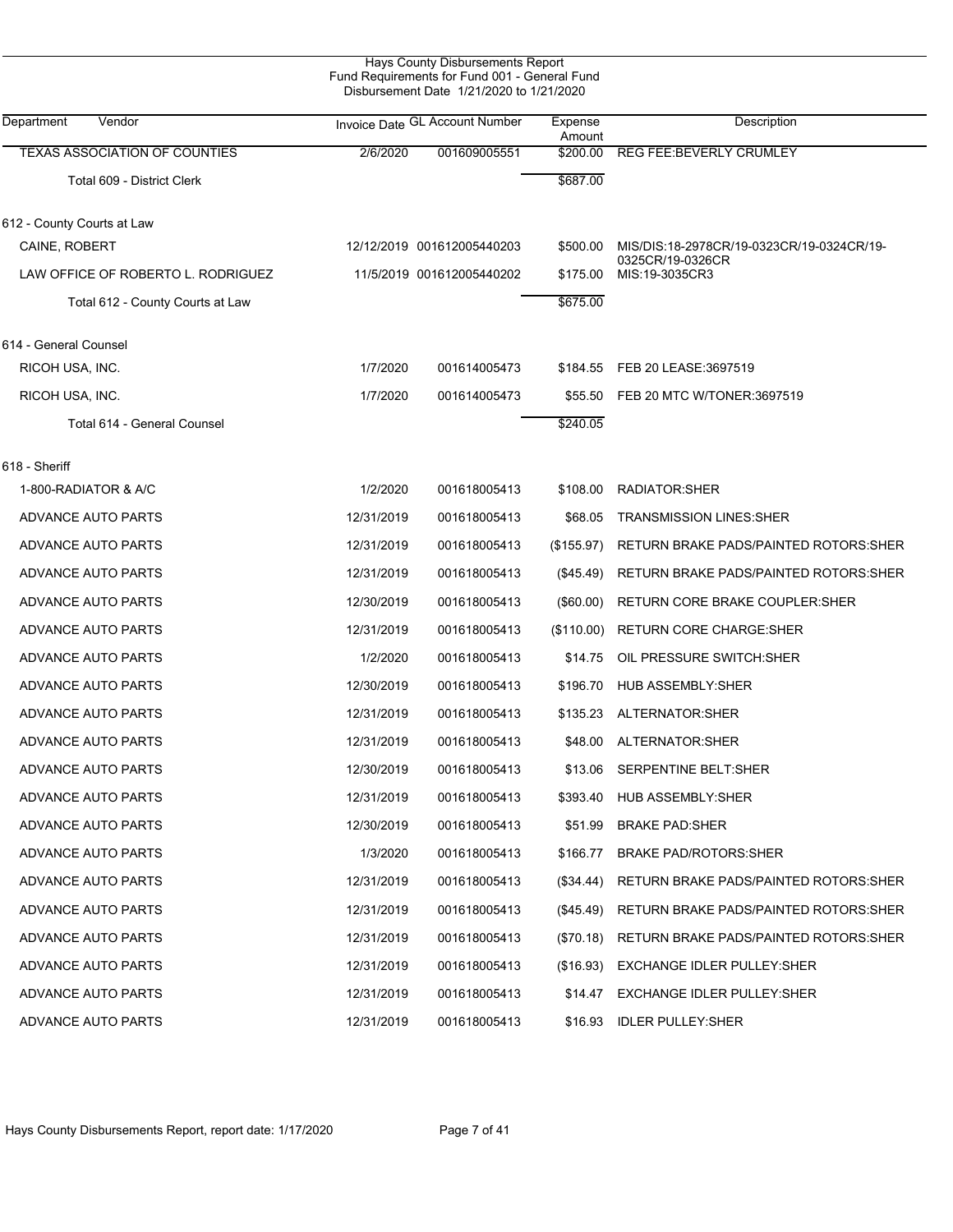Hays County Disbursements Report
Fund Requirements for Fund 001 - General Fund
Disbursement Date 1/21/2020 to 1/21/2020

| Department | Vendor | Invoice Date | GL Account Number | Expense Amount | Description |
|---|---|---|---|---|---|
| | TEXAS ASSOCIATION OF COUNTIES | 2/6/2020 | 001609005551 | $200.00 | REG FEE:BEVERLY CRUMLEY |
| | Total 609 - District Clerk | | | $687.00 | |
| 612 - County Courts at Law | | | | | |
| | CAINE, ROBERT | 12/12/2019 | 001612005440203 | $500.00 | MIS/DIS:18-2978CR/19-0323CR/19-0324CR/19-0325CR/19-0326CR |
| | LAW OFFICE OF ROBERTO L. RODRIGUEZ | 11/5/2019 | 001612005440202 | $175.00 | MIS:19-3035CR3 |
| | Total 612 - County Courts at Law | | | $675.00 | |
| 614 - General Counsel | | | | | |
| | RICOH USA, INC. | 1/7/2020 | 001614005473 | $184.55 | FEB 20 LEASE:3697519 |
| | RICOH USA, INC. | 1/7/2020 | 001614005473 | $55.50 | FEB 20 MTC W/TONER:3697519 |
| | Total 614 - General Counsel | | | $240.05 | |
| 618 - Sheriff | | | | | |
| | 1-800-RADIATOR & A/C | 1/2/2020 | 001618005413 | $108.00 | RADIATOR:SHER |
| | ADVANCE AUTO PARTS | 12/31/2019 | 001618005413 | $68.05 | TRANSMISSION LINES:SHER |
| | ADVANCE AUTO PARTS | 12/31/2019 | 001618005413 | ($155.97) | RETURN BRAKE PADS/PAINTED ROTORS:SHER |
| | ADVANCE AUTO PARTS | 12/31/2019 | 001618005413 | ($45.49) | RETURN BRAKE PADS/PAINTED ROTORS:SHER |
| | ADVANCE AUTO PARTS | 12/30/2019 | 001618005413 | ($60.00) | RETURN CORE BRAKE COUPLER:SHER |
| | ADVANCE AUTO PARTS | 12/31/2019 | 001618005413 | ($110.00) | RETURN CORE CHARGE:SHER |
| | ADVANCE AUTO PARTS | 1/2/2020 | 001618005413 | $14.75 | OIL PRESSURE SWITCH:SHER |
| | ADVANCE AUTO PARTS | 12/30/2019 | 001618005413 | $196.70 | HUB ASSEMBLY:SHER |
| | ADVANCE AUTO PARTS | 12/31/2019 | 001618005413 | $135.23 | ALTERNATOR:SHER |
| | ADVANCE AUTO PARTS | 12/31/2019 | 001618005413 | $48.00 | ALTERNATOR:SHER |
| | ADVANCE AUTO PARTS | 12/30/2019 | 001618005413 | $13.06 | SERPENTINE BELT:SHER |
| | ADVANCE AUTO PARTS | 12/31/2019 | 001618005413 | $393.40 | HUB ASSEMBLY:SHER |
| | ADVANCE AUTO PARTS | 12/30/2019 | 001618005413 | $51.99 | BRAKE PAD:SHER |
| | ADVANCE AUTO PARTS | 1/3/2020 | 001618005413 | $166.77 | BRAKE PAD/ROTORS:SHER |
| | ADVANCE AUTO PARTS | 12/31/2019 | 001618005413 | ($34.44) | RETURN BRAKE PADS/PAINTED ROTORS:SHER |
| | ADVANCE AUTO PARTS | 12/31/2019 | 001618005413 | ($45.49) | RETURN BRAKE PADS/PAINTED ROTORS:SHER |
| | ADVANCE AUTO PARTS | 12/31/2019 | 001618005413 | ($70.18) | RETURN BRAKE PADS/PAINTED ROTORS:SHER |
| | ADVANCE AUTO PARTS | 12/31/2019 | 001618005413 | ($16.93) | EXCHANGE IDLER PULLEY:SHER |
| | ADVANCE AUTO PARTS | 12/31/2019 | 001618005413 | $14.47 | EXCHANGE IDLER PULLEY:SHER |
| | ADVANCE AUTO PARTS | 12/31/2019 | 001618005413 | $16.93 | IDLER PULLEY:SHER |

Hays County Disbursements Report, report date: 1/17/2020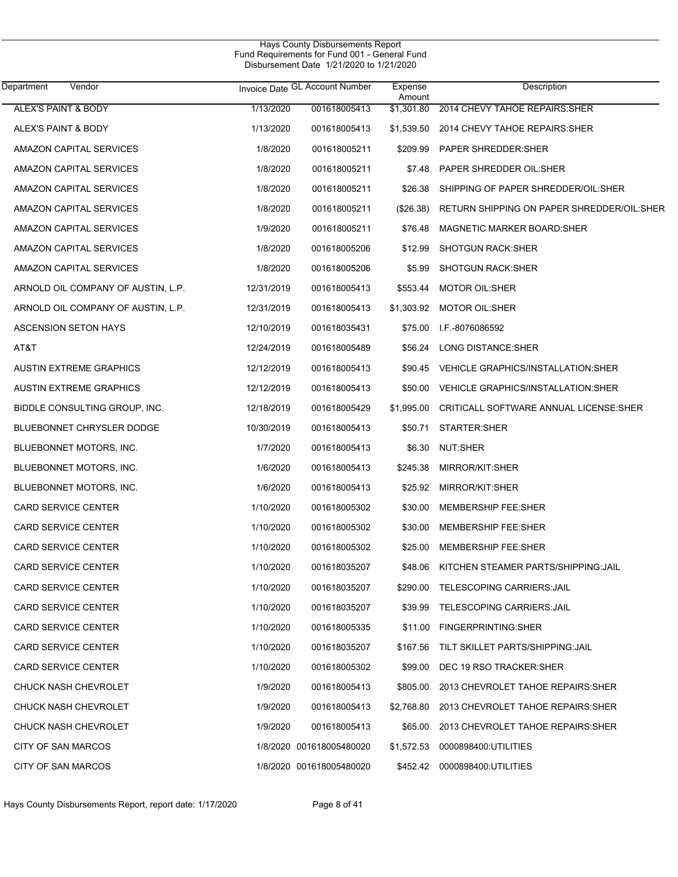Hays County Disbursements Report
Fund Requirements for Fund 001 - General Fund
Disbursement Date 1/21/2020 to 1/21/2020

| Department Vendor | Invoice Date | GL Account Number | Expense Amount | Description |
|---|---|---|---|---|
| ALEX'S PAINT & BODY | 1/13/2020 | 001618005413 | $1,301.80 | 2014 CHEVY TAHOE REPAIRS:SHER |
| ALEX'S PAINT & BODY | 1/13/2020 | 001618005413 | $1,539.50 | 2014 CHEVY TAHOE REPAIRS:SHER |
| AMAZON CAPITAL SERVICES | 1/8/2020 | 001618005211 | $209.99 | PAPER SHREDDER:SHER |
| AMAZON CAPITAL SERVICES | 1/8/2020 | 001618005211 | $7.48 | PAPER SHREDDER OIL:SHER |
| AMAZON CAPITAL SERVICES | 1/8/2020 | 001618005211 | $26.38 | SHIPPING OF PAPER SHREDDER/OIL:SHER |
| AMAZON CAPITAL SERVICES | 1/8/2020 | 001618005211 | ($26.38) | RETURN SHIPPING ON PAPER SHREDDER/OIL:SHER |
| AMAZON CAPITAL SERVICES | 1/9/2020 | 001618005211 | $76.48 | MAGNETIC MARKER BOARD:SHER |
| AMAZON CAPITAL SERVICES | 1/8/2020 | 001618005206 | $12.99 | SHOTGUN RACK:SHER |
| AMAZON CAPITAL SERVICES | 1/8/2020 | 001618005206 | $5.99 | SHOTGUN RACK:SHER |
| ARNOLD OIL COMPANY OF AUSTIN, L.P. | 12/31/2019 | 001618005413 | $553.44 | MOTOR OIL:SHER |
| ARNOLD OIL COMPANY OF AUSTIN, L.P. | 12/31/2019 | 001618005413 | $1,303.92 | MOTOR OIL:SHER |
| ASCENSION SETON HAYS | 12/10/2019 | 001618035431 | $75.00 | I.F.-8076086592 |
| AT&T | 12/24/2019 | 001618005489 | $56.24 | LONG DISTANCE:SHER |
| AUSTIN EXTREME GRAPHICS | 12/12/2019 | 001618005413 | $90.45 | VEHICLE GRAPHICS/INSTALLATION:SHER |
| AUSTIN EXTREME GRAPHICS | 12/12/2019 | 001618005413 | $50.00 | VEHICLE GRAPHICS/INSTALLATION:SHER |
| BIDDLE CONSULTING GROUP, INC. | 12/18/2019 | 001618005429 | $1,995.00 | CRITICALL SOFTWARE ANNUAL LICENSE:SHER |
| BLUEBONNET CHRYSLER DODGE | 10/30/2019 | 001618005413 | $50.71 | STARTER:SHER |
| BLUEBONNET MOTORS, INC. | 1/7/2020 | 001618005413 | $6.30 | NUT:SHER |
| BLUEBONNET MOTORS, INC. | 1/6/2020 | 001618005413 | $245.38 | MIRROR/KIT:SHER |
| BLUEBONNET MOTORS, INC. | 1/6/2020 | 001618005413 | $25.92 | MIRROR/KIT:SHER |
| CARD SERVICE CENTER | 1/10/2020 | 001618005302 | $30.00 | MEMBERSHIP FEE:SHER |
| CARD SERVICE CENTER | 1/10/2020 | 001618005302 | $30.00 | MEMBERSHIP FEE:SHER |
| CARD SERVICE CENTER | 1/10/2020 | 001618005302 | $25.00 | MEMBERSHIP FEE:SHER |
| CARD SERVICE CENTER | 1/10/2020 | 001618035207 | $48.06 | KITCHEN STEAMER PARTS/SHIPPING:JAIL |
| CARD SERVICE CENTER | 1/10/2020 | 001618035207 | $290.00 | TELESCOPING CARRIERS:JAIL |
| CARD SERVICE CENTER | 1/10/2020 | 001618035207 | $39.99 | TELESCOPING CARRIERS:JAIL |
| CARD SERVICE CENTER | 1/10/2020 | 001618005335 | $11.00 | FINGERPRINTING:SHER |
| CARD SERVICE CENTER | 1/10/2020 | 001618035207 | $167.56 | TILT SKILLET PARTS/SHIPPING:JAIL |
| CARD SERVICE CENTER | 1/10/2020 | 001618005302 | $99.00 | DEC 19 RSO TRACKER:SHER |
| CHUCK NASH CHEVROLET | 1/9/2020 | 001618005413 | $805.00 | 2013 CHEVROLET TAHOE REPAIRS:SHER |
| CHUCK NASH CHEVROLET | 1/9/2020 | 001618005413 | $2,768.80 | 2013 CHEVROLET TAHOE REPAIRS:SHER |
| CHUCK NASH CHEVROLET | 1/9/2020 | 001618005413 | $65.00 | 2013 CHEVROLET TAHOE REPAIRS:SHER |
| CITY OF SAN MARCOS | 1/8/2020 | 001618005480020 | $1,572.53 | 0000898400:UTILITIES |
| CITY OF SAN MARCOS | 1/8/2020 | 001618005480020 | $452.42 | 0000898400:UTILITIES |

Hays County Disbursements Report, report date: 1/17/2020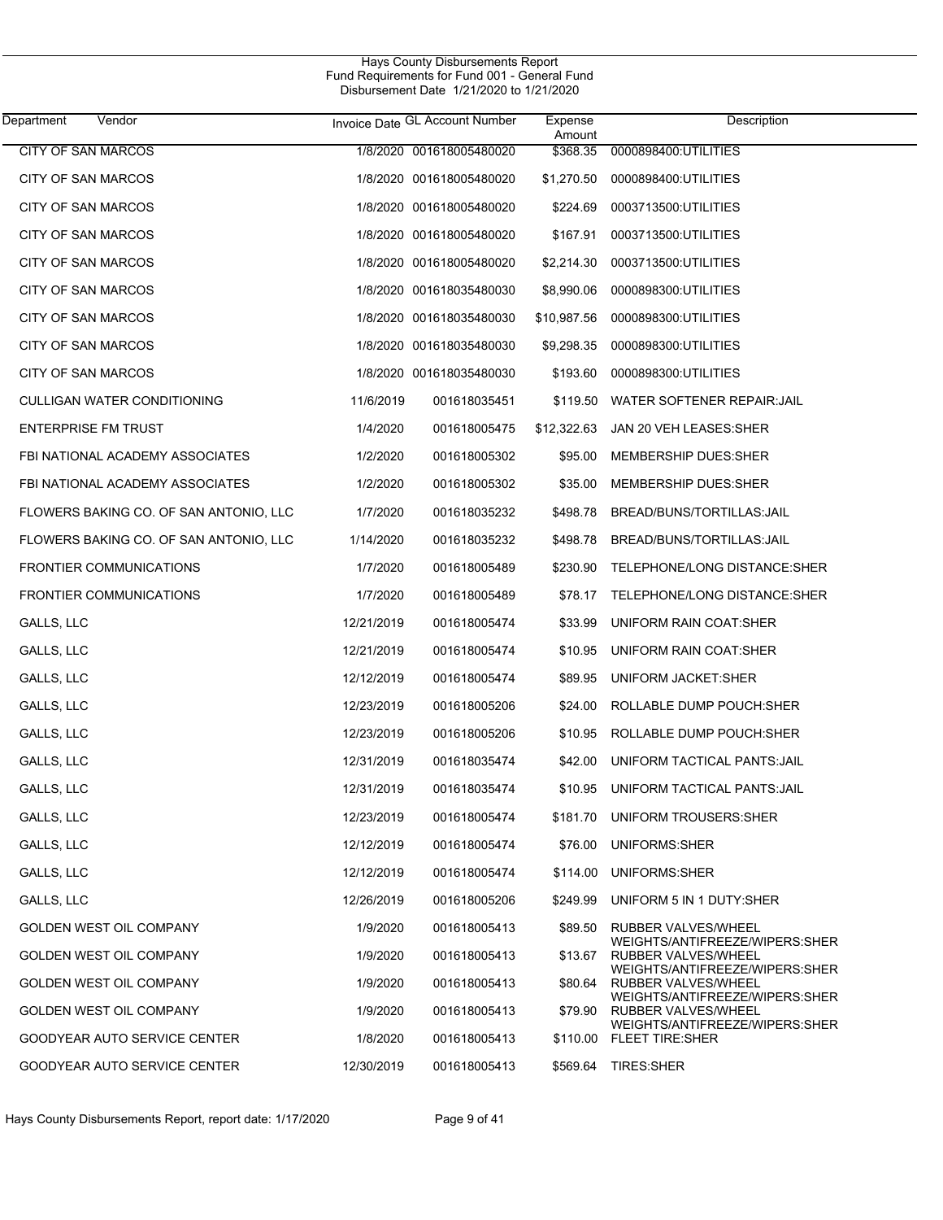Hays County Disbursements Report
Fund Requirements for Fund 001 - General Fund
Disbursement Date 1/21/2020 to 1/21/2020

| Department | Vendor | Invoice Date | GL Account Number | Expense Amount | Description |
|---|---|---|---|---|---|
| | CITY OF SAN MARCOS | 1/8/2020 | 001618005480020 | $368.35 | 0000898400:UTILITIES |
| | CITY OF SAN MARCOS | 1/8/2020 | 001618005480020 | $1,270.50 | 0000898400:UTILITIES |
| | CITY OF SAN MARCOS | 1/8/2020 | 001618005480020 | $224.69 | 0003713500:UTILITIES |
| | CITY OF SAN MARCOS | 1/8/2020 | 001618005480020 | $167.91 | 0003713500:UTILITIES |
| | CITY OF SAN MARCOS | 1/8/2020 | 001618005480020 | $2,214.30 | 0003713500:UTILITIES |
| | CITY OF SAN MARCOS | 1/8/2020 | 001618035480030 | $8,990.06 | 0000898300:UTILITIES |
| | CITY OF SAN MARCOS | 1/8/2020 | 001618035480030 | $10,987.56 | 0000898300:UTILITIES |
| | CITY OF SAN MARCOS | 1/8/2020 | 001618035480030 | $9,298.35 | 0000898300:UTILITIES |
| | CITY OF SAN MARCOS | 1/8/2020 | 001618035480030 | $193.60 | 0000898300:UTILITIES |
| | CULLIGAN WATER CONDITIONING | 11/6/2019 | 001618035451 | $119.50 | WATER SOFTENER REPAIR:JAIL |
| | ENTERPRISE FM TRUST | 1/4/2020 | 001618005475 | $12,322.63 | JAN 20 VEH LEASES:SHER |
| | FBI NATIONAL ACADEMY ASSOCIATES | 1/2/2020 | 001618005302 | $95.00 | MEMBERSHIP DUES:SHER |
| | FBI NATIONAL ACADEMY ASSOCIATES | 1/2/2020 | 001618005302 | $35.00 | MEMBERSHIP DUES:SHER |
| | FLOWERS BAKING CO. OF SAN ANTONIO, LLC | 1/7/2020 | 001618035232 | $498.78 | BREAD/BUNS/TORTILLAS:JAIL |
| | FLOWERS BAKING CO. OF SAN ANTONIO, LLC | 1/14/2020 | 001618035232 | $498.78 | BREAD/BUNS/TORTILLAS:JAIL |
| | FRONTIER COMMUNICATIONS | 1/7/2020 | 001618005489 | $230.90 | TELEPHONE/LONG DISTANCE:SHER |
| | FRONTIER COMMUNICATIONS | 1/7/2020 | 001618005489 | $78.17 | TELEPHONE/LONG DISTANCE:SHER |
| | GALLS, LLC | 12/21/2019 | 001618005474 | $33.99 | UNIFORM RAIN COAT:SHER |
| | GALLS, LLC | 12/21/2019 | 001618005474 | $10.95 | UNIFORM RAIN COAT:SHER |
| | GALLS, LLC | 12/12/2019 | 001618005474 | $89.95 | UNIFORM JACKET:SHER |
| | GALLS, LLC | 12/23/2019 | 001618005206 | $24.00 | ROLLABLE DUMP POUCH:SHER |
| | GALLS, LLC | 12/23/2019 | 001618005206 | $10.95 | ROLLABLE DUMP POUCH:SHER |
| | GALLS, LLC | 12/31/2019 | 001618035474 | $42.00 | UNIFORM TACTICAL PANTS:JAIL |
| | GALLS, LLC | 12/31/2019 | 001618035474 | $10.95 | UNIFORM TACTICAL PANTS:JAIL |
| | GALLS, LLC | 12/23/2019 | 001618005474 | $181.70 | UNIFORM TROUSERS:SHER |
| | GALLS, LLC | 12/12/2019 | 001618005474 | $76.00 | UNIFORMS:SHER |
| | GALLS, LLC | 12/12/2019 | 001618005474 | $114.00 | UNIFORMS:SHER |
| | GALLS, LLC | 12/26/2019 | 001618005206 | $249.99 | UNIFORM 5 IN 1 DUTY:SHER |
| | GOLDEN WEST OIL COMPANY | 1/9/2020 | 001618005413 | $89.50 | RUBBER VALVES/WHEEL WEIGHTS/ANTIFREEZE/WIPERS:SHER |
| | GOLDEN WEST OIL COMPANY | 1/9/2020 | 001618005413 | $13.67 | RUBBER VALVES/WHEEL WEIGHTS/ANTIFREEZE/WIPERS:SHER |
| | GOLDEN WEST OIL COMPANY | 1/9/2020 | 001618005413 | $80.64 | RUBBER VALVES/WHEEL WEIGHTS/ANTIFREEZE/WIPERS:SHER |
| | GOLDEN WEST OIL COMPANY | 1/9/2020 | 001618005413 | $79.90 | RUBBER VALVES/WHEEL WEIGHTS/ANTIFREEZE/WIPERS:SHER |
| | GOODYEAR AUTO SERVICE CENTER | 1/8/2020 | 001618005413 | $110.00 | FLEET TIRE:SHER |
| | GOODYEAR AUTO SERVICE CENTER | 12/30/2019 | 001618005413 | $569.64 | TIRES:SHER |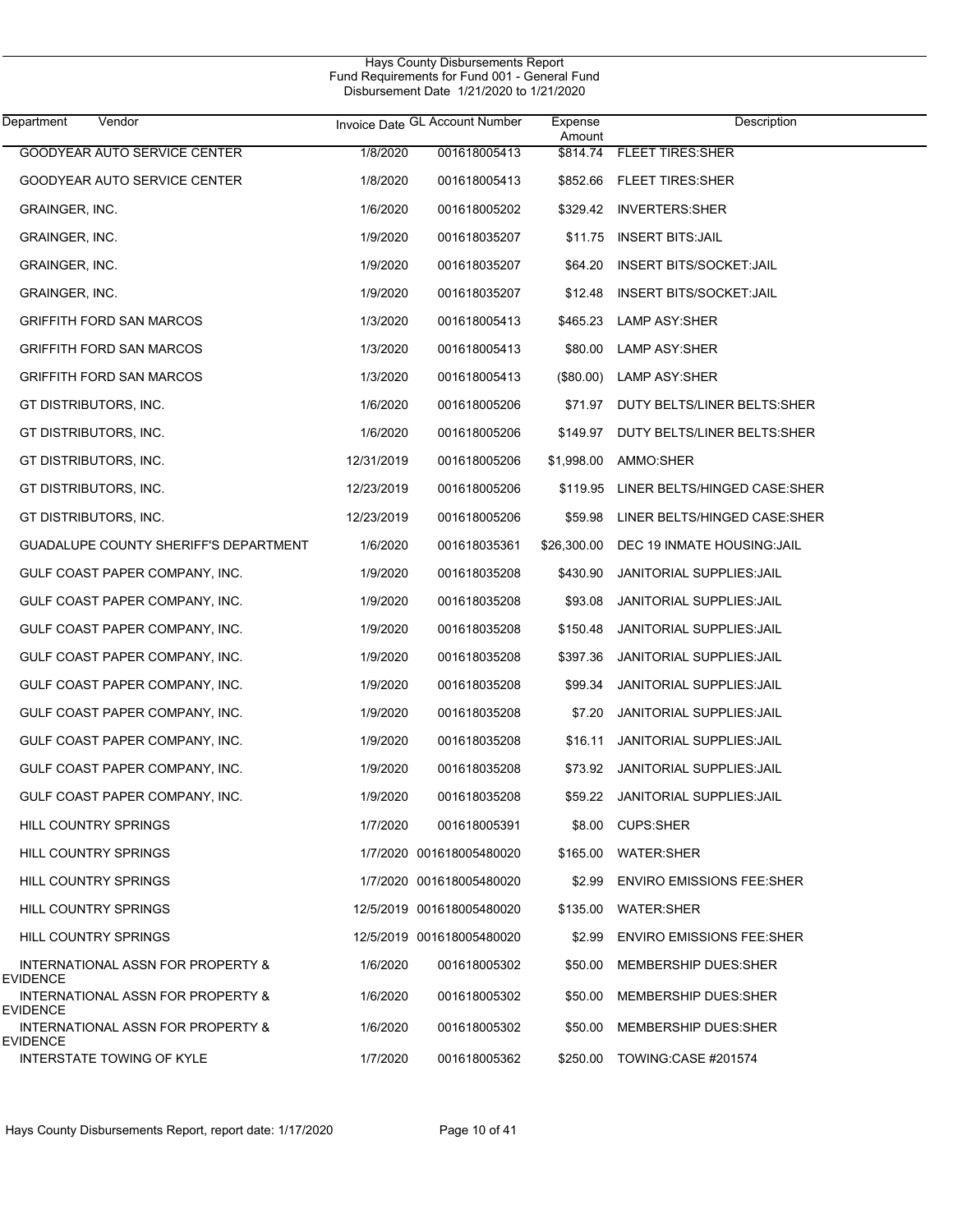Hays County Disbursements Report
Fund Requirements for Fund 001 - General Fund
Disbursement Date 1/21/2020 to 1/21/2020

| Department Vendor | Invoice Date | GL Account Number | Expense Amount | Description |
|---|---|---|---|---|
| GOODYEAR AUTO SERVICE CENTER | 1/8/2020 | 001618005413 | $814.74 | FLEET TIRES:SHER |
| GOODYEAR AUTO SERVICE CENTER | 1/8/2020 | 001618005413 | $852.66 | FLEET TIRES:SHER |
| GRAINGER, INC. | 1/6/2020 | 001618005202 | $329.42 | INVERTERS:SHER |
| GRAINGER, INC. | 1/9/2020 | 001618035207 | $11.75 | INSERT BITS:JAIL |
| GRAINGER, INC. | 1/9/2020 | 001618035207 | $64.20 | INSERT BITS/SOCKET:JAIL |
| GRAINGER, INC. | 1/9/2020 | 001618035207 | $12.48 | INSERT BITS/SOCKET:JAIL |
| GRIFFITH FORD SAN MARCOS | 1/3/2020 | 001618005413 | $465.23 | LAMP ASY:SHER |
| GRIFFITH FORD SAN MARCOS | 1/3/2020 | 001618005413 | $80.00 | LAMP ASY:SHER |
| GRIFFITH FORD SAN MARCOS | 1/3/2020 | 001618005413 | ($80.00) | LAMP ASY:SHER |
| GT DISTRIBUTORS, INC. | 1/6/2020 | 001618005206 | $71.97 | DUTY BELTS/LINER BELTS:SHER |
| GT DISTRIBUTORS, INC. | 1/6/2020 | 001618005206 | $149.97 | DUTY BELTS/LINER BELTS:SHER |
| GT DISTRIBUTORS, INC. | 12/31/2019 | 001618005206 | $1,998.00 | AMMO:SHER |
| GT DISTRIBUTORS, INC. | 12/23/2019 | 001618005206 | $119.95 | LINER BELTS/HINGED CASE:SHER |
| GT DISTRIBUTORS, INC. | 12/23/2019 | 001618005206 | $59.98 | LINER BELTS/HINGED CASE:SHER |
| GUADALUPE COUNTY SHERIFF'S DEPARTMENT | 1/6/2020 | 001618035361 | $26,300.00 | DEC 19 INMATE HOUSING:JAIL |
| GULF COAST PAPER COMPANY, INC. | 1/9/2020 | 001618035208 | $430.90 | JANITORIAL SUPPLIES:JAIL |
| GULF COAST PAPER COMPANY, INC. | 1/9/2020 | 001618035208 | $93.08 | JANITORIAL SUPPLIES:JAIL |
| GULF COAST PAPER COMPANY, INC. | 1/9/2020 | 001618035208 | $150.48 | JANITORIAL SUPPLIES:JAIL |
| GULF COAST PAPER COMPANY, INC. | 1/9/2020 | 001618035208 | $397.36 | JANITORIAL SUPPLIES:JAIL |
| GULF COAST PAPER COMPANY, INC. | 1/9/2020 | 001618035208 | $99.34 | JANITORIAL SUPPLIES:JAIL |
| GULF COAST PAPER COMPANY, INC. | 1/9/2020 | 001618035208 | $7.20 | JANITORIAL SUPPLIES:JAIL |
| GULF COAST PAPER COMPANY, INC. | 1/9/2020 | 001618035208 | $16.11 | JANITORIAL SUPPLIES:JAIL |
| GULF COAST PAPER COMPANY, INC. | 1/9/2020 | 001618035208 | $73.92 | JANITORIAL SUPPLIES:JAIL |
| GULF COAST PAPER COMPANY, INC. | 1/9/2020 | 001618035208 | $59.22 | JANITORIAL SUPPLIES:JAIL |
| HILL COUNTRY SPRINGS | 1/7/2020 | 001618005391 | $8.00 | CUPS:SHER |
| HILL COUNTRY SPRINGS | 1/7/2020 | 001618005480020 | $165.00 | WATER:SHER |
| HILL COUNTRY SPRINGS | 1/7/2020 | 001618005480020 | $2.99 | ENVIRO EMISSIONS FEE:SHER |
| HILL COUNTRY SPRINGS | 12/5/2019 | 001618005480020 | $135.00 | WATER:SHER |
| HILL COUNTRY SPRINGS | 12/5/2019 | 001618005480020 | $2.99 | ENVIRO EMISSIONS FEE:SHER |
| INTERNATIONAL ASSN FOR PROPERTY & EVIDENCE | 1/6/2020 | 001618005302 | $50.00 | MEMBERSHIP DUES:SHER |
| INTERNATIONAL ASSN FOR PROPERTY & EVIDENCE | 1/6/2020 | 001618005302 | $50.00 | MEMBERSHIP DUES:SHER |
| INTERNATIONAL ASSN FOR PROPERTY & EVIDENCE | 1/6/2020 | 001618005302 | $50.00 | MEMBERSHIP DUES:SHER |
| INTERSTATE TOWING OF KYLE | 1/7/2020 | 001618005362 | $250.00 | TOWING:CASE #201574 |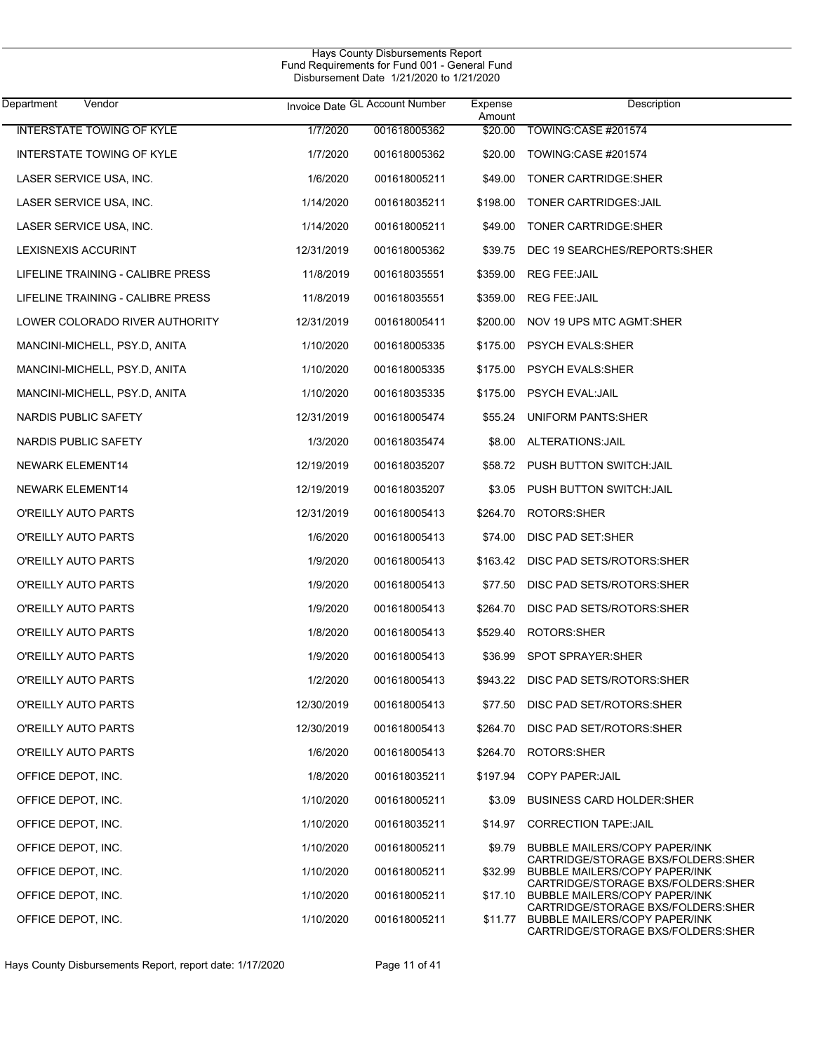Hays County Disbursements Report
Fund Requirements for Fund 001 - General Fund
Disbursement Date 1/21/2020 to 1/21/2020

| Department | Vendor | Invoice Date | GL Account Number | Expense Amount | Description |
|---|---|---|---|---|---|
| | INTERSTATE TOWING OF KYLE | 1/7/2020 | 001618005362 | $20.00 | TOWING:CASE #201574 |
| | INTERSTATE TOWING OF KYLE | 1/7/2020 | 001618005362 | $20.00 | TOWING:CASE #201574 |
| | LASER SERVICE USA, INC. | 1/6/2020 | 001618005211 | $49.00 | TONER CARTRIDGE:SHER |
| | LASER SERVICE USA, INC. | 1/14/2020 | 001618035211 | $198.00 | TONER CARTRIDGES:JAIL |
| | LASER SERVICE USA, INC. | 1/14/2020 | 001618005211 | $49.00 | TONER CARTRIDGE:SHER |
| | LEXISNEXIS ACCURINT | 12/31/2019 | 001618005362 | $39.75 | DEC 19 SEARCHES/REPORTS:SHER |
| | LIFELINE TRAINING - CALIBRE PRESS | 11/8/2019 | 001618035551 | $359.00 | REG FEE:JAIL |
| | LIFELINE TRAINING - CALIBRE PRESS | 11/8/2019 | 001618035551 | $359.00 | REG FEE:JAIL |
| | LOWER COLORADO RIVER AUTHORITY | 12/31/2019 | 001618005411 | $200.00 | NOV 19 UPS MTC AGMT:SHER |
| | MANCINI-MICHELL, PSY.D, ANITA | 1/10/2020 | 001618005335 | $175.00 | PSYCH EVALS:SHER |
| | MANCINI-MICHELL, PSY.D, ANITA | 1/10/2020 | 001618005335 | $175.00 | PSYCH EVALS:SHER |
| | MANCINI-MICHELL, PSY.D, ANITA | 1/10/2020 | 001618035335 | $175.00 | PSYCH EVAL:JAIL |
| | NARDIS PUBLIC SAFETY | 12/31/2019 | 001618005474 | $55.24 | UNIFORM PANTS:SHER |
| | NARDIS PUBLIC SAFETY | 1/3/2020 | 001618035474 | $8.00 | ALTERATIONS:JAIL |
| | NEWARK ELEMENT14 | 12/19/2019 | 001618035207 | $58.72 | PUSH BUTTON SWITCH:JAIL |
| | NEWARK ELEMENT14 | 12/19/2019 | 001618035207 | $3.05 | PUSH BUTTON SWITCH:JAIL |
| | O'REILLY AUTO PARTS | 12/31/2019 | 001618005413 | $264.70 | ROTORS:SHER |
| | O'REILLY AUTO PARTS | 1/6/2020 | 001618005413 | $74.00 | DISC PAD SET:SHER |
| | O'REILLY AUTO PARTS | 1/9/2020 | 001618005413 | $163.42 | DISC PAD SETS/ROTORS:SHER |
| | O'REILLY AUTO PARTS | 1/9/2020 | 001618005413 | $77.50 | DISC PAD SETS/ROTORS:SHER |
| | O'REILLY AUTO PARTS | 1/9/2020 | 001618005413 | $264.70 | DISC PAD SETS/ROTORS:SHER |
| | O'REILLY AUTO PARTS | 1/8/2020 | 001618005413 | $529.40 | ROTORS:SHER |
| | O'REILLY AUTO PARTS | 1/9/2020 | 001618005413 | $36.99 | SPOT SPRAYER:SHER |
| | O'REILLY AUTO PARTS | 1/2/2020 | 001618005413 | $943.22 | DISC PAD SETS/ROTORS:SHER |
| | O'REILLY AUTO PARTS | 12/30/2019 | 001618005413 | $77.50 | DISC PAD SET/ROTORS:SHER |
| | O'REILLY AUTO PARTS | 12/30/2019 | 001618005413 | $264.70 | DISC PAD SET/ROTORS:SHER |
| | O'REILLY AUTO PARTS | 1/6/2020 | 001618005413 | $264.70 | ROTORS:SHER |
| | OFFICE DEPOT, INC. | 1/8/2020 | 001618035211 | $197.94 | COPY PAPER:JAIL |
| | OFFICE DEPOT, INC. | 1/10/2020 | 001618005211 | $3.09 | BUSINESS CARD HOLDER:SHER |
| | OFFICE DEPOT, INC. | 1/10/2020 | 001618035211 | $14.97 | CORRECTION TAPE:JAIL |
| | OFFICE DEPOT, INC. | 1/10/2020 | 001618005211 | $9.79 | BUBBLE MAILERS/COPY PAPER/INK CARTRIDGE/STORAGE BXS/FOLDERS:SHER |
| | OFFICE DEPOT, INC. | 1/10/2020 | 001618005211 | $32.99 | BUBBLE MAILERS/COPY PAPER/INK CARTRIDGE/STORAGE BXS/FOLDERS:SHER |
| | OFFICE DEPOT, INC. | 1/10/2020 | 001618005211 | $17.10 | BUBBLE MAILERS/COPY PAPER/INK CARTRIDGE/STORAGE BXS/FOLDERS:SHER |
| | OFFICE DEPOT, INC. | 1/10/2020 | 001618005211 | $11.77 | BUBBLE MAILERS/COPY PAPER/INK CARTRIDGE/STORAGE BXS/FOLDERS:SHER |

Hays County Disbursements Report, report date: 1/17/2020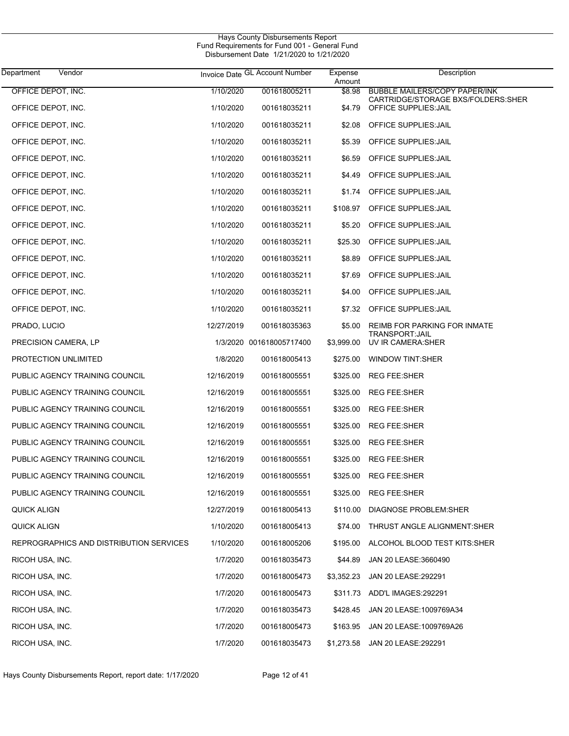Hays County Disbursements Report
Fund Requirements for Fund 001 - General Fund
Disbursement Date 1/21/2020 to 1/21/2020

| Department | Vendor | Invoice Date | GL Account Number | Expense Amount | Description |
|---|---|---|---|---|---|
| OFFICE DEPOT, INC. | | 1/10/2020 | 001618005211 | $8.98 | BUBBLE MAILERS/COPY PAPER/INK CARTRIDGE/STORAGE BXS/FOLDERS:SHER |
| OFFICE DEPOT, INC. | | 1/10/2020 | 001618035211 | $4.79 | OFFICE SUPPLIES:JAIL |
| OFFICE DEPOT, INC. | | 1/10/2020 | 001618035211 | $2.08 | OFFICE SUPPLIES:JAIL |
| OFFICE DEPOT, INC. | | 1/10/2020 | 001618035211 | $5.39 | OFFICE SUPPLIES:JAIL |
| OFFICE DEPOT, INC. | | 1/10/2020 | 001618035211 | $6.59 | OFFICE SUPPLIES:JAIL |
| OFFICE DEPOT, INC. | | 1/10/2020 | 001618035211 | $4.49 | OFFICE SUPPLIES:JAIL |
| OFFICE DEPOT, INC. | | 1/10/2020 | 001618035211 | $1.74 | OFFICE SUPPLIES:JAIL |
| OFFICE DEPOT, INC. | | 1/10/2020 | 001618035211 | $108.97 | OFFICE SUPPLIES:JAIL |
| OFFICE DEPOT, INC. | | 1/10/2020 | 001618035211 | $5.20 | OFFICE SUPPLIES:JAIL |
| OFFICE DEPOT, INC. | | 1/10/2020 | 001618035211 | $25.30 | OFFICE SUPPLIES:JAIL |
| OFFICE DEPOT, INC. | | 1/10/2020 | 001618035211 | $8.89 | OFFICE SUPPLIES:JAIL |
| OFFICE DEPOT, INC. | | 1/10/2020 | 001618035211 | $7.69 | OFFICE SUPPLIES:JAIL |
| OFFICE DEPOT, INC. | | 1/10/2020 | 001618035211 | $4.00 | OFFICE SUPPLIES:JAIL |
| OFFICE DEPOT, INC. | | 1/10/2020 | 001618035211 | $7.32 | OFFICE SUPPLIES:JAIL |
| PRADO, LUCIO | | 12/27/2019 | 001618035363 | $5.00 | REIMB FOR PARKING FOR INMATE TRANSPORT:JAIL |
| PRECISION CAMERA, LP | | 1/3/2020 | 001618005717400 | $3,999.00 | UV IR CAMERA:SHER |
| PROTECTION UNLIMITED | | 1/8/2020 | 001618005413 | $275.00 | WINDOW TINT:SHER |
| PUBLIC AGENCY TRAINING COUNCIL | | 12/16/2019 | 001618005551 | $325.00 | REG FEE:SHER |
| PUBLIC AGENCY TRAINING COUNCIL | | 12/16/2019 | 001618005551 | $325.00 | REG FEE:SHER |
| PUBLIC AGENCY TRAINING COUNCIL | | 12/16/2019 | 001618005551 | $325.00 | REG FEE:SHER |
| PUBLIC AGENCY TRAINING COUNCIL | | 12/16/2019 | 001618005551 | $325.00 | REG FEE:SHER |
| PUBLIC AGENCY TRAINING COUNCIL | | 12/16/2019 | 001618005551 | $325.00 | REG FEE:SHER |
| PUBLIC AGENCY TRAINING COUNCIL | | 12/16/2019 | 001618005551 | $325.00 | REG FEE:SHER |
| PUBLIC AGENCY TRAINING COUNCIL | | 12/16/2019 | 001618005551 | $325.00 | REG FEE:SHER |
| PUBLIC AGENCY TRAINING COUNCIL | | 12/16/2019 | 001618005551 | $325.00 | REG FEE:SHER |
| QUICK ALIGN | | 12/27/2019 | 001618005413 | $110.00 | DIAGNOSE PROBLEM:SHER |
| QUICK ALIGN | | 1/10/2020 | 001618005413 | $74.00 | THRUST ANGLE ALIGNMENT:SHER |
| REPROGRAPHICS AND DISTRIBUTION SERVICES | | 1/10/2020 | 001618005206 | $195.00 | ALCOHOL BLOOD TEST KITS:SHER |
| RICOH USA, INC. | | 1/7/2020 | 001618035473 | $44.89 | JAN 20 LEASE:3660490 |
| RICOH USA, INC. | | 1/7/2020 | 001618005473 | $3,352.23 | JAN 20 LEASE:292291 |
| RICOH USA, INC. | | 1/7/2020 | 001618005473 | $311.73 | ADD'L IMAGES:292291 |
| RICOH USA, INC. | | 1/7/2020 | 001618035473 | $428.45 | JAN 20 LEASE:1009769A34 |
| RICOH USA, INC. | | 1/7/2020 | 001618005473 | $163.95 | JAN 20 LEASE:1009769A26 |
| RICOH USA, INC. | | 1/7/2020 | 001618035473 | $1,273.58 | JAN 20 LEASE:292291 |

Hays County Disbursements Report, report date: 1/17/2020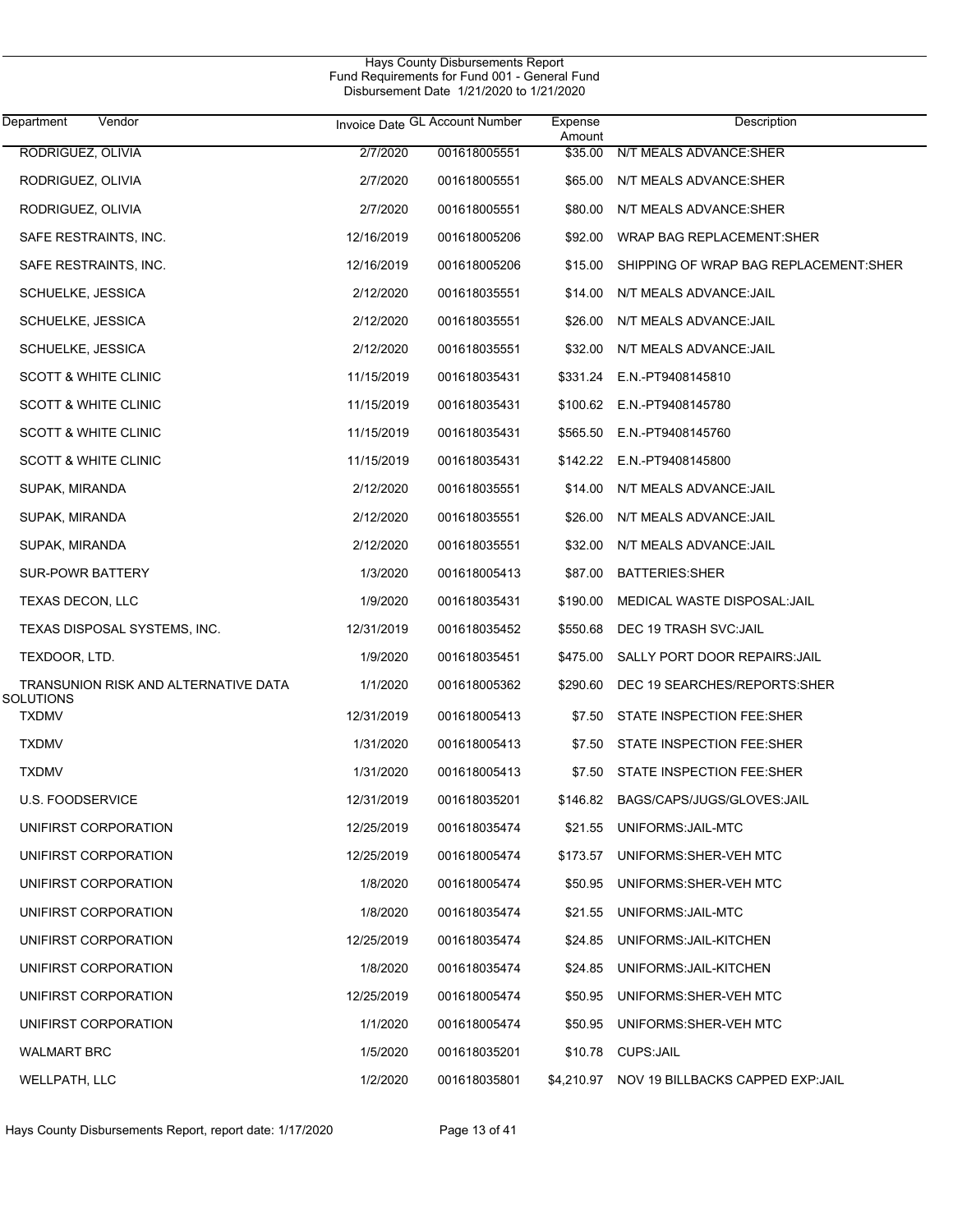Hays County Disbursements Report
Fund Requirements for Fund 001 - General Fund
Disbursement Date 1/21/2020 to 1/21/2020

| Department Vendor | Invoice Date | GL Account Number | Expense Amount | Description |
|---|---|---|---|---|
| RODRIGUEZ, OLIVIA | 2/7/2020 | 001618005551 | $35.00 | N/T MEALS ADVANCE:SHER |
| RODRIGUEZ, OLIVIA | 2/7/2020 | 001618005551 | $65.00 | N/T MEALS ADVANCE:SHER |
| RODRIGUEZ, OLIVIA | 2/7/2020 | 001618005551 | $80.00 | N/T MEALS ADVANCE:SHER |
| SAFE RESTRAINTS, INC. | 12/16/2019 | 001618005206 | $92.00 | WRAP BAG REPLACEMENT:SHER |
| SAFE RESTRAINTS, INC. | 12/16/2019 | 001618005206 | $15.00 | SHIPPING OF WRAP BAG REPLACEMENT:SHER |
| SCHUELKE, JESSICA | 2/12/2020 | 001618035551 | $14.00 | N/T MEALS ADVANCE:JAIL |
| SCHUELKE, JESSICA | 2/12/2020 | 001618035551 | $26.00 | N/T MEALS ADVANCE:JAIL |
| SCHUELKE, JESSICA | 2/12/2020 | 001618035551 | $32.00 | N/T MEALS ADVANCE:JAIL |
| SCOTT & WHITE CLINIC | 11/15/2019 | 001618035431 | $331.24 | E.N.-PT9408145810 |
| SCOTT & WHITE CLINIC | 11/15/2019 | 001618035431 | $100.62 | E.N.-PT9408145780 |
| SCOTT & WHITE CLINIC | 11/15/2019 | 001618035431 | $565.50 | E.N.-PT9408145760 |
| SCOTT & WHITE CLINIC | 11/15/2019 | 001618035431 | $142.22 | E.N.-PT9408145800 |
| SUPAK, MIRANDA | 2/12/2020 | 001618035551 | $14.00 | N/T MEALS ADVANCE:JAIL |
| SUPAK, MIRANDA | 2/12/2020 | 001618035551 | $26.00 | N/T MEALS ADVANCE:JAIL |
| SUPAK, MIRANDA | 2/12/2020 | 001618035551 | $32.00 | N/T MEALS ADVANCE:JAIL |
| SUR-POWR BATTERY | 1/3/2020 | 001618005413 | $87.00 | BATTERIES:SHER |
| TEXAS DECON, LLC | 1/9/2020 | 001618035431 | $190.00 | MEDICAL WASTE DISPOSAL:JAIL |
| TEXAS DISPOSAL SYSTEMS, INC. | 12/31/2019 | 001618035452 | $550.68 | DEC 19 TRASH SVC:JAIL |
| TEXDOOR, LTD. | 1/9/2020 | 001618035451 | $475.00 | SALLY PORT DOOR REPAIRS:JAIL |
| TRANSUNION RISK AND ALTERNATIVE DATA SOLUTIONS | 1/1/2020 | 001618005362 | $290.60 | DEC 19 SEARCHES/REPORTS:SHER |
| TXDMV | 12/31/2019 | 001618005413 | $7.50 | STATE INSPECTION FEE:SHER |
| TXDMV | 1/31/2020 | 001618005413 | $7.50 | STATE INSPECTION FEE:SHER |
| TXDMV | 1/31/2020 | 001618005413 | $7.50 | STATE INSPECTION FEE:SHER |
| U.S. FOODSERVICE | 12/31/2019 | 001618035201 | $146.82 | BAGS/CAPS/JUGS/GLOVES:JAIL |
| UNIFIRST CORPORATION | 12/25/2019 | 001618035474 | $21.55 | UNIFORMS:JAIL-MTC |
| UNIFIRST CORPORATION | 12/25/2019 | 001618005474 | $173.57 | UNIFORMS:SHER-VEH MTC |
| UNIFIRST CORPORATION | 1/8/2020 | 001618005474 | $50.95 | UNIFORMS:SHER-VEH MTC |
| UNIFIRST CORPORATION | 1/8/2020 | 001618035474 | $21.55 | UNIFORMS:JAIL-MTC |
| UNIFIRST CORPORATION | 12/25/2019 | 001618035474 | $24.85 | UNIFORMS:JAIL-KITCHEN |
| UNIFIRST CORPORATION | 1/8/2020 | 001618035474 | $24.85 | UNIFORMS:JAIL-KITCHEN |
| UNIFIRST CORPORATION | 12/25/2019 | 001618005474 | $50.95 | UNIFORMS:SHER-VEH MTC |
| UNIFIRST CORPORATION | 1/1/2020 | 001618005474 | $50.95 | UNIFORMS:SHER-VEH MTC |
| WALMART BRC | 1/5/2020 | 001618035201 | $10.78 | CUPS:JAIL |
| WELLPATH, LLC | 1/2/2020 | 001618035801 | $4,210.97 | NOV 19 BILLBACKS CAPPED EXP:JAIL |

Hays County Disbursements Report, report date: 1/17/2020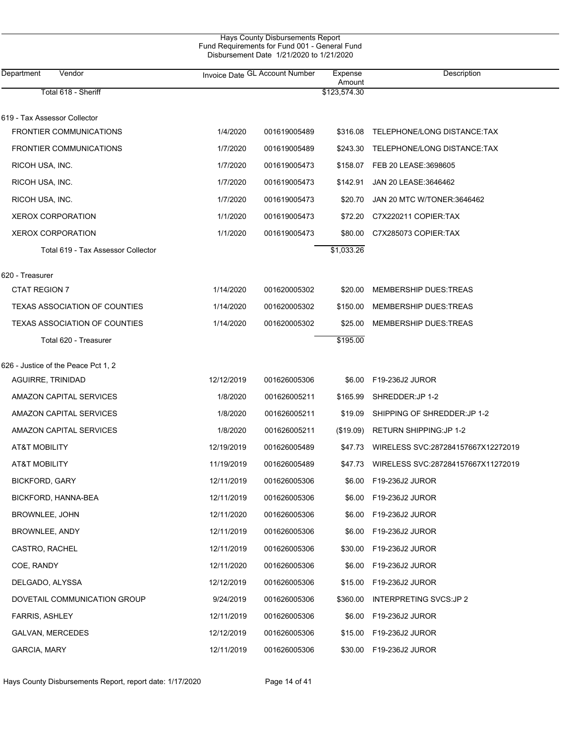Hays County Disbursements Report
Fund Requirements for Fund 001 - General Fund
Disbursement Date 1/21/2020 to 1/21/2020

| Department Vendor | Invoice Date | GL Account Number | Expense Amount | Description |
|---|---|---|---|---|
| Total 618 - Sheriff | | | $123,574.30 | |
| **619 - Tax Assessor Collector** | | | | |
| FRONTIER COMMUNICATIONS | 1/4/2020 | 001619005489 | $316.08 | TELEPHONE/LONG DISTANCE:TAX |
| FRONTIER COMMUNICATIONS | 1/7/2020 | 001619005489 | $243.30 | TELEPHONE/LONG DISTANCE:TAX |
| RICOH USA, INC. | 1/7/2020 | 001619005473 | $158.07 | FEB 20 LEASE:3698605 |
| RICOH USA, INC. | 1/7/2020 | 001619005473 | $142.91 | JAN 20 LEASE:3646462 |
| RICOH USA, INC. | 1/7/2020 | 001619005473 | $20.70 | JAN 20 MTC W/TONER:3646462 |
| XEROX CORPORATION | 1/1/2020 | 001619005473 | $72.20 | C7X220211 COPIER:TAX |
| XEROX CORPORATION | 1/1/2020 | 001619005473 | $80.00 | C7X285073 COPIER:TAX |
| Total 619 - Tax Assessor Collector | | | $1,033.26 | |
| **620 - Treasurer** | | | | |
| CTAT REGION 7 | 1/14/2020 | 001620005302 | $20.00 | MEMBERSHIP DUES:TREAS |
| TEXAS ASSOCIATION OF COUNTIES | 1/14/2020 | 001620005302 | $150.00 | MEMBERSHIP DUES:TREAS |
| TEXAS ASSOCIATION OF COUNTIES | 1/14/2020 | 001620005302 | $25.00 | MEMBERSHIP DUES:TREAS |
| Total 620 - Treasurer | | | $195.00 | |
| **626 - Justice of the Peace Pct 1, 2** | | | | |
| AGUIRRE, TRINIDAD | 12/12/2019 | 001626005306 | $6.00 | F19-236J2 JUROR |
| AMAZON CAPITAL SERVICES | 1/8/2020 | 001626005211 | $165.99 | SHREDDER:JP 1-2 |
| AMAZON CAPITAL SERVICES | 1/8/2020 | 001626005211 | $19.09 | SHIPPING OF SHREDDER:JP 1-2 |
| AMAZON CAPITAL SERVICES | 1/8/2020 | 001626005211 | ($19.09) | RETURN SHIPPING:JP 1-2 |
| AT&T MOBILITY | 12/19/2019 | 001626005489 | $47.73 | WIRELESS SVC:287284157667X12272019 |
| AT&T MOBILITY | 11/19/2019 | 001626005489 | $47.73 | WIRELESS SVC:287284157667X11272019 |
| BICKFORD, GARY | 12/11/2019 | 001626005306 | $6.00 | F19-236J2 JUROR |
| BICKFORD, HANNA-BEA | 12/11/2019 | 001626005306 | $6.00 | F19-236J2 JUROR |
| BROWNLEE, JOHN | 12/11/2020 | 001626005306 | $6.00 | F19-236J2 JUROR |
| BROWNLEE, ANDY | 12/11/2019 | 001626005306 | $6.00 | F19-236J2 JUROR |
| CASTRO, RACHEL | 12/11/2019 | 001626005306 | $30.00 | F19-236J2 JUROR |
| COE, RANDY | 12/11/2020 | 001626005306 | $6.00 | F19-236J2 JUROR |
| DELGADO, ALYSSA | 12/12/2019 | 001626005306 | $15.00 | F19-236J2 JUROR |
| DOVETAIL COMMUNICATION GROUP | 9/24/2019 | 001626005306 | $360.00 | INTERPRETING SVCS:JP 2 |
| FARRIS, ASHLEY | 12/11/2019 | 001626005306 | $6.00 | F19-236J2 JUROR |
| GALVAN, MERCEDES | 12/12/2019 | 001626005306 | $15.00 | F19-236J2 JUROR |
| GARCIA, MARY | 12/11/2019 | 001626005306 | $30.00 | F19-236J2 JUROR |

Hays County Disbursements Report, report date: 1/17/2020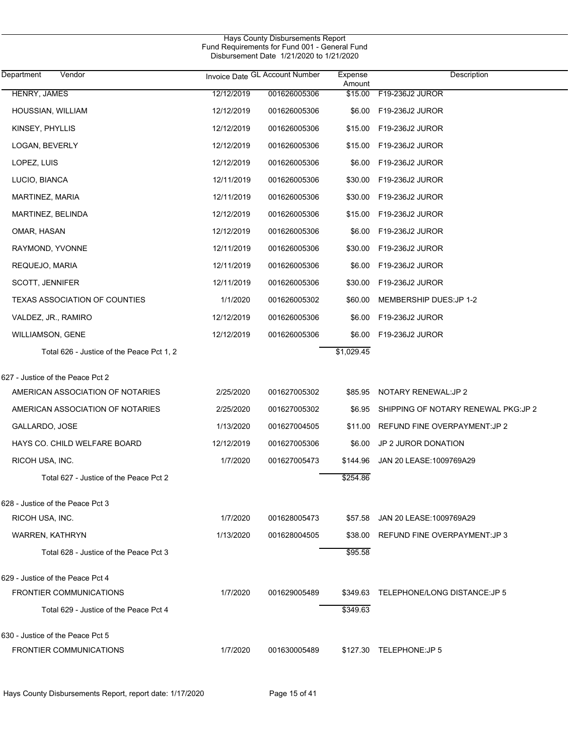Hays County Disbursements Report
Fund Requirements for Fund 001 - General Fund
Disbursement Date 1/21/2020 to 1/21/2020

| Department / Vendor | Invoice Date | GL Account Number | Expense Amount | Description |
|---|---|---|---|---|
| HENRY, JAMES | 12/12/2019 | 001626005306 | $15.00 | F19-236J2 JUROR |
| HOUSSIAN, WILLIAM | 12/12/2019 | 001626005306 | $6.00 | F19-236J2 JUROR |
| KINSEY, PHYLLIS | 12/12/2019 | 001626005306 | $15.00 | F19-236J2 JUROR |
| LOGAN, BEVERLY | 12/12/2019 | 001626005306 | $15.00 | F19-236J2 JUROR |
| LOPEZ, LUIS | 12/12/2019 | 001626005306 | $6.00 | F19-236J2 JUROR |
| LUCIO, BIANCA | 12/11/2019 | 001626005306 | $30.00 | F19-236J2 JUROR |
| MARTINEZ, MARIA | 12/11/2019 | 001626005306 | $30.00 | F19-236J2 JUROR |
| MARTINEZ, BELINDA | 12/12/2019 | 001626005306 | $15.00 | F19-236J2 JUROR |
| OMAR, HASAN | 12/12/2019 | 001626005306 | $6.00 | F19-236J2 JUROR |
| RAYMOND, YVONNE | 12/11/2019 | 001626005306 | $30.00 | F19-236J2 JUROR |
| REQUEJO, MARIA | 12/11/2019 | 001626005306 | $6.00 | F19-236J2 JUROR |
| SCOTT, JENNIFER | 12/11/2019 | 001626005306 | $30.00 | F19-236J2 JUROR |
| TEXAS ASSOCIATION OF COUNTIES | 1/1/2020 | 001626005302 | $60.00 | MEMBERSHIP DUES:JP 1-2 |
| VALDEZ, JR., RAMIRO | 12/12/2019 | 001626005306 | $6.00 | F19-236J2 JUROR |
| WILLIAMSON, GENE | 12/12/2019 | 001626005306 | $6.00 | F19-236J2 JUROR |
| Total 626 - Justice of the Peace Pct 1, 2 | | | $1,029.45 | |
| **627 - Justice of the Peace Pct 2** | | | | |
| AMERICAN ASSOCIATION OF NOTARIES | 2/25/2020 | 001627005302 | $85.95 | NOTARY RENEWAL:JP 2 |
| AMERICAN ASSOCIATION OF NOTARIES | 2/25/2020 | 001627005302 | $6.95 | SHIPPING OF NOTARY RENEWAL PKG:JP 2 |
| GALLARDO, JOSE | 1/13/2020 | 001627004505 | $11.00 | REFUND FINE OVERPAYMENT:JP 2 |
| HAYS CO. CHILD WELFARE BOARD | 12/12/2019 | 001627005306 | $6.00 | JP 2 JUROR DONATION |
| RICOH USA, INC. | 1/7/2020 | 001627005473 | $144.96 | JAN 20 LEASE:1009769A29 |
| Total 627 - Justice of the Peace Pct 2 | | | $254.86 | |
| **628 - Justice of the Peace Pct 3** | | | | |
| RICOH USA, INC. | 1/7/2020 | 001628005473 | $57.58 | JAN 20 LEASE:1009769A29 |
| WARREN, KATHRYN | 1/13/2020 | 001628004505 | $38.00 | REFUND FINE OVERPAYMENT:JP 3 |
| Total 628 - Justice of the Peace Pct 3 | | | $95.58 | |
| **629 - Justice of the Peace Pct 4** | | | | |
| FRONTIER COMMUNICATIONS | 1/7/2020 | 001629005489 | $349.63 | TELEPHONE/LONG DISTANCE:JP 5 |
| Total 629 - Justice of the Peace Pct 4 | | | $349.63 | |
| **630 - Justice of the Peace Pct 5** | | | | |
| FRONTIER COMMUNICATIONS | 1/7/2020 | 001630005489 | $127.30 | TELEPHONE:JP 5 |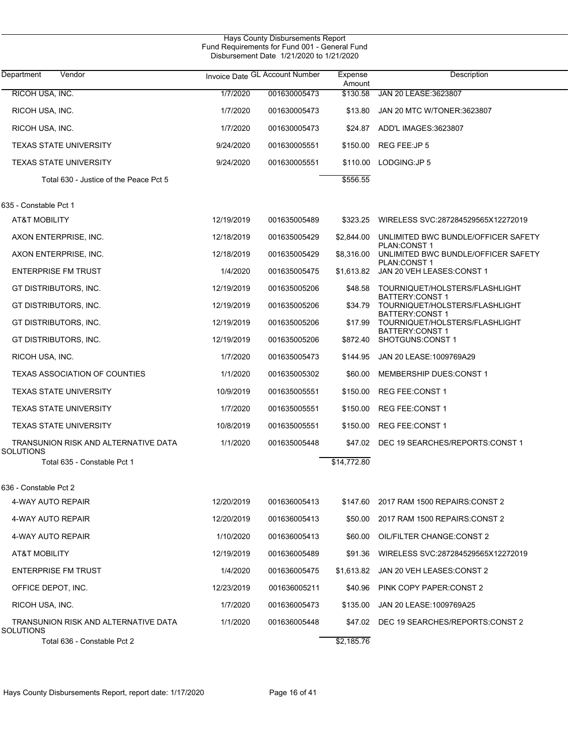# Hays County Disbursements Report
## Fund Requirements for Fund 001 - General Fund
### Disbursement Date 1/21/2020 to 1/21/2020

| Department | Vendor | Invoice Date | GL Account Number | Expense Amount | Description |
|---|---|---|---|---|---|
| | RICOH USA, INC. | 1/7/2020 | 001630005473 | $130.58 | JAN 20 LEASE:3623807 |
| | RICOH USA, INC. | 1/7/2020 | 001630005473 | $13.80 | JAN 20 MTC W/TONER:3623807 |
| | RICOH USA, INC. | 1/7/2020 | 001630005473 | $24.87 | ADD'L IMAGES:3623807 |
| | TEXAS STATE UNIVERSITY | 9/24/2020 | 001630005551 | $150.00 | REG FEE:JP 5 |
| | TEXAS STATE UNIVERSITY | 9/24/2020 | 001630005551 | $110.00 | LODGING:JP 5 |
| | Total 630 - Justice of the Peace Pct 5 | | | $556.55 | |
| 635 - Constable Pct 1 | | | | | |
| | AT&T MOBILITY | 12/19/2019 | 001635005489 | $323.25 | WIRELESS SVC:287284529565X12272019 |
| | AXON ENTERPRISE, INC. | 12/18/2019 | 001635005429 | $2,844.00 | UNLIMITED BWC BUNDLE/OFFICER SAFETY PLAN:CONST 1 |
| | AXON ENTERPRISE, INC. | 12/18/2019 | 001635005429 | $8,316.00 | UNLIMITED BWC BUNDLE/OFFICER SAFETY PLAN:CONST 1 |
| | ENTERPRISE FM TRUST | 1/4/2020 | 001635005475 | $1,613.82 | JAN 20 VEH LEASES:CONST 1 |
| | GT DISTRIBUTORS, INC. | 12/19/2019 | 001635005206 | $48.58 | TOURNIQUET/HOLSTERS/FLASHLIGHT BATTERY:CONST 1 |
| | GT DISTRIBUTORS, INC. | 12/19/2019 | 001635005206 | $34.79 | TOURNIQUET/HOLSTERS/FLASHLIGHT BATTERY:CONST 1 |
| | GT DISTRIBUTORS, INC. | 12/19/2019 | 001635005206 | $17.99 | TOURNIQUET/HOLSTERS/FLASHLIGHT BATTERY:CONST 1 |
| | GT DISTRIBUTORS, INC. | 12/19/2019 | 001635005206 | $872.40 | SHOTGUNS:CONST 1 |
| | RICOH USA, INC. | 1/7/2020 | 001635005473 | $144.95 | JAN 20 LEASE:1009769A29 |
| | TEXAS ASSOCIATION OF COUNTIES | 1/1/2020 | 001635005302 | $60.00 | MEMBERSHIP DUES:CONST 1 |
| | TEXAS STATE UNIVERSITY | 10/9/2019 | 001635005551 | $150.00 | REG FEE:CONST 1 |
| | TEXAS STATE UNIVERSITY | 1/7/2020 | 001635005551 | $150.00 | REG FEE:CONST 1 |
| | TEXAS STATE UNIVERSITY | 10/8/2019 | 001635005551 | $150.00 | REG FEE:CONST 1 |
| | TRANSUNION RISK AND ALTERNATIVE DATA SOLUTIONS | 1/1/2020 | 001635005448 | $47.02 | DEC 19 SEARCHES/REPORTS:CONST 1 |
| | Total 635 - Constable Pct 1 | | | $14,772.80 | |
| 636 - Constable Pct 2 | | | | | |
| | 4-WAY AUTO REPAIR | 12/20/2019 | 001636005413 | $147.60 | 2017 RAM 1500 REPAIRS:CONST 2 |
| | 4-WAY AUTO REPAIR | 12/20/2019 | 001636005413 | $50.00 | 2017 RAM 1500 REPAIRS:CONST 2 |
| | 4-WAY AUTO REPAIR | 1/10/2020 | 001636005413 | $60.00 | OIL/FILTER CHANGE:CONST 2 |
| | AT&T MOBILITY | 12/19/2019 | 001636005489 | $91.36 | WIRELESS SVC:287284529565X12272019 |
| | ENTERPRISE FM TRUST | 1/4/2020 | 001636005475 | $1,613.82 | JAN 20 VEH LEASES:CONST 2 |
| | OFFICE DEPOT, INC. | 12/23/2019 | 001636005211 | $40.96 | PINK COPY PAPER:CONST 2 |
| | RICOH USA, INC. | 1/7/2020 | 001636005473 | $135.00 | JAN 20 LEASE:1009769A25 |
| | TRANSUNION RISK AND ALTERNATIVE DATA SOLUTIONS | 1/1/2020 | 001636005448 | $47.02 | DEC 19 SEARCHES/REPORTS:CONST 2 |
| | Total 636 - Constable Pct 2 | | | $2,185.76 | |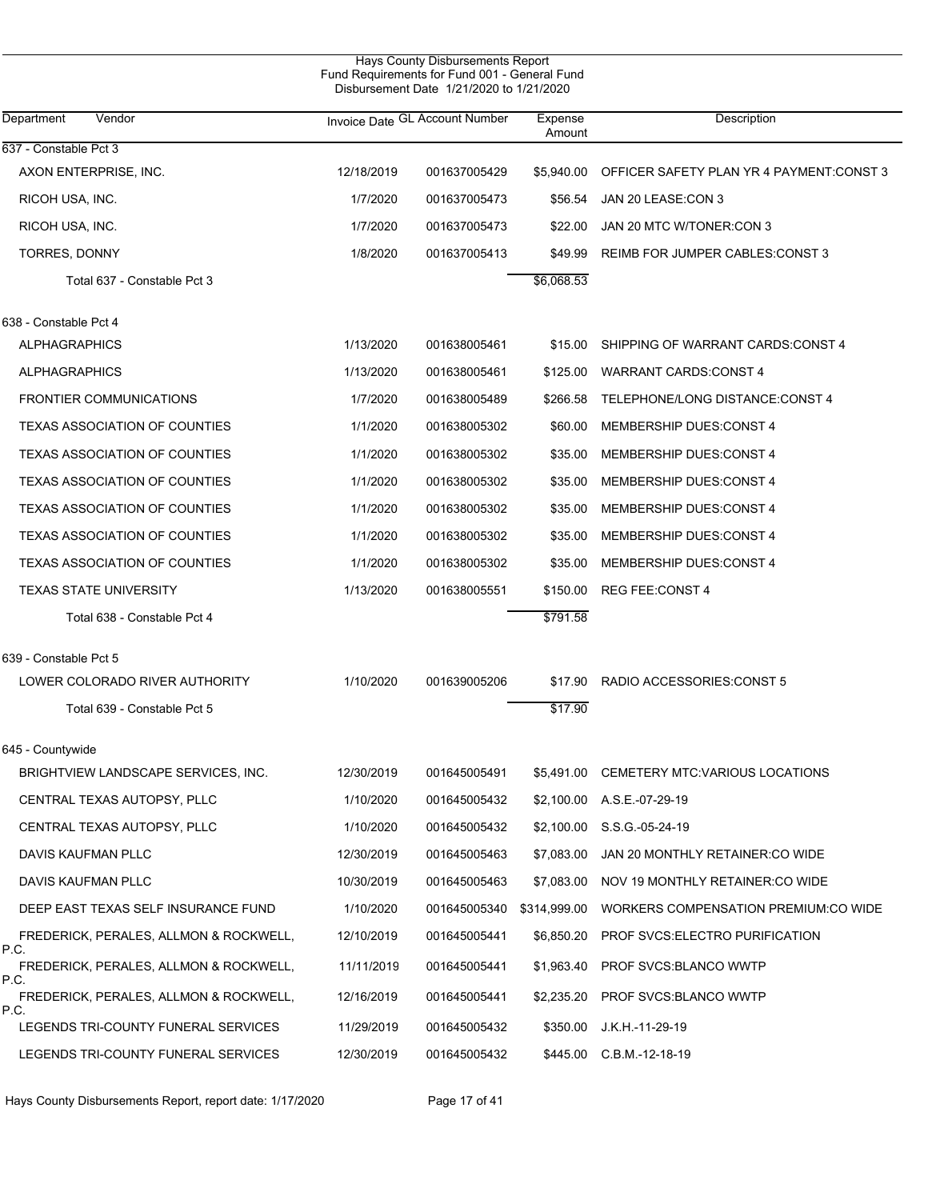Hays County Disbursements Report
Fund Requirements for Fund 001 - General Fund
Disbursement Date 1/21/2020 to 1/21/2020

| Department Vendor | Invoice Date | GL Account Number | Expense Amount | Description |
|---|---|---|---|---|
| **637 - Constable Pct 3** | | | | |
| AXON ENTERPRISE, INC. | 12/18/2019 | 001637005429 | $5,940.00 | OFFICER SAFETY PLAN YR 4 PAYMENT:CONST 3 |
| RICOH USA, INC. | 1/7/2020 | 001637005473 | $56.54 | JAN 20 LEASE:CON 3 |
| RICOH USA, INC. | 1/7/2020 | 001637005473 | $22.00 | JAN 20 MTC W/TONER:CON 3 |
| TORRES, DONNY | 1/8/2020 | 001637005413 | $49.99 | REIMB FOR JUMPER CABLES:CONST 3 |
| Total 637 - Constable Pct 3 | | | $6,068.53 | |
| **638 - Constable Pct 4** | | | | |
| ALPHAGRAPHICS | 1/13/2020 | 001638005461 | $15.00 | SHIPPING OF WARRANT CARDS:CONST 4 |
| ALPHAGRAPHICS | 1/13/2020 | 001638005461 | $125.00 | WARRANT CARDS:CONST 4 |
| FRONTIER COMMUNICATIONS | 1/7/2020 | 001638005489 | $266.58 | TELEPHONE/LONG DISTANCE:CONST 4 |
| TEXAS ASSOCIATION OF COUNTIES | 1/1/2020 | 001638005302 | $60.00 | MEMBERSHIP DUES:CONST 4 |
| TEXAS ASSOCIATION OF COUNTIES | 1/1/2020 | 001638005302 | $35.00 | MEMBERSHIP DUES:CONST 4 |
| TEXAS ASSOCIATION OF COUNTIES | 1/1/2020 | 001638005302 | $35.00 | MEMBERSHIP DUES:CONST 4 |
| TEXAS ASSOCIATION OF COUNTIES | 1/1/2020 | 001638005302 | $35.00 | MEMBERSHIP DUES:CONST 4 |
| TEXAS ASSOCIATION OF COUNTIES | 1/1/2020 | 001638005302 | $35.00 | MEMBERSHIP DUES:CONST 4 |
| TEXAS ASSOCIATION OF COUNTIES | 1/1/2020 | 001638005302 | $35.00 | MEMBERSHIP DUES:CONST 4 |
| TEXAS STATE UNIVERSITY | 1/13/2020 | 001638005551 | $150.00 | REG FEE:CONST 4 |
| Total 638 - Constable Pct 4 | | | $791.58 | |
| **639 - Constable Pct 5** | | | | |
| LOWER COLORADO RIVER AUTHORITY | 1/10/2020 | 001639005206 | $17.90 | RADIO ACCESSORIES:CONST 5 |
| Total 639 - Constable Pct 5 | | | $17.90 | |
| **645 - Countywide** | | | | |
| BRIGHTVIEW LANDSCAPE SERVICES, INC. | 12/30/2019 | 001645005491 | $5,491.00 | CEMETERY MTC:VARIOUS LOCATIONS |
| CENTRAL TEXAS AUTOPSY, PLLC | 1/10/2020 | 001645005432 | $2,100.00 | A.S.E.-07-29-19 |
| CENTRAL TEXAS AUTOPSY, PLLC | 1/10/2020 | 001645005432 | $2,100.00 | S.S.G.-05-24-19 |
| DAVIS KAUFMAN PLLC | 12/30/2019 | 001645005463 | $7,083.00 | JAN 20 MONTHLY RETAINER:CO WIDE |
| DAVIS KAUFMAN PLLC | 10/30/2019 | 001645005463 | $7,083.00 | NOV 19 MONTHLY RETAINER:CO WIDE |
| DEEP EAST TEXAS SELF INSURANCE FUND | 1/10/2020 | 001645005340 | $314,999.00 | WORKERS COMPENSATION PREMIUM:CO WIDE |
| FREDERICK, PERALES, ALLMON & ROCKWELL, P.C. | 12/10/2019 | 001645005441 | $6,850.20 | PROF SVCS:ELECTRO PURIFICATION |
| FREDERICK, PERALES, ALLMON & ROCKWELL, P.C. | 11/11/2019 | 001645005441 | $1,963.40 | PROF SVCS:BLANCO WWTP |
| FREDERICK, PERALES, ALLMON & ROCKWELL, P.C. | 12/16/2019 | 001645005441 | $2,235.20 | PROF SVCS:BLANCO WWTP |
| LEGENDS TRI-COUNTY FUNERAL SERVICES | 11/29/2019 | 001645005432 | $350.00 | J.K.H.-11-29-19 |
| LEGENDS TRI-COUNTY FUNERAL SERVICES | 12/30/2019 | 001645005432 | $445.00 | C.B.M.-12-18-19 |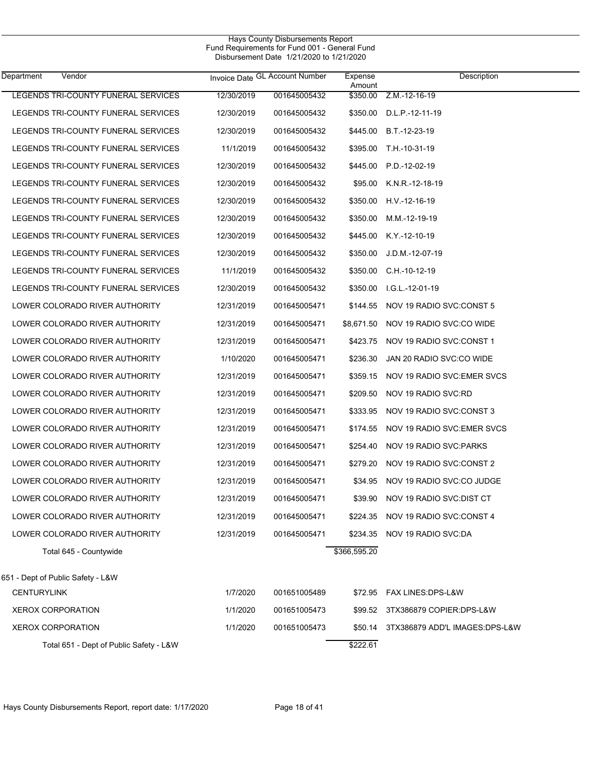Hays County Disbursements Report
Fund Requirements for Fund 001 - General Fund
Disbursement Date 1/21/2020 to 1/21/2020

| Department | Vendor | Invoice Date | GL Account Number | Expense Amount | Description |
|---|---|---|---|---|---|
| | LEGENDS TRI-COUNTY FUNERAL SERVICES | 12/30/2019 | 001645005432 | $350.00 | Z.M.-12-16-19 |
| | LEGENDS TRI-COUNTY FUNERAL SERVICES | 12/30/2019 | 001645005432 | $350.00 | D.L.P.-12-11-19 |
| | LEGENDS TRI-COUNTY FUNERAL SERVICES | 12/30/2019 | 001645005432 | $445.00 | B.T.-12-23-19 |
| | LEGENDS TRI-COUNTY FUNERAL SERVICES | 11/1/2019 | 001645005432 | $395.00 | T.H.-10-31-19 |
| | LEGENDS TRI-COUNTY FUNERAL SERVICES | 12/30/2019 | 001645005432 | $445.00 | P.D.-12-02-19 |
| | LEGENDS TRI-COUNTY FUNERAL SERVICES | 12/30/2019 | 001645005432 | $95.00 | K.N.R.-12-18-19 |
| | LEGENDS TRI-COUNTY FUNERAL SERVICES | 12/30/2019 | 001645005432 | $350.00 | H.V.-12-16-19 |
| | LEGENDS TRI-COUNTY FUNERAL SERVICES | 12/30/2019 | 001645005432 | $350.00 | M.M.-12-19-19 |
| | LEGENDS TRI-COUNTY FUNERAL SERVICES | 12/30/2019 | 001645005432 | $445.00 | K.Y.-12-10-19 |
| | LEGENDS TRI-COUNTY FUNERAL SERVICES | 12/30/2019 | 001645005432 | $350.00 | J.D.M.-12-07-19 |
| | LEGENDS TRI-COUNTY FUNERAL SERVICES | 11/1/2019 | 001645005432 | $350.00 | C.H.-10-12-19 |
| | LEGENDS TRI-COUNTY FUNERAL SERVICES | 12/30/2019 | 001645005432 | $350.00 | I.G.L.-12-01-19 |
| | LOWER COLORADO RIVER AUTHORITY | 12/31/2019 | 001645005471 | $144.55 | NOV 19 RADIO SVC:CONST 5 |
| | LOWER COLORADO RIVER AUTHORITY | 12/31/2019 | 001645005471 | $8,671.50 | NOV 19 RADIO SVC:CO WIDE |
| | LOWER COLORADO RIVER AUTHORITY | 12/31/2019 | 001645005471 | $423.75 | NOV 19 RADIO SVC:CONST 1 |
| | LOWER COLORADO RIVER AUTHORITY | 1/10/2020 | 001645005471 | $236.30 | JAN 20 RADIO SVC:CO WIDE |
| | LOWER COLORADO RIVER AUTHORITY | 12/31/2019 | 001645005471 | $359.15 | NOV 19 RADIO SVC:EMER SVCS |
| | LOWER COLORADO RIVER AUTHORITY | 12/31/2019 | 001645005471 | $209.50 | NOV 19 RADIO SVC:RD |
| | LOWER COLORADO RIVER AUTHORITY | 12/31/2019 | 001645005471 | $333.95 | NOV 19 RADIO SVC:CONST 3 |
| | LOWER COLORADO RIVER AUTHORITY | 12/31/2019 | 001645005471 | $174.55 | NOV 19 RADIO SVC:EMER SVCS |
| | LOWER COLORADO RIVER AUTHORITY | 12/31/2019 | 001645005471 | $254.40 | NOV 19 RADIO SVC:PARKS |
| | LOWER COLORADO RIVER AUTHORITY | 12/31/2019 | 001645005471 | $279.20 | NOV 19 RADIO SVC:CONST 2 |
| | LOWER COLORADO RIVER AUTHORITY | 12/31/2019 | 001645005471 | $34.95 | NOV 19 RADIO SVC:CO JUDGE |
| | LOWER COLORADO RIVER AUTHORITY | 12/31/2019 | 001645005471 | $39.90 | NOV 19 RADIO SVC:DIST CT |
| | LOWER COLORADO RIVER AUTHORITY | 12/31/2019 | 001645005471 | $224.35 | NOV 19 RADIO SVC:CONST 4 |
| | LOWER COLORADO RIVER AUTHORITY | 12/31/2019 | 001645005471 | $234.35 | NOV 19 RADIO SVC:DA |
| | Total 645 - Countywide | | | $366,595.20 | |
| 651 - Dept of Public Safety - L&W | | | | | |
| | CENTURYLINK | 1/7/2020 | 001651005489 | $72.95 | FAX LINES:DPS-L&W |
| | XEROX CORPORATION | 1/1/2020 | 001651005473 | $99.52 | 3TX386879 COPIER:DPS-L&W |
| | XEROX CORPORATION | 1/1/2020 | 001651005473 | $50.14 | 3TX386879 ADD'L IMAGES:DPS-L&W |
| | Total 651 - Dept of Public Safety - L&W | | | $222.61 | |

Hays County Disbursements Report, report date: 1/17/2020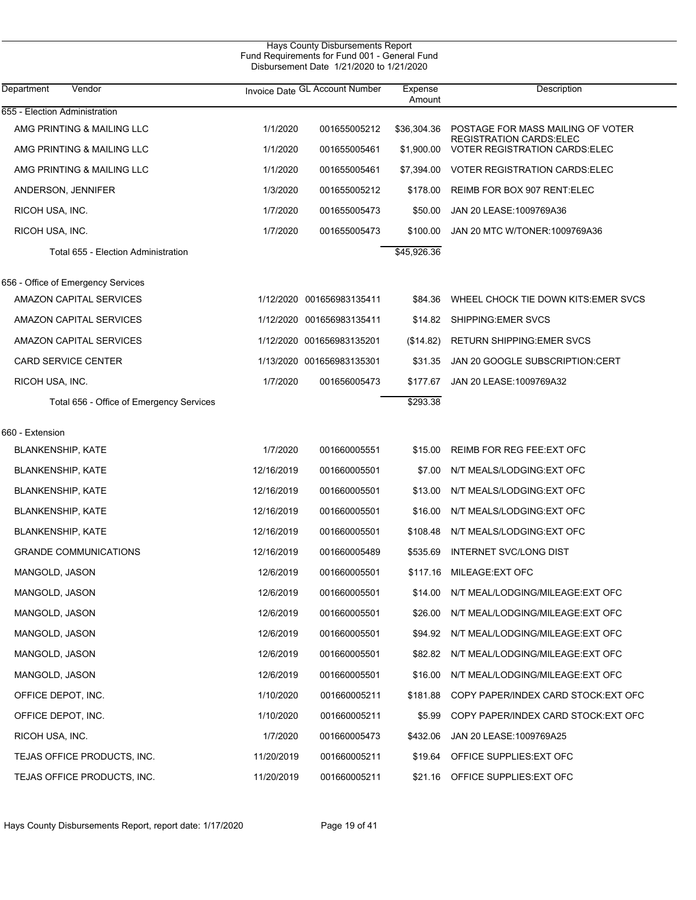Hays County Disbursements Report
Fund Requirements for Fund 001 - General Fund
Disbursement Date 1/21/2020 to 1/21/2020

| Department Vendor | Invoice Date | GL Account Number | Expense Amount | Description |
|---|---|---|---|---|
| **655 - Election Administration** | | | | |
| AMG PRINTING & MAILING LLC | 1/1/2020 | 001655005212 | $36,304.36 | POSTAGE FOR MASS MAILING OF VOTER REGISTRATION CARDS:ELEC |
| AMG PRINTING & MAILING LLC | 1/1/2020 | 001655005461 | $1,900.00 | VOTER REGISTRATION CARDS:ELEC |
| AMG PRINTING & MAILING LLC | 1/1/2020 | 001655005461 | $7,394.00 | VOTER REGISTRATION CARDS:ELEC |
| ANDERSON, JENNIFER | 1/3/2020 | 001655005212 | $178.00 | REIMB FOR BOX 907 RENT:ELEC |
| RICOH USA, INC. | 1/7/2020 | 001655005473 | $50.00 | JAN 20 LEASE:1009769A36 |
| RICOH USA, INC. | 1/7/2020 | 001655005473 | $100.00 | JAN 20 MTC W/TONER:1009769A36 |
| Total 655 - Election Administration | | | $45,926.36 | |
| **656 - Office of Emergency Services** | | | | |
| AMAZON CAPITAL SERVICES | 1/12/2020 | 001656983135411 | $84.36 | WHEEL CHOCK TIE DOWN KITS:EMER SVCS |
| AMAZON CAPITAL SERVICES | 1/12/2020 | 001656983135411 | $14.82 | SHIPPING:EMER SVCS |
| AMAZON CAPITAL SERVICES | 1/12/2020 | 001656983135201 | ($14.82) | RETURN SHIPPING:EMER SVCS |
| CARD SERVICE CENTER | 1/13/2020 | 001656983135301 | $31.35 | JAN 20 GOOGLE SUBSCRIPTION:CERT |
| RICOH USA, INC. | 1/7/2020 | 001656005473 | $177.67 | JAN 20 LEASE:1009769A32 |
| Total 656 - Office of Emergency Services | | | $293.38 | |
| **660 - Extension** | | | | |
| BLANKENSHIP, KATE | 1/7/2020 | 001660005551 | $15.00 | REIMB FOR REG FEE:EXT OFC |
| BLANKENSHIP, KATE | 12/16/2019 | 001660005501 | $7.00 | N/T MEALS/LODGING:EXT OFC |
| BLANKENSHIP, KATE | 12/16/2019 | 001660005501 | $13.00 | N/T MEALS/LODGING:EXT OFC |
| BLANKENSHIP, KATE | 12/16/2019 | 001660005501 | $16.00 | N/T MEALS/LODGING:EXT OFC |
| BLANKENSHIP, KATE | 12/16/2019 | 001660005501 | $108.48 | N/T MEALS/LODGING:EXT OFC |
| GRANDE COMMUNICATIONS | 12/16/2019 | 001660005489 | $535.69 | INTERNET SVC/LONG DIST |
| MANGOLD, JASON | 12/6/2019 | 001660005501 | $117.16 | MILEAGE:EXT OFC |
| MANGOLD, JASON | 12/6/2019 | 001660005501 | $14.00 | N/T MEAL/LODGING/MILEAGE:EXT OFC |
| MANGOLD, JASON | 12/6/2019 | 001660005501 | $26.00 | N/T MEAL/LODGING/MILEAGE:EXT OFC |
| MANGOLD, JASON | 12/6/2019 | 001660005501 | $94.92 | N/T MEAL/LODGING/MILEAGE:EXT OFC |
| MANGOLD, JASON | 12/6/2019 | 001660005501 | $82.82 | N/T MEAL/LODGING/MILEAGE:EXT OFC |
| MANGOLD, JASON | 12/6/2019 | 001660005501 | $16.00 | N/T MEAL/LODGING/MILEAGE:EXT OFC |
| OFFICE DEPOT, INC. | 1/10/2020 | 001660005211 | $181.88 | COPY PAPER/INDEX CARD STOCK:EXT OFC |
| OFFICE DEPOT, INC. | 1/10/2020 | 001660005211 | $5.99 | COPY PAPER/INDEX CARD STOCK:EXT OFC |
| RICOH USA, INC. | 1/7/2020 | 001660005473 | $432.06 | JAN 20 LEASE:1009769A25 |
| TEJAS OFFICE PRODUCTS, INC. | 11/20/2019 | 001660005211 | $19.64 | OFFICE SUPPLIES:EXT OFC |
| TEJAS OFFICE PRODUCTS, INC. | 11/20/2019 | 001660005211 | $21.16 | OFFICE SUPPLIES:EXT OFC |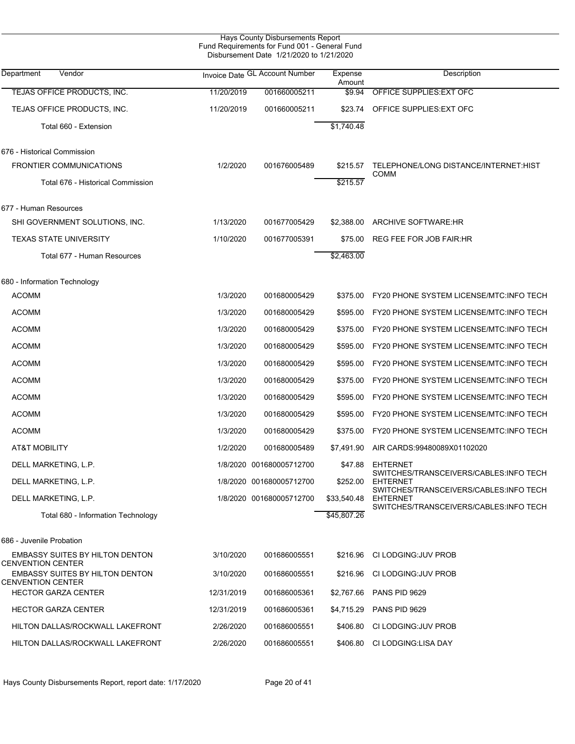Hays County Disbursements Report
Fund Requirements for Fund 001 - General Fund
Disbursement Date 1/21/2020 to 1/21/2020

| Department | Vendor | Invoice Date | GL Account Number | Expense Amount | Description |
|---|---|---|---|---|---|
| | TEJAS OFFICE PRODUCTS, INC. | 11/20/2019 | 001660005211 | $9.94 | OFFICE SUPPLIES:EXT OFC |
| | TEJAS OFFICE PRODUCTS, INC. | 11/20/2019 | 001660005211 | $23.74 | OFFICE SUPPLIES:EXT OFC |
| | Total 660 - Extension | | | $1,740.48 | |
| 676 - Historical Commission | | | | | |
| | FRONTIER COMMUNICATIONS | 1/2/2020 | 001676005489 | $215.57 | TELEPHONE/LONG DISTANCE/INTERNET:HIST COMM |
| | Total 676 - Historical Commission | | | $215.57 | |
| 677 - Human Resources | | | | | |
| | SHI GOVERNMENT SOLUTIONS, INC. | 1/13/2020 | 001677005429 | $2,388.00 | ARCHIVE SOFTWARE:HR |
| | TEXAS STATE UNIVERSITY | 1/10/2020 | 001677005391 | $75.00 | REG FEE FOR JOB FAIR:HR |
| | Total 677 - Human Resources | | | $2,463.00 | |
| 680 - Information Technology | | | | | |
| | ACOMM | 1/3/2020 | 001680005429 | $375.00 | FY20 PHONE SYSTEM LICENSE/MTC:INFO TECH |
| | ACOMM | 1/3/2020 | 001680005429 | $595.00 | FY20 PHONE SYSTEM LICENSE/MTC:INFO TECH |
| | ACOMM | 1/3/2020 | 001680005429 | $375.00 | FY20 PHONE SYSTEM LICENSE/MTC:INFO TECH |
| | ACOMM | 1/3/2020 | 001680005429 | $595.00 | FY20 PHONE SYSTEM LICENSE/MTC:INFO TECH |
| | ACOMM | 1/3/2020 | 001680005429 | $595.00 | FY20 PHONE SYSTEM LICENSE/MTC:INFO TECH |
| | ACOMM | 1/3/2020 | 001680005429 | $375.00 | FY20 PHONE SYSTEM LICENSE/MTC:INFO TECH |
| | ACOMM | 1/3/2020 | 001680005429 | $595.00 | FY20 PHONE SYSTEM LICENSE/MTC:INFO TECH |
| | ACOMM | 1/3/2020 | 001680005429 | $595.00 | FY20 PHONE SYSTEM LICENSE/MTC:INFO TECH |
| | ACOMM | 1/3/2020 | 001680005429 | $375.00 | FY20 PHONE SYSTEM LICENSE/MTC:INFO TECH |
| | AT&T MOBILITY | 1/2/2020 | 001680005489 | $7,491.90 | AIR CARDS:99480089X01102020 |
| | DELL MARKETING, L.P. | 1/8/2020 | 001680005712700 | $47.88 | EHTERNET SWITCHES/TRANSCEIVERS/CABLES:INFO TECH |
| | DELL MARKETING, L.P. | 1/8/2020 | 001680005712700 | $252.00 | EHTERNET SWITCHES/TRANSCEIVERS/CABLES:INFO TECH |
| | DELL MARKETING, L.P. | 1/8/2020 | 001680005712700 | $33,540.48 | EHTERNET SWITCHES/TRANSCEIVERS/CABLES:INFO TECH |
| | Total 680 - Information Technology | | | $45,807.26 | |
| 686 - Juvenile Probation | | | | | |
| | EMBASSY SUITES BY HILTON DENTON CENVENTION CENTER | 3/10/2020 | 001686005551 | $216.96 | CI LODGING:JUV PROB |
| | EMBASSY SUITES BY HILTON DENTON CENVENTION CENTER | 3/10/2020 | 001686005551 | $216.96 | CI LODGING:JUV PROB |
| | HECTOR GARZA CENTER | 12/31/2019 | 001686005361 | $2,767.66 | PANS PID 9629 |
| | HECTOR GARZA CENTER | 12/31/2019 | 001686005361 | $4,715.29 | PANS PID 9629 |
| | HILTON DALLAS/ROCKWALL LAKEFRONT | 2/26/2020 | 001686005551 | $406.80 | CI LODGING:JUV PROB |
| | HILTON DALLAS/ROCKWALL LAKEFRONT | 2/26/2020 | 001686005551 | $406.80 | CI LODGING:LISA DAY |

Hays County Disbursements Report, report date: 1/17/2020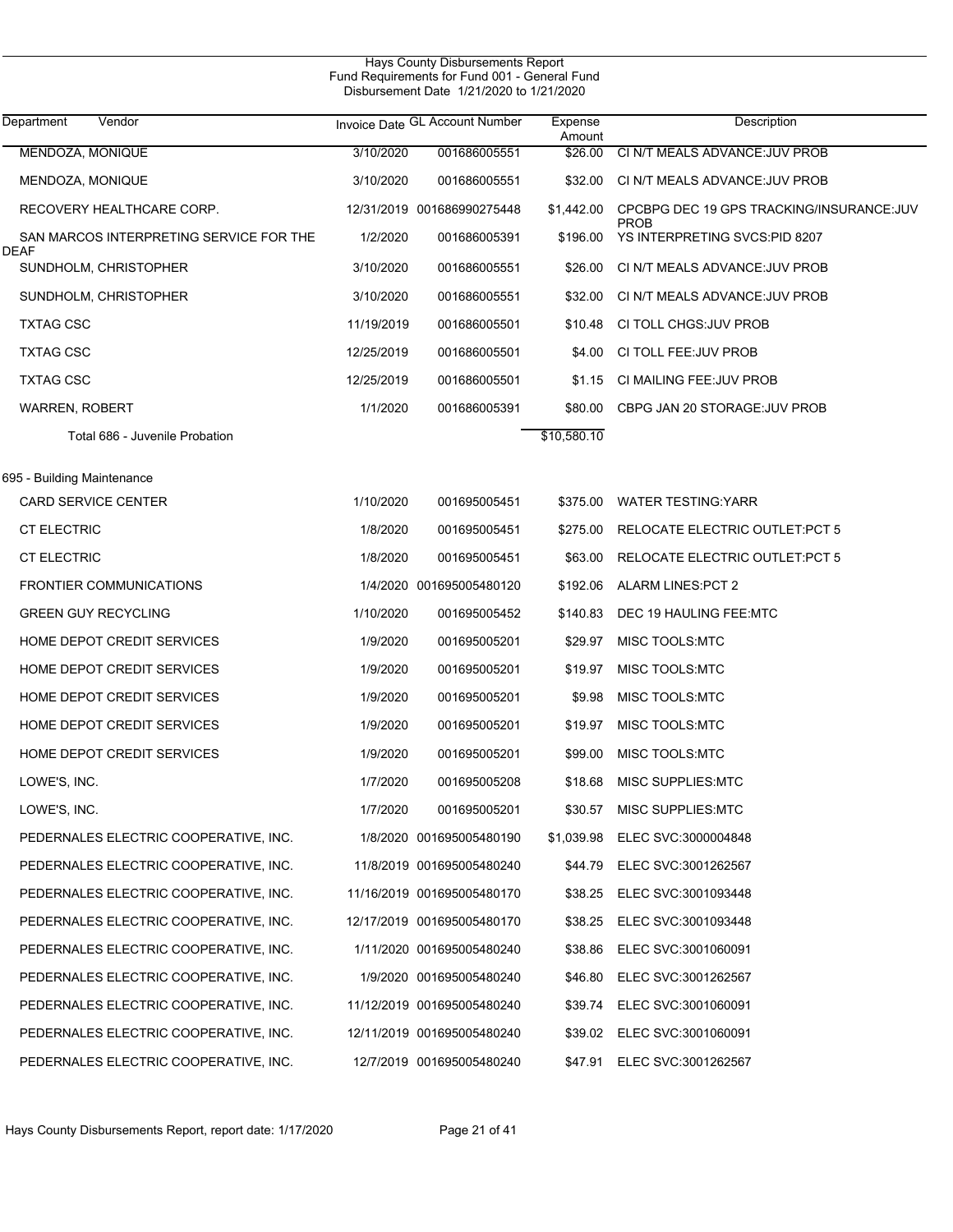Hays County Disbursements Report
Fund Requirements for Fund 001 - General Fund
Disbursement Date 1/21/2020 to 1/21/2020

| Department Vendor | Invoice Date | GL Account Number | Expense Amount | Description |
|---|---|---|---|---|
| MENDOZA, MONIQUE | 3/10/2020 | 001686005551 | $26.00 | CI N/T MEALS ADVANCE:JUV PROB |
| MENDOZA, MONIQUE | 3/10/2020 | 001686005551 | $32.00 | CI N/T MEALS ADVANCE:JUV PROB |
| RECOVERY HEALTHCARE CORP. | 12/31/2019 | 001686990275448 | $1,442.00 | CPCBPG DEC 19 GPS TRACKING/INSURANCE:JUV PROB |
| SAN MARCOS INTERPRETING SERVICE FOR THE DEAF | 1/2/2020 | 001686005391 | $196.00 | YS INTERPRETING SVCS:PID 8207 |
| SUNDHOLM, CHRISTOPHER | 3/10/2020 | 001686005551 | $26.00 | CI N/T MEALS ADVANCE:JUV PROB |
| SUNDHOLM, CHRISTOPHER | 3/10/2020 | 001686005551 | $32.00 | CI N/T MEALS ADVANCE:JUV PROB |
| TXTAG CSC | 11/19/2019 | 001686005501 | $10.48 | CI TOLL CHGS:JUV PROB |
| TXTAG CSC | 12/25/2019 | 001686005501 | $4.00 | CI TOLL FEE:JUV PROB |
| TXTAG CSC | 12/25/2019 | 001686005501 | $1.15 | CI MAILING FEE:JUV PROB |
| WARREN, ROBERT | 1/1/2020 | 001686005391 | $80.00 | CBPG JAN 20 STORAGE:JUV PROB |
| Total 686 - Juvenile Probation | | | $10,580.10 | |
| **695 - Building Maintenance** | | | | |
| CARD SERVICE CENTER | 1/10/2020 | 001695005451 | $375.00 | WATER TESTING:YARR |
| CT ELECTRIC | 1/8/2020 | 001695005451 | $275.00 | RELOCATE ELECTRIC OUTLET:PCT 5 |
| CT ELECTRIC | 1/8/2020 | 001695005451 | $63.00 | RELOCATE ELECTRIC OUTLET:PCT 5 |
| FRONTIER COMMUNICATIONS | 1/4/2020 | 001695005480120 | $192.06 | ALARM LINES:PCT 2 |
| GREEN GUY RECYCLING | 1/10/2020 | 001695005452 | $140.83 | DEC 19 HAULING FEE:MTC |
| HOME DEPOT CREDIT SERVICES | 1/9/2020 | 001695005201 | $29.97 | MISC TOOLS:MTC |
| HOME DEPOT CREDIT SERVICES | 1/9/2020 | 001695005201 | $19.97 | MISC TOOLS:MTC |
| HOME DEPOT CREDIT SERVICES | 1/9/2020 | 001695005201 | $9.98 | MISC TOOLS:MTC |
| HOME DEPOT CREDIT SERVICES | 1/9/2020 | 001695005201 | $19.97 | MISC TOOLS:MTC |
| HOME DEPOT CREDIT SERVICES | 1/9/2020 | 001695005201 | $99.00 | MISC TOOLS:MTC |
| LOWE'S, INC. | 1/7/2020 | 001695005208 | $18.68 | MISC SUPPLIES:MTC |
| LOWE'S, INC. | 1/7/2020 | 001695005201 | $30.57 | MISC SUPPLIES:MTC |
| PEDERNALES ELECTRIC COOPERATIVE, INC. | 1/8/2020 | 001695005480190 | $1,039.98 | ELEC SVC:3000004848 |
| PEDERNALES ELECTRIC COOPERATIVE, INC. | 11/8/2019 | 001695005480240 | $44.79 | ELEC SVC:3001262567 |
| PEDERNALES ELECTRIC COOPERATIVE, INC. | 11/16/2019 | 001695005480170 | $38.25 | ELEC SVC:3001093448 |
| PEDERNALES ELECTRIC COOPERATIVE, INC. | 12/17/2019 | 001695005480170 | $38.25 | ELEC SVC:3001093448 |
| PEDERNALES ELECTRIC COOPERATIVE, INC. | 1/11/2020 | 001695005480240 | $38.86 | ELEC SVC:3001060091 |
| PEDERNALES ELECTRIC COOPERATIVE, INC. | 1/9/2020 | 001695005480240 | $46.80 | ELEC SVC:3001262567 |
| PEDERNALES ELECTRIC COOPERATIVE, INC. | 11/12/2019 | 001695005480240 | $39.74 | ELEC SVC:3001060091 |
| PEDERNALES ELECTRIC COOPERATIVE, INC. | 12/11/2019 | 001695005480240 | $39.02 | ELEC SVC:3001060091 |
| PEDERNALES ELECTRIC COOPERATIVE, INC. | 12/7/2019 | 001695005480240 | $47.91 | ELEC SVC:3001262567 |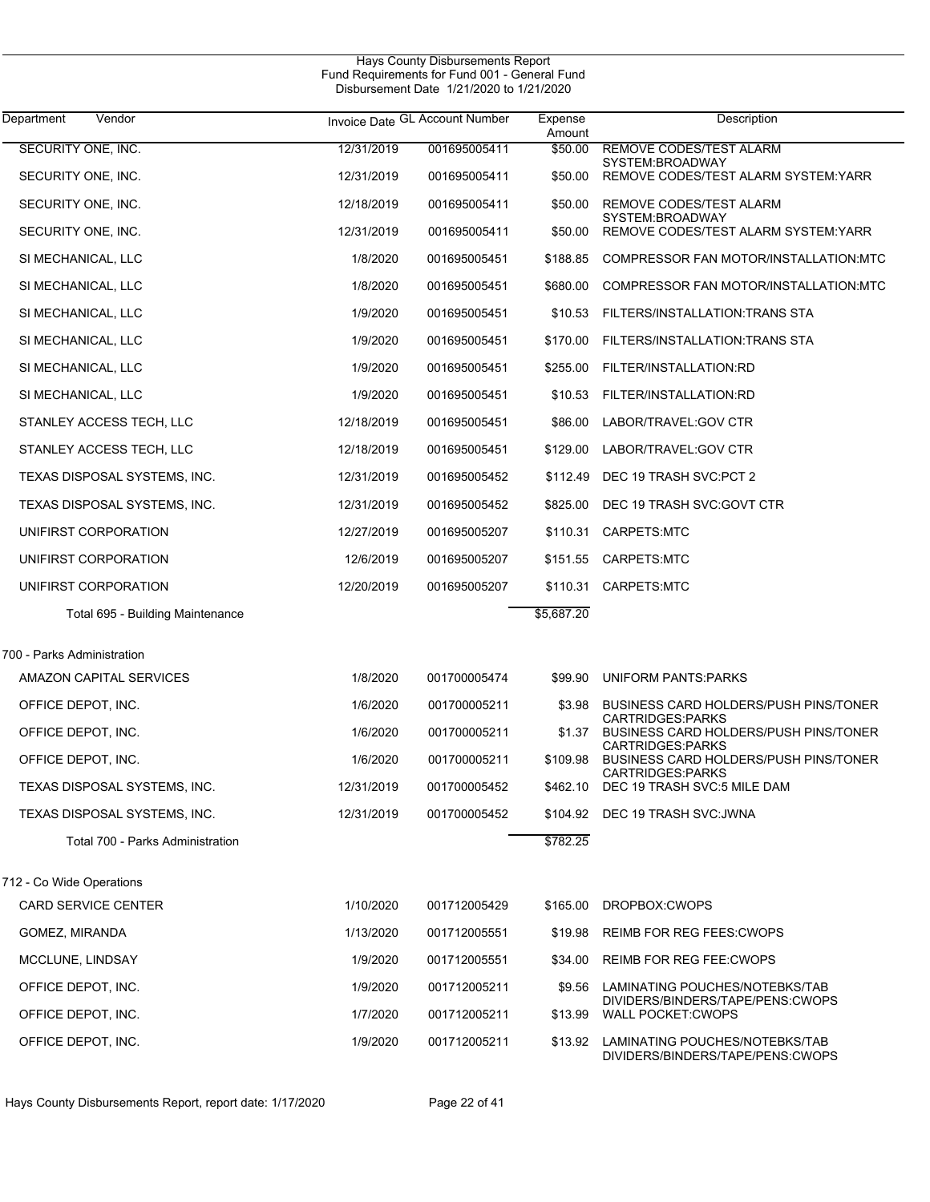Hays County Disbursements Report
Fund Requirements for Fund 001 - General Fund
Disbursement Date 1/21/2020 to 1/21/2020

| Department Vendor | Invoice Date | GL Account Number | Expense Amount | Description |
|---|---|---|---|---|
| SECURITY ONE, INC. | 12/31/2019 | 001695005411 | $50.00 | REMOVE CODES/TEST ALARM SYSTEM:BROADWAY |
| SECURITY ONE, INC. | 12/31/2019 | 001695005411 | $50.00 | REMOVE CODES/TEST ALARM SYSTEM:YARR |
| SECURITY ONE, INC. | 12/18/2019 | 001695005411 | $50.00 | REMOVE CODES/TEST ALARM SYSTEM:BROADWAY |
| SECURITY ONE, INC. | 12/31/2019 | 001695005411 | $50.00 | REMOVE CODES/TEST ALARM SYSTEM:YARR |
| SI MECHANICAL, LLC | 1/8/2020 | 001695005451 | $188.85 | COMPRESSOR FAN MOTOR/INSTALLATION:MTC |
| SI MECHANICAL, LLC | 1/8/2020 | 001695005451 | $680.00 | COMPRESSOR FAN MOTOR/INSTALLATION:MTC |
| SI MECHANICAL, LLC | 1/9/2020 | 001695005451 | $10.53 | FILTERS/INSTALLATION:TRANS STA |
| SI MECHANICAL, LLC | 1/9/2020 | 001695005451 | $170.00 | FILTERS/INSTALLATION:TRANS STA |
| SI MECHANICAL, LLC | 1/9/2020 | 001695005451 | $255.00 | FILTER/INSTALLATION:RD |
| SI MECHANICAL, LLC | 1/9/2020 | 001695005451 | $10.53 | FILTER/INSTALLATION:RD |
| STANLEY ACCESS TECH, LLC | 12/18/2019 | 001695005451 | $86.00 | LABOR/TRAVEL:GOV CTR |
| STANLEY ACCESS TECH, LLC | 12/18/2019 | 001695005451 | $129.00 | LABOR/TRAVEL:GOV CTR |
| TEXAS DISPOSAL SYSTEMS, INC. | 12/31/2019 | 001695005452 | $112.49 | DEC 19 TRASH SVC:PCT 2 |
| TEXAS DISPOSAL SYSTEMS, INC. | 12/31/2019 | 001695005452 | $825.00 | DEC 19 TRASH SVC:GOVT CTR |
| UNIFIRST CORPORATION | 12/27/2019 | 001695005207 | $110.31 | CARPETS:MTC |
| UNIFIRST CORPORATION | 12/6/2019 | 001695005207 | $151.55 | CARPETS:MTC |
| UNIFIRST CORPORATION | 12/20/2019 | 001695005207 | $110.31 | CARPETS:MTC |
| Total 695 - Building Maintenance | | | $5,687.20 | |
| **700 - Parks Administration** | | | | |
| AMAZON CAPITAL SERVICES | 1/8/2020 | 001700005474 | $99.90 | UNIFORM PANTS:PARKS |
| OFFICE DEPOT, INC. | 1/6/2020 | 001700005211 | $3.98 | BUSINESS CARD HOLDERS/PUSH PINS/TONER CARTRIDGES:PARKS |
| OFFICE DEPOT, INC. | 1/6/2020 | 001700005211 | $1.37 | BUSINESS CARD HOLDERS/PUSH PINS/TONER CARTRIDGES:PARKS |
| OFFICE DEPOT, INC. | 1/6/2020 | 001700005211 | $109.98 | BUSINESS CARD HOLDERS/PUSH PINS/TONER CARTRIDGES:PARKS |
| TEXAS DISPOSAL SYSTEMS, INC. | 12/31/2019 | 001700005452 | $462.10 | DEC 19 TRASH SVC:5 MILE DAM |
| TEXAS DISPOSAL SYSTEMS, INC. | 12/31/2019 | 001700005452 | $104.92 | DEC 19 TRASH SVC:JWNA |
| Total 700 - Parks Administration | | | $782.25 | |
| **712 - Co Wide Operations** | | | | |
| CARD SERVICE CENTER | 1/10/2020 | 001712005429 | $165.00 | DROPBOX:CWOPS |
| GOMEZ, MIRANDA | 1/13/2020 | 001712005551 | $19.98 | REIMB FOR REG FEES:CWOPS |
| MCCLUNE, LINDSAY | 1/9/2020 | 001712005551 | $34.00 | REIMB FOR REG FEE:CWOPS |
| OFFICE DEPOT, INC. | 1/9/2020 | 001712005211 | $9.56 | LAMINATING POUCHES/NOTEBKS/TAB DIVIDERS/BINDERS/TAPE/PENS:CWOPS |
| OFFICE DEPOT, INC. | 1/7/2020 | 001712005211 | $13.99 | WALL POCKET:CWOPS |
| OFFICE DEPOT, INC. | 1/9/2020 | 001712005211 | $13.92 | LAMINATING POUCHES/NOTEBKS/TAB DIVIDERS/BINDERS/TAPE/PENS:CWOPS |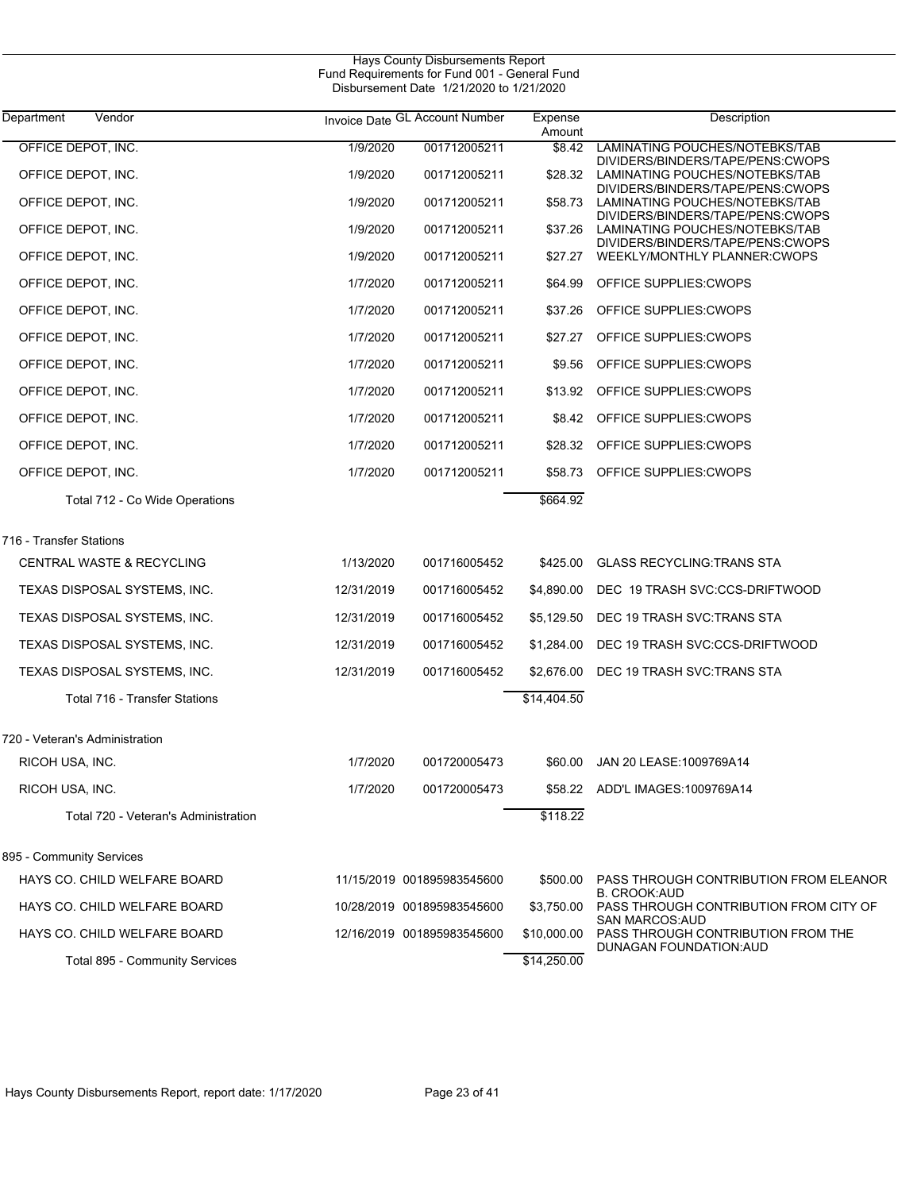Hays County Disbursements Report
Fund Requirements for Fund 001 - General Fund
Disbursement Date 1/21/2020 to 1/21/2020

| Department Vendor | Invoice Date | GL Account Number | Expense Amount | Description |
|---|---|---|---|---|
| OFFICE DEPOT, INC. | 1/9/2020 | 001712005211 | $8.42 | LAMINATING POUCHES/NOTEBKS/TAB DIVIDERS/BINDERS/TAPE/PENS:CWOPS |
| OFFICE DEPOT, INC. | 1/9/2020 | 001712005211 | $28.32 | LAMINATING POUCHES/NOTEBKS/TAB DIVIDERS/BINDERS/TAPE/PENS:CWOPS |
| OFFICE DEPOT, INC. | 1/9/2020 | 001712005211 | $58.73 | LAMINATING POUCHES/NOTEBKS/TAB DIVIDERS/BINDERS/TAPE/PENS:CWOPS |
| OFFICE DEPOT, INC. | 1/9/2020 | 001712005211 | $37.26 | LAMINATING POUCHES/NOTEBKS/TAB DIVIDERS/BINDERS/TAPE/PENS:CWOPS |
| OFFICE DEPOT, INC. | 1/9/2020 | 001712005211 | $27.27 | WEEKLY/MONTHLY PLANNER:CWOPS |
| OFFICE DEPOT, INC. | 1/7/2020 | 001712005211 | $64.99 | OFFICE SUPPLIES:CWOPS |
| OFFICE DEPOT, INC. | 1/7/2020 | 001712005211 | $37.26 | OFFICE SUPPLIES:CWOPS |
| OFFICE DEPOT, INC. | 1/7/2020 | 001712005211 | $27.27 | OFFICE SUPPLIES:CWOPS |
| OFFICE DEPOT, INC. | 1/7/2020 | 001712005211 | $9.56 | OFFICE SUPPLIES:CWOPS |
| OFFICE DEPOT, INC. | 1/7/2020 | 001712005211 | $13.92 | OFFICE SUPPLIES:CWOPS |
| OFFICE DEPOT, INC. | 1/7/2020 | 001712005211 | $8.42 | OFFICE SUPPLIES:CWOPS |
| OFFICE DEPOT, INC. | 1/7/2020 | 001712005211 | $28.32 | OFFICE SUPPLIES:CWOPS |
| OFFICE DEPOT, INC. | 1/7/2020 | 001712005211 | $58.73 | OFFICE SUPPLIES:CWOPS |
| Total 712 - Co Wide Operations | | | $664.92 | |
| **716 - Transfer Stations** | | | | |
| CENTRAL WASTE & RECYCLING | 1/13/2020 | 001716005452 | $425.00 | GLASS RECYCLING:TRANS STA |
| TEXAS DISPOSAL SYSTEMS, INC. | 12/31/2019 | 001716005452 | $4,890.00 | DEC 19 TRASH SVC:CCS-DRIFTWOOD |
| TEXAS DISPOSAL SYSTEMS, INC. | 12/31/2019 | 001716005452 | $5,129.50 | DEC 19 TRASH SVC:TRANS STA |
| TEXAS DISPOSAL SYSTEMS, INC. | 12/31/2019 | 001716005452 | $1,284.00 | DEC 19 TRASH SVC:CCS-DRIFTWOOD |
| TEXAS DISPOSAL SYSTEMS, INC. | 12/31/2019 | 001716005452 | $2,676.00 | DEC 19 TRASH SVC:TRANS STA |
| Total 716 - Transfer Stations | | | $14,404.50 | |
| **720 - Veteran's Administration** | | | | |
| RICOH USA, INC. | 1/7/2020 | 001720005473 | $60.00 | JAN 20 LEASE:1009769A14 |
| RICOH USA, INC. | 1/7/2020 | 001720005473 | $58.22 | ADD'L IMAGES:1009769A14 |
| Total 720 - Veteran's Administration | | | $118.22 | |
| **895 - Community Services** | | | | |
| HAYS CO. CHILD WELFARE BOARD | 11/15/2019 | 001895983545600 | $500.00 | PASS THROUGH CONTRIBUTION FROM ELEANOR B. CROOK:AUD |
| HAYS CO. CHILD WELFARE BOARD | 10/28/2019 | 001895983545600 | $3,750.00 | PASS THROUGH CONTRIBUTION FROM CITY OF SAN MARCOS:AUD |
| HAYS CO. CHILD WELFARE BOARD | 12/16/2019 | 001895983545600 | $10,000.00 | PASS THROUGH CONTRIBUTION FROM THE DUNAGAN FOUNDATION:AUD |
| Total 895 - Community Services | | | $14,250.00 | |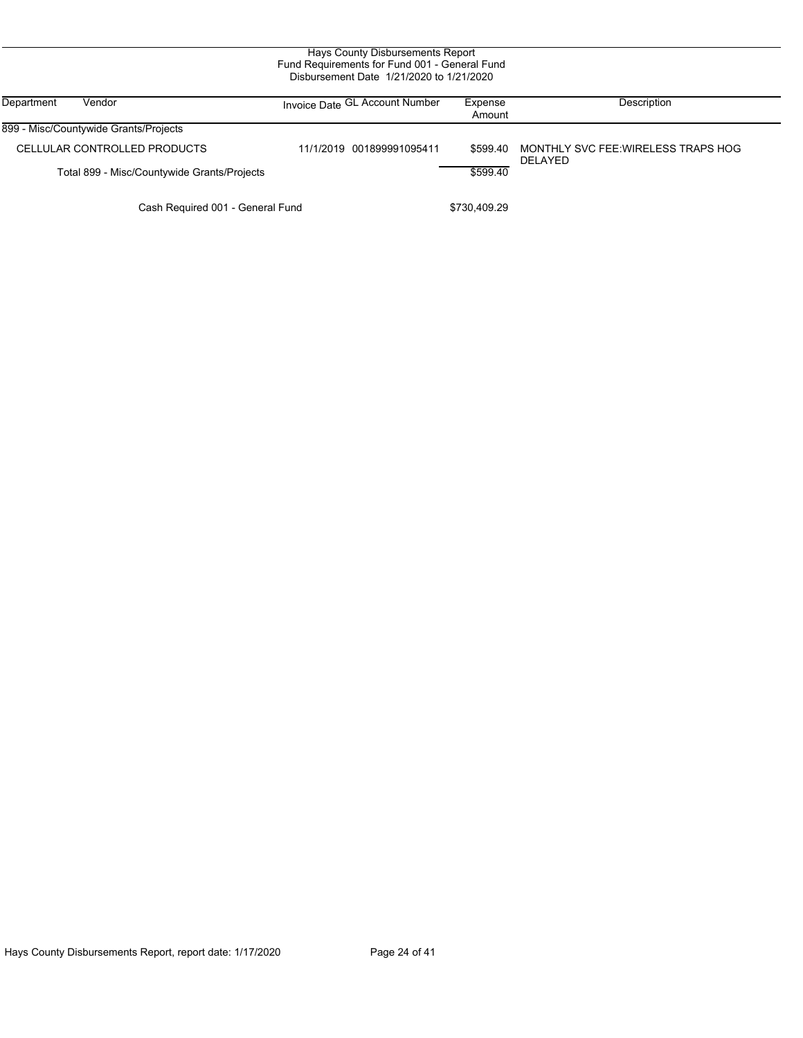Hays County Disbursements Report
Fund Requirements for Fund 001 - General Fund
Disbursement Date 1/21/2020 to 1/21/2020

| Department | Vendor | Invoice Date | GL Account Number | Expense Amount | Description |
|---|---|---|---|---|---|
| 899 - Misc/Countywide Grants/Projects | | | | | |
| | CELLULAR CONTROLLED PRODUCTS | 11/1/2019 | 001899991095411 | $599.40 | MONTHLY SVC FEE:WIRELESS TRAPS HOG DELAYED |
| | Total 899 - Misc/Countywide Grants/Projects | | | $599.40 | |
| | Cash Required 001 - General Fund | | | $730,409.29 | |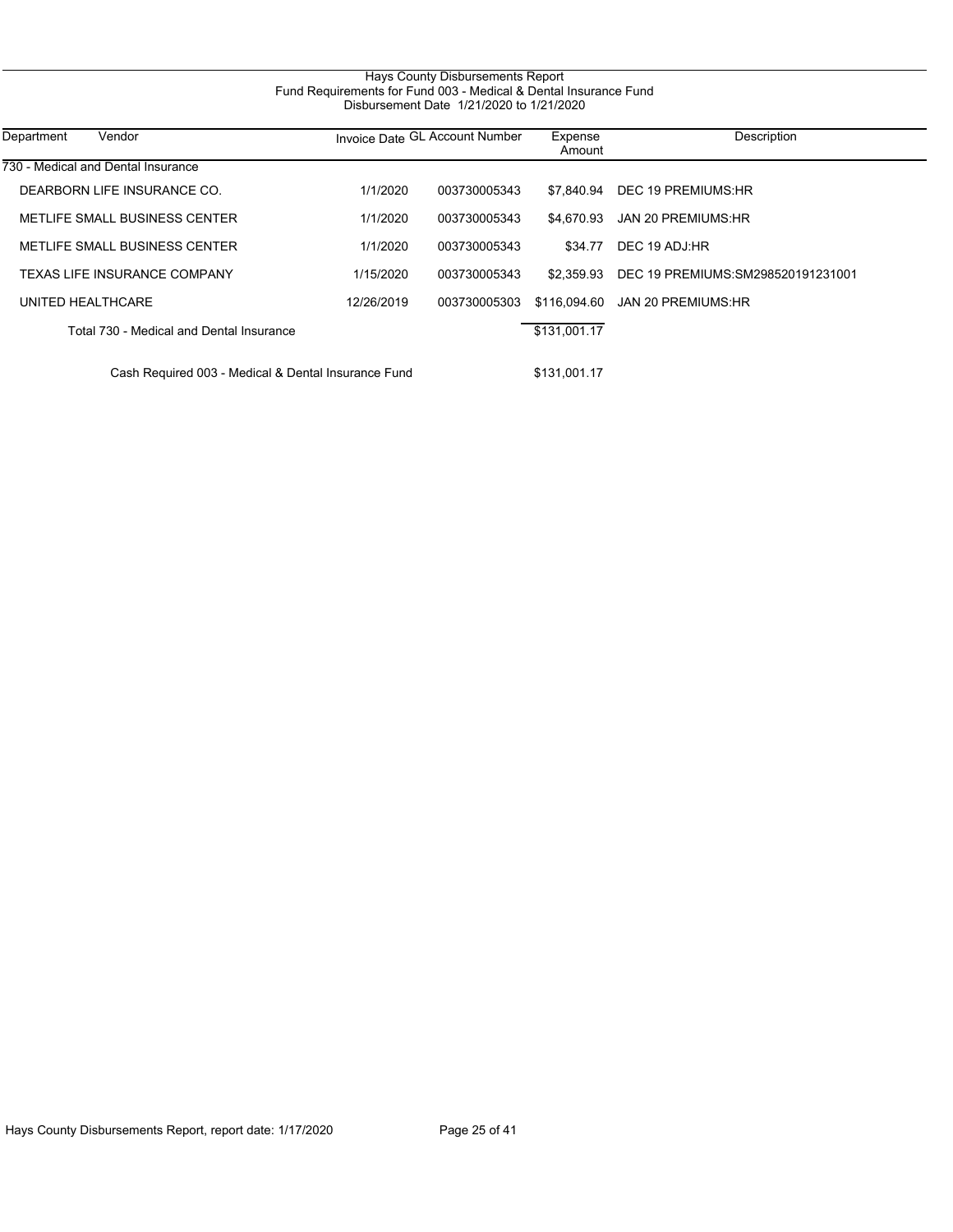# Hays County Disbursements Report
## Fund Requirements for Fund 003 - Medical & Dental Insurance Fund
### Disbursement Date 1/21/2020 to 1/21/2020

| Department | Vendor | Invoice Date | GL Account Number | Expense Amount | Description |
|---|---|---|---|---|---|
| 730 - Medical and Dental Insurance | | | | | |
| | DEARBORN LIFE INSURANCE CO. | 1/1/2020 | 003730005343 | $7,840.94 | DEC 19 PREMIUMS:HR |
| | METLIFE SMALL BUSINESS CENTER | 1/1/2020 | 003730005343 | $4,670.93 | JAN 20 PREMIUMS:HR |
| | METLIFE SMALL BUSINESS CENTER | 1/1/2020 | 003730005343 | $34.77 | DEC 19 ADJ:HR |
| | TEXAS LIFE INSURANCE COMPANY | 1/15/2020 | 003730005343 | $2,359.93 | DEC 19 PREMIUMS:SM298520191231001 |
| | UNITED HEALTHCARE | 12/26/2019 | 003730005303 | $116,094.60 | JAN 20 PREMIUMS:HR |
| | Total 730 - Medical and Dental Insurance | | | $131,001.17 | |
| | Cash Required 003 - Medical & Dental Insurance Fund | | | $131,001.17 | |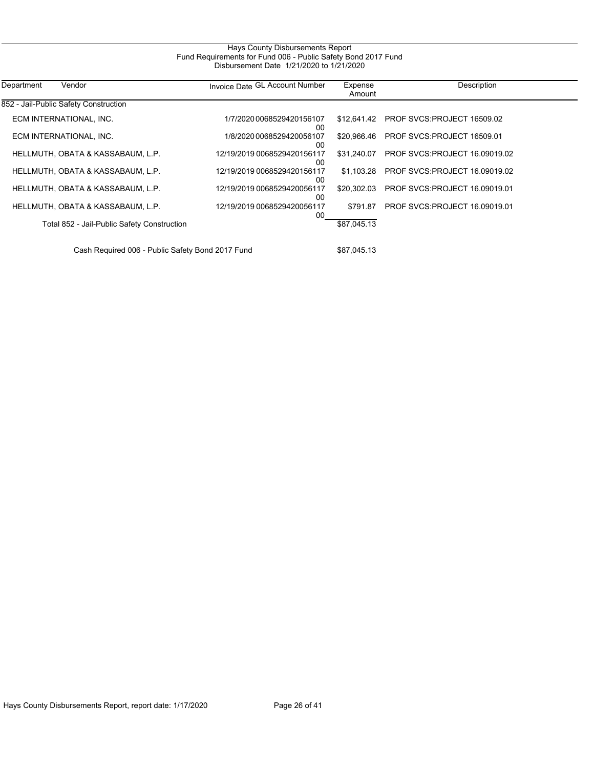# Hays County Disbursements Report
## Fund Requirements for Fund 006 - Public Safety Bond 2017 Fund
### Disbursement Date 1/21/2020 to 1/21/2020

| Department | Vendor | Invoice Date | GL Account Number | Expense Amount | Description |
|---|---|---|---|---|---|
| 852 - Jail-Public Safety Construction | | | | | |
| | ECM INTERNATIONAL, INC. | 1/7/2020 | 006852942015610700 | $12,641.42 | PROF SVCS:PROJECT 16509.02 |
| | ECM INTERNATIONAL, INC. | 1/8/2020 | 006852942005610700 | $20,966.46 | PROF SVCS:PROJECT 16509.01 |
| | HELLMUTH, OBATA & KASSABAUM, L.P. | 12/19/2019 | 006852942015611700 | $31,240.07 | PROF SVCS:PROJECT 16.09019.02 |
| | HELLMUTH, OBATA & KASSABAUM, L.P. | 12/19/2019 | 006852942015611700 | $1,103.28 | PROF SVCS:PROJECT 16.09019.02 |
| | HELLMUTH, OBATA & KASSABAUM, L.P. | 12/19/2019 | 006852942005611700 | $20,302.03 | PROF SVCS:PROJECT 16.09019.01 |
| | HELLMUTH, OBATA & KASSABAUM, L.P. | 12/19/2019 | 006852942005611700 | $791.87 | PROF SVCS:PROJECT 16.09019.01 |
| | Total 852 - Jail-Public Safety Construction | | | $87,045.13 | |
| | Cash Required 006 - Public Safety Bond 2017 Fund | | | $87,045.13 | |

Hays County Disbursements Report, report date: 1/17/2020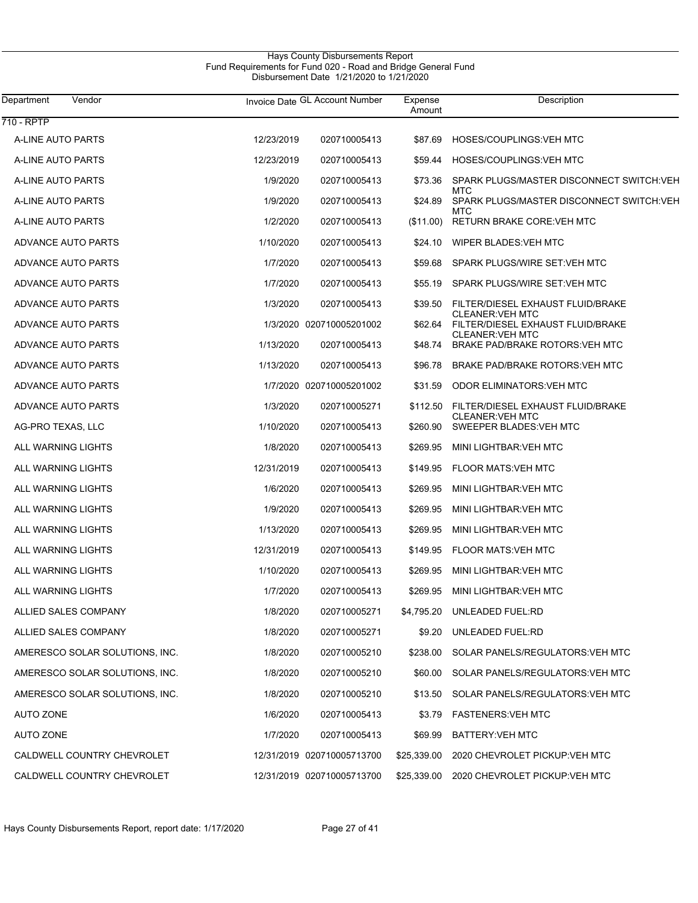Hays County Disbursements Report
Fund Requirements for Fund 020 - Road and Bridge General Fund
Disbursement Date 1/21/2020 to 1/21/2020

| Department | Vendor | Invoice Date | GL Account Number | Expense Amount | Description |
|---|---|---|---|---|---|
| 710 - RPTP | | | | | |
| | A-LINE AUTO PARTS | 12/23/2019 | 020710005413 | $87.69 | HOSES/COUPLINGS:VEH MTC |
| | A-LINE AUTO PARTS | 12/23/2019 | 020710005413 | $59.44 | HOSES/COUPLINGS:VEH MTC |
| | A-LINE AUTO PARTS | 1/9/2020 | 020710005413 | $73.36 | SPARK PLUGS/MASTER DISCONNECT SWITCH:VEH MTC |
| | A-LINE AUTO PARTS | 1/9/2020 | 020710005413 | $24.89 | SPARK PLUGS/MASTER DISCONNECT SWITCH:VEH MTC |
| | A-LINE AUTO PARTS | 1/2/2020 | 020710005413 | ($11.00) | RETURN BRAKE CORE:VEH MTC |
| | ADVANCE AUTO PARTS | 1/10/2020 | 020710005413 | $24.10 | WIPER BLADES:VEH MTC |
| | ADVANCE AUTO PARTS | 1/7/2020 | 020710005413 | $59.68 | SPARK PLUGS/WIRE SET:VEH MTC |
| | ADVANCE AUTO PARTS | 1/7/2020 | 020710005413 | $55.19 | SPARK PLUGS/WIRE SET:VEH MTC |
| | ADVANCE AUTO PARTS | 1/3/2020 | 020710005413 | $39.50 | FILTER/DIESEL EXHAUST FLUID/BRAKE CLEANER:VEH MTC |
| | ADVANCE AUTO PARTS | 1/3/2020 | 020710005201002 | $62.64 | FILTER/DIESEL EXHAUST FLUID/BRAKE CLEANER:VEH MTC |
| | ADVANCE AUTO PARTS | 1/13/2020 | 020710005413 | $48.74 | BRAKE PAD/BRAKE ROTORS:VEH MTC |
| | ADVANCE AUTO PARTS | 1/13/2020 | 020710005413 | $96.78 | BRAKE PAD/BRAKE ROTORS:VEH MTC |
| | ADVANCE AUTO PARTS | 1/7/2020 | 020710005201002 | $31.59 | ODOR ELIMINATORS:VEH MTC |
| | ADVANCE AUTO PARTS | 1/3/2020 | 020710005271 | $112.50 | FILTER/DIESEL EXHAUST FLUID/BRAKE CLEANER:VEH MTC |
| | AG-PRO TEXAS, LLC | 1/10/2020 | 020710005413 | $260.90 | SWEEPER BLADES:VEH MTC |
| | ALL WARNING LIGHTS | 1/8/2020 | 020710005413 | $269.95 | MINI LIGHTBAR:VEH MTC |
| | ALL WARNING LIGHTS | 12/31/2019 | 020710005413 | $149.95 | FLOOR MATS:VEH MTC |
| | ALL WARNING LIGHTS | 1/6/2020 | 020710005413 | $269.95 | MINI LIGHTBAR:VEH MTC |
| | ALL WARNING LIGHTS | 1/9/2020 | 020710005413 | $269.95 | MINI LIGHTBAR:VEH MTC |
| | ALL WARNING LIGHTS | 1/13/2020 | 020710005413 | $269.95 | MINI LIGHTBAR:VEH MTC |
| | ALL WARNING LIGHTS | 12/31/2019 | 020710005413 | $149.95 | FLOOR MATS:VEH MTC |
| | ALL WARNING LIGHTS | 1/10/2020 | 020710005413 | $269.95 | MINI LIGHTBAR:VEH MTC |
| | ALL WARNING LIGHTS | 1/7/2020 | 020710005413 | $269.95 | MINI LIGHTBAR:VEH MTC |
| | ALLIED SALES COMPANY | 1/8/2020 | 020710005271 | $4,795.20 | UNLEADED FUEL:RD |
| | ALLIED SALES COMPANY | 1/8/2020 | 020710005271 | $9.20 | UNLEADED FUEL:RD |
| | AMERESCO SOLAR SOLUTIONS, INC. | 1/8/2020 | 020710005210 | $238.00 | SOLAR PANELS/REGULATORS:VEH MTC |
| | AMERESCO SOLAR SOLUTIONS, INC. | 1/8/2020 | 020710005210 | $60.00 | SOLAR PANELS/REGULATORS:VEH MTC |
| | AMERESCO SOLAR SOLUTIONS, INC. | 1/8/2020 | 020710005210 | $13.50 | SOLAR PANELS/REGULATORS:VEH MTC |
| | AUTO ZONE | 1/6/2020 | 020710005413 | $3.79 | FASTENERS:VEH MTC |
| | AUTO ZONE | 1/7/2020 | 020710005413 | $69.99 | BATTERY:VEH MTC |
| | CALDWELL COUNTRY CHEVROLET | 12/31/2019 | 020710005713700 | $25,339.00 | 2020 CHEVROLET PICKUP:VEH MTC |
| | CALDWELL COUNTRY CHEVROLET | 12/31/2019 | 020710005713700 | $25,339.00 | 2020 CHEVROLET PICKUP:VEH MTC |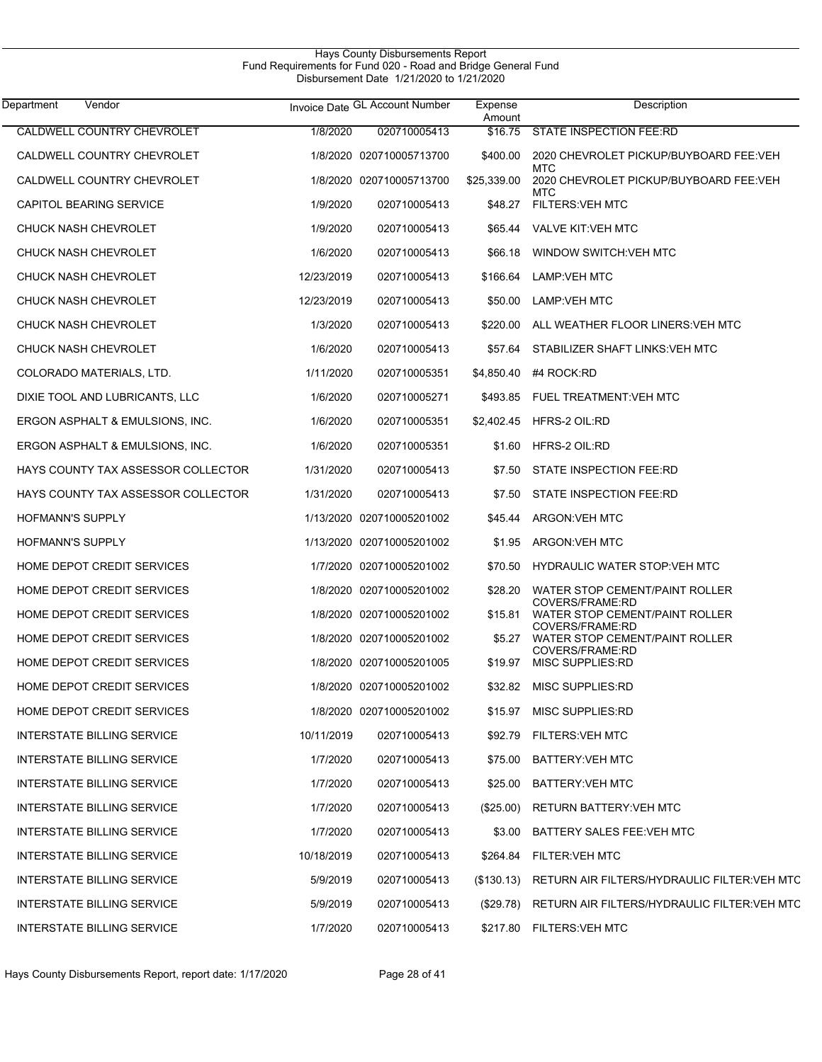Hays County Disbursements Report
Fund Requirements for Fund 020 - Road and Bridge General Fund
Disbursement Date 1/21/2020 to 1/21/2020

| Department | Vendor | Invoice Date | GL Account Number | Expense Amount | Description |
|---|---|---|---|---|---|
| | CALDWELL COUNTRY CHEVROLET | 1/8/2020 | 020710005413 | $16.75 | STATE INSPECTION FEE:RD |
| | CALDWELL COUNTRY CHEVROLET | 1/8/2020 | 020710005713700 | $400.00 | 2020 CHEVROLET PICKUP/BUYBOARD FEE:VEH MTC |
| | CALDWELL COUNTRY CHEVROLET | 1/8/2020 | 020710005713700 | $25,339.00 | 2020 CHEVROLET PICKUP/BUYBOARD FEE:VEH MTC |
| | CAPITOL BEARING SERVICE | 1/9/2020 | 020710005413 | $48.27 | FILTERS:VEH MTC |
| | CHUCK NASH CHEVROLET | 1/9/2020 | 020710005413 | $65.44 | VALVE KIT:VEH MTC |
| | CHUCK NASH CHEVROLET | 1/6/2020 | 020710005413 | $66.18 | WINDOW SWITCH:VEH MTC |
| | CHUCK NASH CHEVROLET | 12/23/2019 | 020710005413 | $166.64 | LAMP:VEH MTC |
| | CHUCK NASH CHEVROLET | 12/23/2019 | 020710005413 | $50.00 | LAMP:VEH MTC |
| | CHUCK NASH CHEVROLET | 1/3/2020 | 020710005413 | $220.00 | ALL WEATHER FLOOR LINERS:VEH MTC |
| | CHUCK NASH CHEVROLET | 1/6/2020 | 020710005413 | $57.64 | STABILIZER SHAFT LINKS:VEH MTC |
| | COLORADO MATERIALS, LTD. | 1/11/2020 | 020710005351 | $4,850.40 | #4 ROCK:RD |
| | DIXIE TOOL AND LUBRICANTS, LLC | 1/6/2020 | 020710005271 | $493.85 | FUEL TREATMENT:VEH MTC |
| | ERGON ASPHALT & EMULSIONS, INC. | 1/6/2020 | 020710005351 | $2,402.45 | HFRS-2 OIL:RD |
| | ERGON ASPHALT & EMULSIONS, INC. | 1/6/2020 | 020710005351 | $1.60 | HFRS-2 OIL:RD |
| | HAYS COUNTY TAX ASSESSOR COLLECTOR | 1/31/2020 | 020710005413 | $7.50 | STATE INSPECTION FEE:RD |
| | HAYS COUNTY TAX ASSESSOR COLLECTOR | 1/31/2020 | 020710005413 | $7.50 | STATE INSPECTION FEE:RD |
| | HOFMANN'S SUPPLY | 1/13/2020 | 020710005201002 | $45.44 | ARGON:VEH MTC |
| | HOFMANN'S SUPPLY | 1/13/2020 | 020710005201002 | $1.95 | ARGON:VEH MTC |
| | HOME DEPOT CREDIT SERVICES | 1/7/2020 | 020710005201002 | $70.50 | HYDRAULIC WATER STOP:VEH MTC |
| | HOME DEPOT CREDIT SERVICES | 1/8/2020 | 020710005201002 | $28.20 | WATER STOP CEMENT/PAINT ROLLER COVERS/FRAME:RD |
| | HOME DEPOT CREDIT SERVICES | 1/8/2020 | 020710005201002 | $15.81 | WATER STOP CEMENT/PAINT ROLLER COVERS/FRAME:RD |
| | HOME DEPOT CREDIT SERVICES | 1/8/2020 | 020710005201002 | $5.27 | WATER STOP CEMENT/PAINT ROLLER COVERS/FRAME:RD |
| | HOME DEPOT CREDIT SERVICES | 1/8/2020 | 020710005201005 | $19.97 | MISC SUPPLIES:RD |
| | HOME DEPOT CREDIT SERVICES | 1/8/2020 | 020710005201002 | $32.82 | MISC SUPPLIES:RD |
| | HOME DEPOT CREDIT SERVICES | 1/8/2020 | 020710005201002 | $15.97 | MISC SUPPLIES:RD |
| | INTERSTATE BILLING SERVICE | 10/11/2019 | 020710005413 | $92.79 | FILTERS:VEH MTC |
| | INTERSTATE BILLING SERVICE | 1/7/2020 | 020710005413 | $75.00 | BATTERY:VEH MTC |
| | INTERSTATE BILLING SERVICE | 1/7/2020 | 020710005413 | $25.00 | BATTERY:VEH MTC |
| | INTERSTATE BILLING SERVICE | 1/7/2020 | 020710005413 | ($25.00) | RETURN BATTERY:VEH MTC |
| | INTERSTATE BILLING SERVICE | 1/7/2020 | 020710005413 | $3.00 | BATTERY SALES FEE:VEH MTC |
| | INTERSTATE BILLING SERVICE | 10/18/2019 | 020710005413 | $264.84 | FILTER:VEH MTC |
| | INTERSTATE BILLING SERVICE | 5/9/2019 | 020710005413 | ($130.13) | RETURN AIR FILTERS/HYDRAULIC FILTER:VEH MTC |
| | INTERSTATE BILLING SERVICE | 5/9/2019 | 020710005413 | ($29.78) | RETURN AIR FILTERS/HYDRAULIC FILTER:VEH MTC |
| | INTERSTATE BILLING SERVICE | 1/7/2020 | 020710005413 | $217.80 | FILTERS:VEH MTC |

Hays County Disbursements Report, report date: 1/17/2020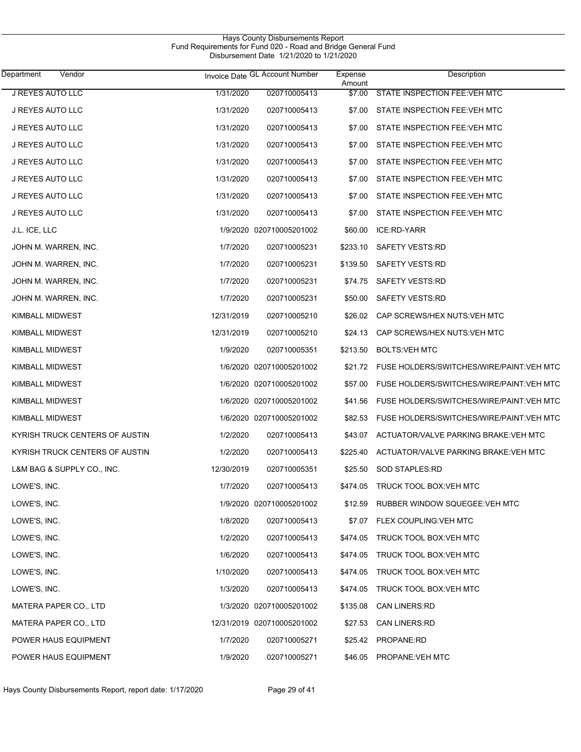# Hays County Disbursements Report
## Fund Requirements for Fund 020 - Road and Bridge General Fund
### Disbursement Date 1/21/2020 to 1/21/2020

| Department | Vendor | Invoice Date | GL Account Number | Expense Amount | Description |
|---|---|---|---|---|---|
| J REYES AUTO LLC | | 1/31/2020 | 020710005413 | $7.00 | STATE INSPECTION FEE:VEH MTC |
| J REYES AUTO LLC | | 1/31/2020 | 020710005413 | $7.00 | STATE INSPECTION FEE:VEH MTC |
| J REYES AUTO LLC | | 1/31/2020 | 020710005413 | $7.00 | STATE INSPECTION FEE:VEH MTC |
| J REYES AUTO LLC | | 1/31/2020 | 020710005413 | $7.00 | STATE INSPECTION FEE:VEH MTC |
| J REYES AUTO LLC | | 1/31/2020 | 020710005413 | $7.00 | STATE INSPECTION FEE:VEH MTC |
| J REYES AUTO LLC | | 1/31/2020 | 020710005413 | $7.00 | STATE INSPECTION FEE:VEH MTC |
| J REYES AUTO LLC | | 1/31/2020 | 020710005413 | $7.00 | STATE INSPECTION FEE:VEH MTC |
| J REYES AUTO LLC | | 1/31/2020 | 020710005413 | $7.00 | STATE INSPECTION FEE:VEH MTC |
| J.L. ICE, LLC | | 1/9/2020 | 020710005201002 | $60.00 | ICE:RD-YARR |
| JOHN M. WARREN, INC. | | 1/7/2020 | 020710005231 | $233.10 | SAFETY VESTS:RD |
| JOHN M. WARREN, INC. | | 1/7/2020 | 020710005231 | $139.50 | SAFETY VESTS:RD |
| JOHN M. WARREN, INC. | | 1/7/2020 | 020710005231 | $74.75 | SAFETY VESTS:RD |
| JOHN M. WARREN, INC. | | 1/7/2020 | 020710005231 | $50.00 | SAFETY VESTS:RD |
| KIMBALL MIDWEST | | 12/31/2019 | 020710005210 | $26.02 | CAP SCREWS/HEX NUTS:VEH MTC |
| KIMBALL MIDWEST | | 12/31/2019 | 020710005210 | $24.13 | CAP SCREWS/HEX NUTS:VEH MTC |
| KIMBALL MIDWEST | | 1/9/2020 | 020710005351 | $213.50 | BOLTS:VEH MTC |
| KIMBALL MIDWEST | | 1/6/2020 | 020710005201002 | $21.72 | FUSE HOLDERS/SWITCHES/WIRE/PAINT:VEH MTC |
| KIMBALL MIDWEST | | 1/6/2020 | 020710005201002 | $57.00 | FUSE HOLDERS/SWITCHES/WIRE/PAINT:VEH MTC |
| KIMBALL MIDWEST | | 1/6/2020 | 020710005201002 | $41.56 | FUSE HOLDERS/SWITCHES/WIRE/PAINT:VEH MTC |
| KIMBALL MIDWEST | | 1/6/2020 | 020710005201002 | $82.53 | FUSE HOLDERS/SWITCHES/WIRE/PAINT:VEH MTC |
| KYRISH TRUCK CENTERS OF AUSTIN | | 1/2/2020 | 020710005413 | $43.07 | ACTUATOR/VALVE PARKING BRAKE:VEH MTC |
| KYRISH TRUCK CENTERS OF AUSTIN | | 1/2/2020 | 020710005413 | $225.40 | ACTUATOR/VALVE PARKING BRAKE:VEH MTC |
| L&M BAG & SUPPLY CO., INC. | | 12/30/2019 | 020710005351 | $25.50 | SOD STAPLES:RD |
| LOWE'S, INC. | | 1/7/2020 | 020710005413 | $474.05 | TRUCK TOOL BOX:VEH MTC |
| LOWE'S, INC. | | 1/9/2020 | 020710005201002 | $12.59 | RUBBER WINDOW SQUEGEE:VEH MTC |
| LOWE'S, INC. | | 1/8/2020 | 020710005413 | $7.07 | FLEX COUPLING:VEH MTC |
| LOWE'S, INC. | | 1/2/2020 | 020710005413 | $474.05 | TRUCK TOOL BOX:VEH MTC |
| LOWE'S, INC. | | 1/6/2020 | 020710005413 | $474.05 | TRUCK TOOL BOX:VEH MTC |
| LOWE'S, INC. | | 1/10/2020 | 020710005413 | $474.05 | TRUCK TOOL BOX:VEH MTC |
| LOWE'S, INC. | | 1/3/2020 | 020710005413 | $474.05 | TRUCK TOOL BOX:VEH MTC |
| MATERA PAPER CO., LTD | | 1/3/2020 | 020710005201002 | $135.08 | CAN LINERS:RD |
| MATERA PAPER CO., LTD | | 12/31/2019 | 020710005201002 | $27.53 | CAN LINERS:RD |
| POWER HAUS EQUIPMENT | | 1/7/2020 | 020710005271 | $25.42 | PROPANE:RD |
| POWER HAUS EQUIPMENT | | 1/9/2020 | 020710005271 | $46.05 | PROPANE:VEH MTC |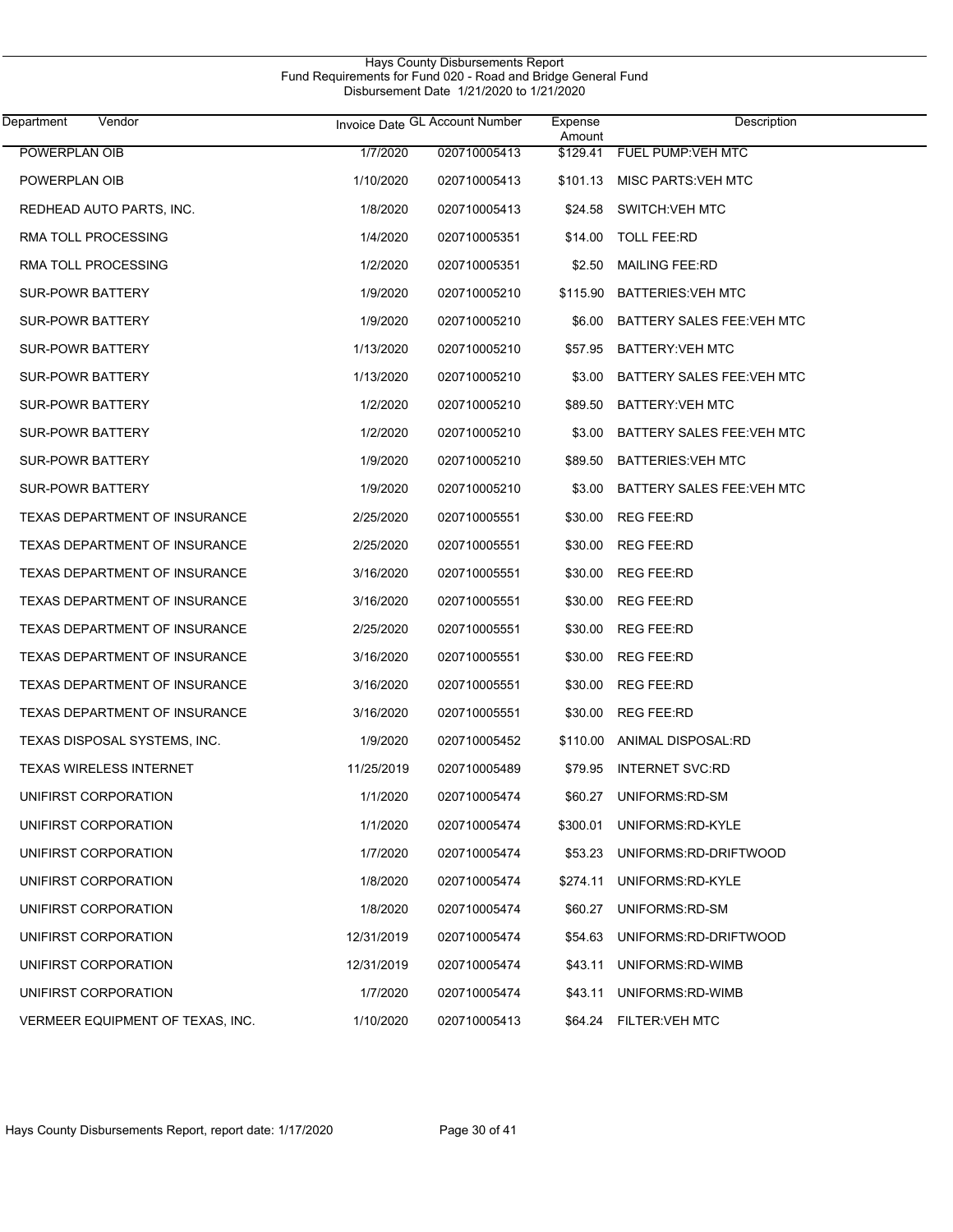Hays County Disbursements Report
Fund Requirements for Fund 020 - Road and Bridge General Fund
Disbursement Date 1/21/2020 to 1/21/2020

| Department | Vendor | Invoice Date | GL Account Number | Expense Amount | Description |
|---|---|---|---|---|---|
| POWERPLAN OIB | | 1/7/2020 | 020710005413 | $129.41 | FUEL PUMP:VEH MTC |
| POWERPLAN OIB | | 1/10/2020 | 020710005413 | $101.13 | MISC PARTS:VEH MTC |
| REDHEAD AUTO PARTS, INC. | | 1/8/2020 | 020710005413 | $24.58 | SWITCH:VEH MTC |
| RMA TOLL PROCESSING | | 1/4/2020 | 020710005351 | $14.00 | TOLL FEE:RD |
| RMA TOLL PROCESSING | | 1/2/2020 | 020710005351 | $2.50 | MAILING FEE:RD |
| SUR-POWR BATTERY | | 1/9/2020 | 020710005210 | $115.90 | BATTERIES:VEH MTC |
| SUR-POWR BATTERY | | 1/9/2020 | 020710005210 | $6.00 | BATTERY SALES FEE:VEH MTC |
| SUR-POWR BATTERY | | 1/13/2020 | 020710005210 | $57.95 | BATTERY:VEH MTC |
| SUR-POWR BATTERY | | 1/13/2020 | 020710005210 | $3.00 | BATTERY SALES FEE:VEH MTC |
| SUR-POWR BATTERY | | 1/2/2020 | 020710005210 | $89.50 | BATTERY:VEH MTC |
| SUR-POWR BATTERY | | 1/2/2020 | 020710005210 | $3.00 | BATTERY SALES FEE:VEH MTC |
| SUR-POWR BATTERY | | 1/9/2020 | 020710005210 | $89.50 | BATTERIES:VEH MTC |
| SUR-POWR BATTERY | | 1/9/2020 | 020710005210 | $3.00 | BATTERY SALES FEE:VEH MTC |
| TEXAS DEPARTMENT OF INSURANCE | | 2/25/2020 | 020710005551 | $30.00 | REG FEE:RD |
| TEXAS DEPARTMENT OF INSURANCE | | 2/25/2020 | 020710005551 | $30.00 | REG FEE:RD |
| TEXAS DEPARTMENT OF INSURANCE | | 3/16/2020 | 020710005551 | $30.00 | REG FEE:RD |
| TEXAS DEPARTMENT OF INSURANCE | | 3/16/2020 | 020710005551 | $30.00 | REG FEE:RD |
| TEXAS DEPARTMENT OF INSURANCE | | 2/25/2020 | 020710005551 | $30.00 | REG FEE:RD |
| TEXAS DEPARTMENT OF INSURANCE | | 3/16/2020 | 020710005551 | $30.00 | REG FEE:RD |
| TEXAS DEPARTMENT OF INSURANCE | | 3/16/2020 | 020710005551 | $30.00 | REG FEE:RD |
| TEXAS DEPARTMENT OF INSURANCE | | 3/16/2020 | 020710005551 | $30.00 | REG FEE:RD |
| TEXAS DISPOSAL SYSTEMS, INC. | | 1/9/2020 | 020710005452 | $110.00 | ANIMAL DISPOSAL:RD |
| TEXAS WIRELESS INTERNET | | 11/25/2019 | 020710005489 | $79.95 | INTERNET SVC:RD |
| UNIFIRST CORPORATION | | 1/1/2020 | 020710005474 | $60.27 | UNIFORMS:RD-SM |
| UNIFIRST CORPORATION | | 1/1/2020 | 020710005474 | $300.01 | UNIFORMS:RD-KYLE |
| UNIFIRST CORPORATION | | 1/7/2020 | 020710005474 | $53.23 | UNIFORMS:RD-DRIFTWOOD |
| UNIFIRST CORPORATION | | 1/8/2020 | 020710005474 | $274.11 | UNIFORMS:RD-KYLE |
| UNIFIRST CORPORATION | | 1/8/2020 | 020710005474 | $60.27 | UNIFORMS:RD-SM |
| UNIFIRST CORPORATION | | 12/31/2019 | 020710005474 | $54.63 | UNIFORMS:RD-DRIFTWOOD |
| UNIFIRST CORPORATION | | 12/31/2019 | 020710005474 | $43.11 | UNIFORMS:RD-WIMB |
| UNIFIRST CORPORATION | | 1/7/2020 | 020710005474 | $43.11 | UNIFORMS:RD-WIMB |
| VERMEER EQUIPMENT OF TEXAS, INC. | | 1/10/2020 | 020710005413 | $64.24 | FILTER:VEH MTC |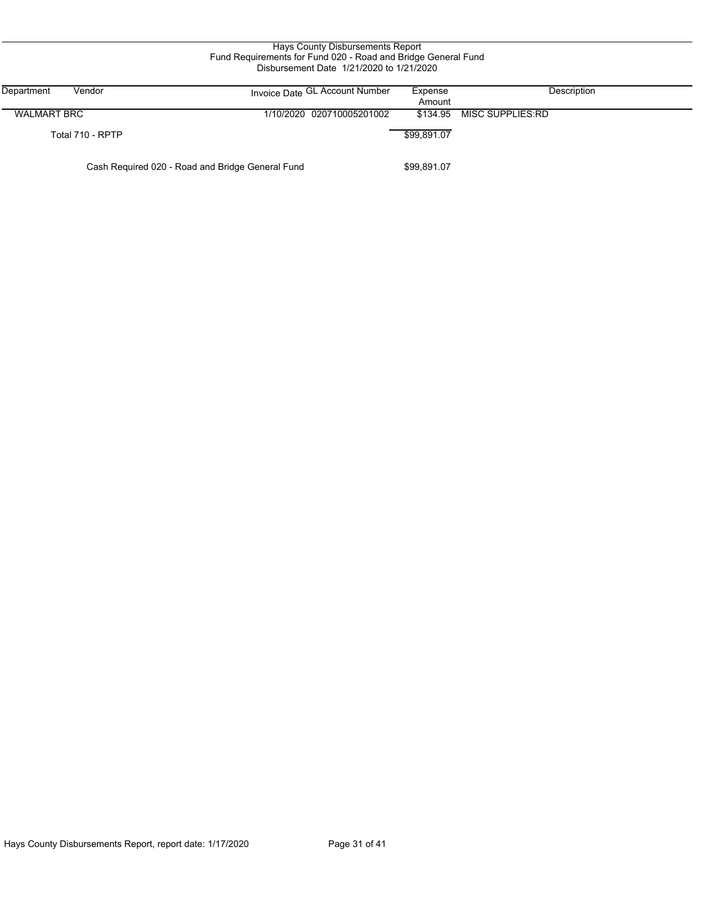Hays County Disbursements Report
Fund Requirements for Fund 020 - Road and Bridge General Fund
Disbursement Date 1/21/2020 to 1/21/2020

| Department | Vendor | Invoice Date | GL Account Number | Expense Amount | Description |
|---|---|---|---|---|---|
| WALMART BRC | | 1/10/2020 | 020710005201002 | $134.95 | MISC SUPPLIES:RD |
| | Total 710 - RPTP | | | $99,891.07 | |
| | Cash Required 020 - Road and Bridge General Fund | | | $99,891.07 | |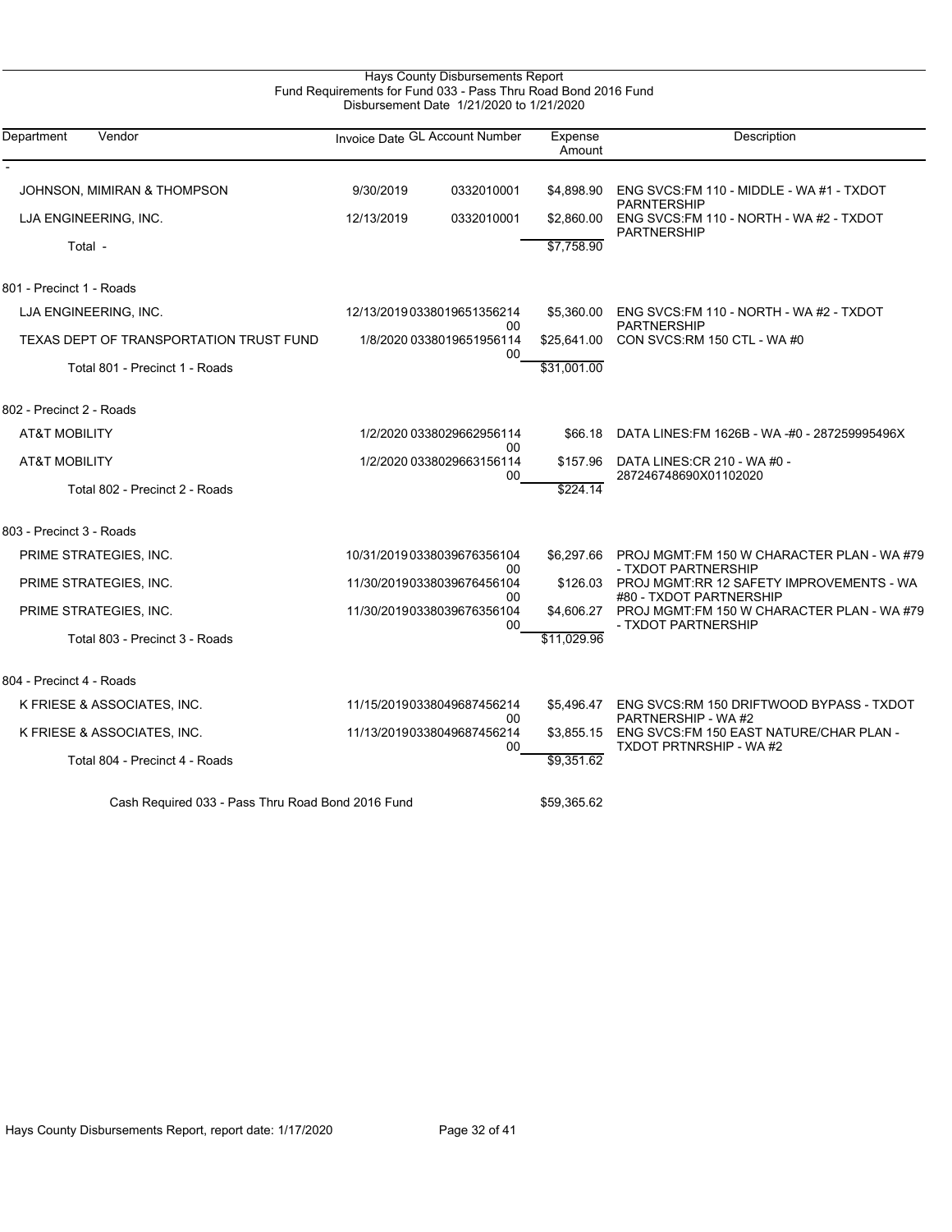# Hays County Disbursements Report

## Fund Requirements for Fund 033 - Pass Thru Road Bond 2016 Fund

### Disbursement Date 1/21/2020 to 1/21/2020

| Department | Vendor | Invoice Date | GL Account Number | Expense Amount | Description |
|---|---|---|---|---|---|
| - | | | | | |
| | JOHNSON, MIMIRAN & THOMPSON | 9/30/2019 | 0332010001 | $4,898.90 | ENG SVCS:FM 110 - MIDDLE - WA #1 - TXDOT PARNTERSHIP |
| | LJA ENGINEERING, INC. | 12/13/2019 | 0332010001 | $2,860.00 | ENG SVCS:FM 110 - NORTH - WA #2 - TXDOT PARTNERSHIP |
| | Total - | | | $7,758.90 | |
| 801 - Precinct 1 - Roads | | | | | |
| | LJA ENGINEERING, INC. | 12/13/2019 | 033801965135621400 | $5,360.00 | ENG SVCS:FM 110 - NORTH - WA #2 - TXDOT PARTNERSHIP |
| | TEXAS DEPT OF TRANSPORTATION TRUST FUND | 1/8/2020 | 033801965195611400 | $25,641.00 | CON SVCS:RM 150 CTL - WA #0 |
| | Total 801 - Precinct 1 - Roads | | | $31,001.00 | |
| 802 - Precinct 2 - Roads | | | | | |
| | AT&T MOBILITY | 1/2/2020 | 033802966295611400 | $66.18 | DATA LINES:FM 1626B - WA -#0 - 287259995496X |
| | AT&T MOBILITY | 1/2/2020 | 033802966315611400 | $157.96 | DATA LINES:CR 210 - WA #0 - 287246748690X01102020 |
| | Total 802 - Precinct 2 - Roads | | | $224.14 | |
| 803 - Precinct 3 - Roads | | | | | |
| | PRIME STRATEGIES, INC. | 10/31/2019 | 033803967635610400 | $6,297.66 | PROJ MGMT:FM 150 W CHARACTER PLAN - WA #79 - TXDOT PARTNERSHIP |
| | PRIME STRATEGIES, INC. | 11/30/2019 | 033803967645610400 | $126.03 | PROJ MGMT:RR 12 SAFETY IMPROVEMENTS - WA #80 - TXDOT PARTNERSHIP |
| | PRIME STRATEGIES, INC. | 11/30/2019 | 033803967635610400 | $4,606.27 | PROJ MGMT:FM 150 W CHARACTER PLAN - WA #79 - TXDOT PARTNERSHIP |
| | Total 803 - Precinct 3 - Roads | | | $11,029.96 | |
| 804 - Precinct 4 - Roads | | | | | |
| | K FRIESE & ASSOCIATES, INC. | 11/15/2019 | 033804968745621400 | $5,496.47 | ENG SVCS:RM 150 DRIFTWOOD BYPASS - TXDOT PARTNERSHIP - WA #2 |
| | K FRIESE & ASSOCIATES, INC. | 11/13/2019 | 033804968745621400 | $3,855.15 | ENG SVCS:FM 150 EAST NATURE/CHAR PLAN - TXDOT PRTNRSHIP - WA #2 |
| | Total 804 - Precinct 4 - Roads | | | $9,351.62 | |
| | Cash Required 033 - Pass Thru Road Bond 2016 Fund | | | $59,365.62 | |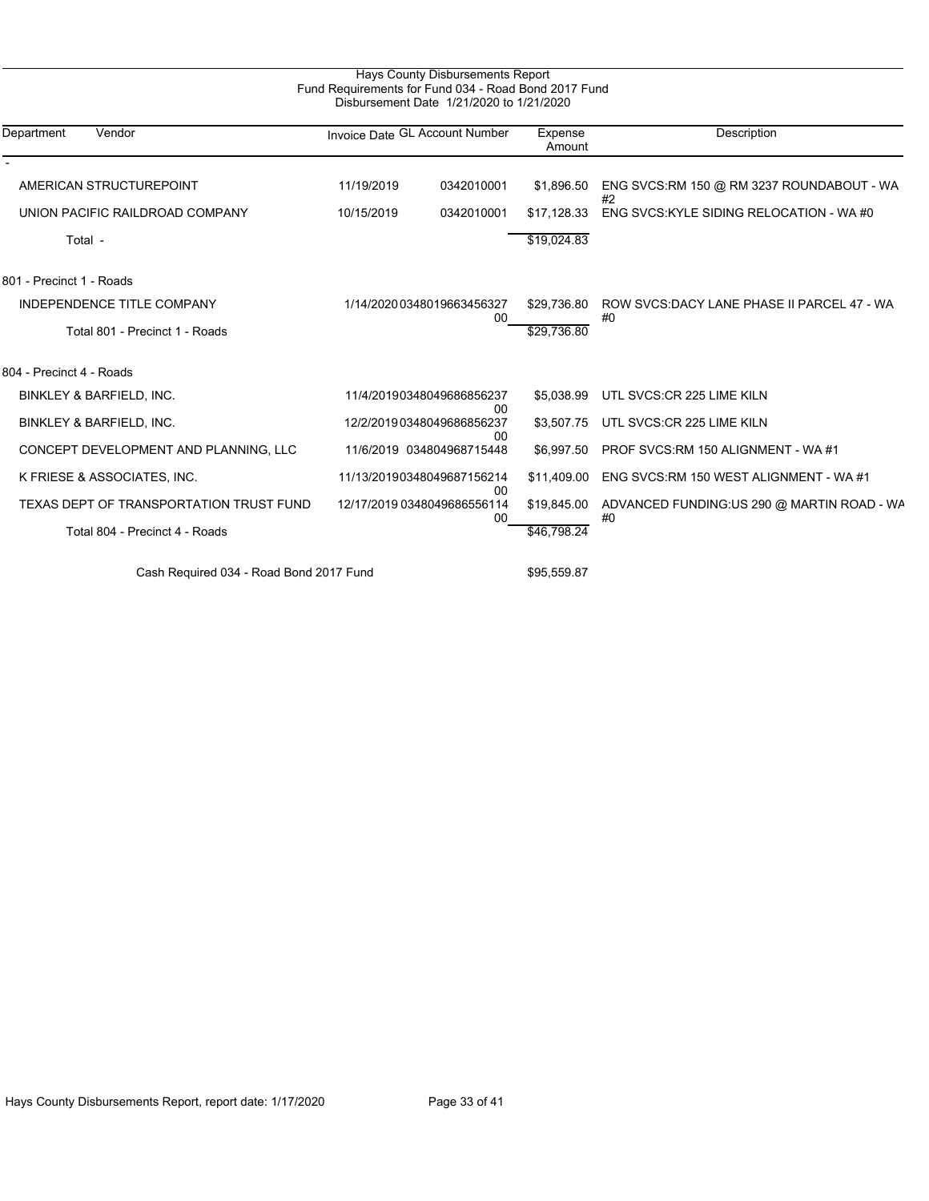# Hays County Disbursements Report

## Fund Requirements for Fund 034 - Road Bond 2017 Fund

### Disbursement Date 1/21/2020 to 1/21/2020

| Department | Vendor | Invoice Date | GL Account Number | Expense Amount | Description |
|---|---|---|---|---|---|
| - | | | | | |
| | AMERICAN STRUCTUREPOINT | 11/19/2019 | 0342010001 | $1,896.50 | ENG SVCS:RM 150 @ RM 3237 ROUNDABOUT - WA #2 |
| | UNION PACIFIC RAILDROAD COMPANY | 10/15/2019 | 0342010001 | $17,128.33 | ENG SVCS:KYLE SIDING RELOCATION - WA #0 |
| | Total - | | | $19,024.83 | |
| 801 - Precinct 1 - Roads | | | | | |
| | INDEPENDENCE TITLE COMPANY | 1/14/2020 | 034801966345632700 | $29,736.80 | ROW SVCS:DACY LANE PHASE II PARCEL 47 - WA #0 |
| | Total 801 - Precinct 1 - Roads | | | $29,736.80 | |
| 804 - Precinct 4 - Roads | | | | | |
| | BINKLEY & BARFIELD, INC. | 11/4/2019 | 034804968685623700 | $5,038.99 | UTL SVCS:CR 225 LIME KILN |
| | BINKLEY & BARFIELD, INC. | 12/2/2019 | 034804968685623700 | $3,507.75 | UTL SVCS:CR 225 LIME KILN |
| | CONCEPT DEVELOPMENT AND PLANNING, LLC | 11/6/2019 | 034804968715448 | $6,997.50 | PROF SVCS:RM 150 ALIGNMENT - WA #1 |
| | K FRIESE & ASSOCIATES, INC. | 11/13/2019 | 034804968715621400 | $11,409.00 | ENG SVCS:RM 150 WEST ALIGNMENT - WA #1 |
| | TEXAS DEPT OF TRANSPORTATION TRUST FUND | 12/17/2019 | 034804968655611400 | $19,845.00 | ADVANCED FUNDING:US 290 @ MARTIN ROAD - WA #0 |
| | Total 804 - Precinct 4 - Roads | | | $46,798.24 | |
| | Cash Required 034 - Road Bond 2017 Fund | | | $95,559.87 | |

Hays County Disbursements Report, report date: 1/17/2020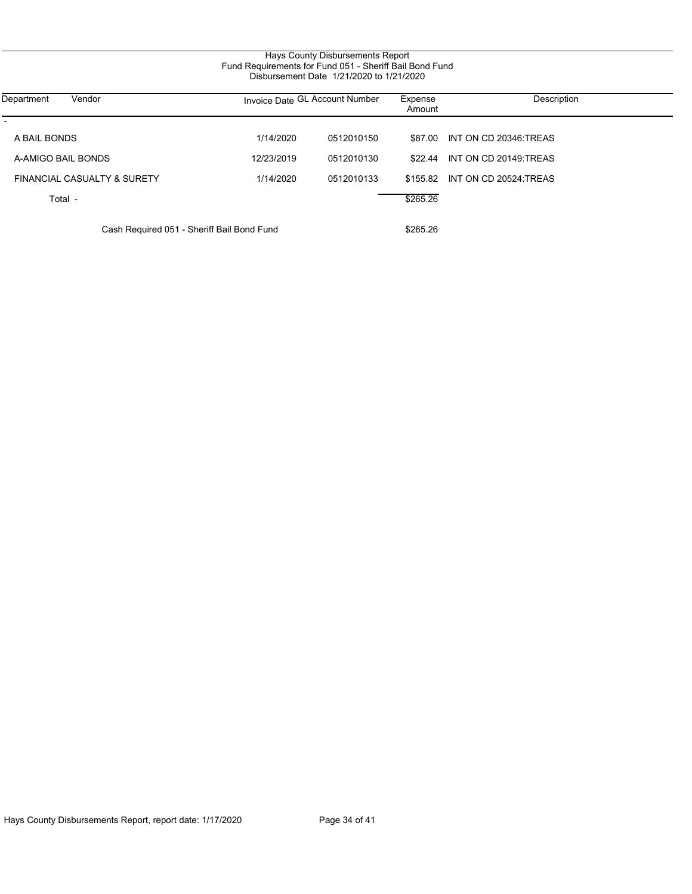# Hays County Disbursements Report
## Fund Requirements for Fund 051 - Sheriff Bail Bond Fund
### Disbursement Date 1/21/2020 to 1/21/2020

| Department | Vendor | Invoice Date | GL Account Number | Expense Amount | Description |
|---|---|---|---|---|---|
| - | | | | | |
| | A BAIL BONDS | 1/14/2020 | 0512010150 | $87.00 | INT ON CD 20346:TREAS |
| | A-AMIGO BAIL BONDS | 12/23/2019 | 0512010130 | $22.44 | INT ON CD 20149:TREAS |
| | FINANCIAL CASUALTY & SURETY | 1/14/2020 | 0512010133 | $155.82 | INT ON CD 20524:TREAS |
| | Total - | | | $265.26 | |

Cash Required 051 - Sheriff Bail Bond Fund $265.26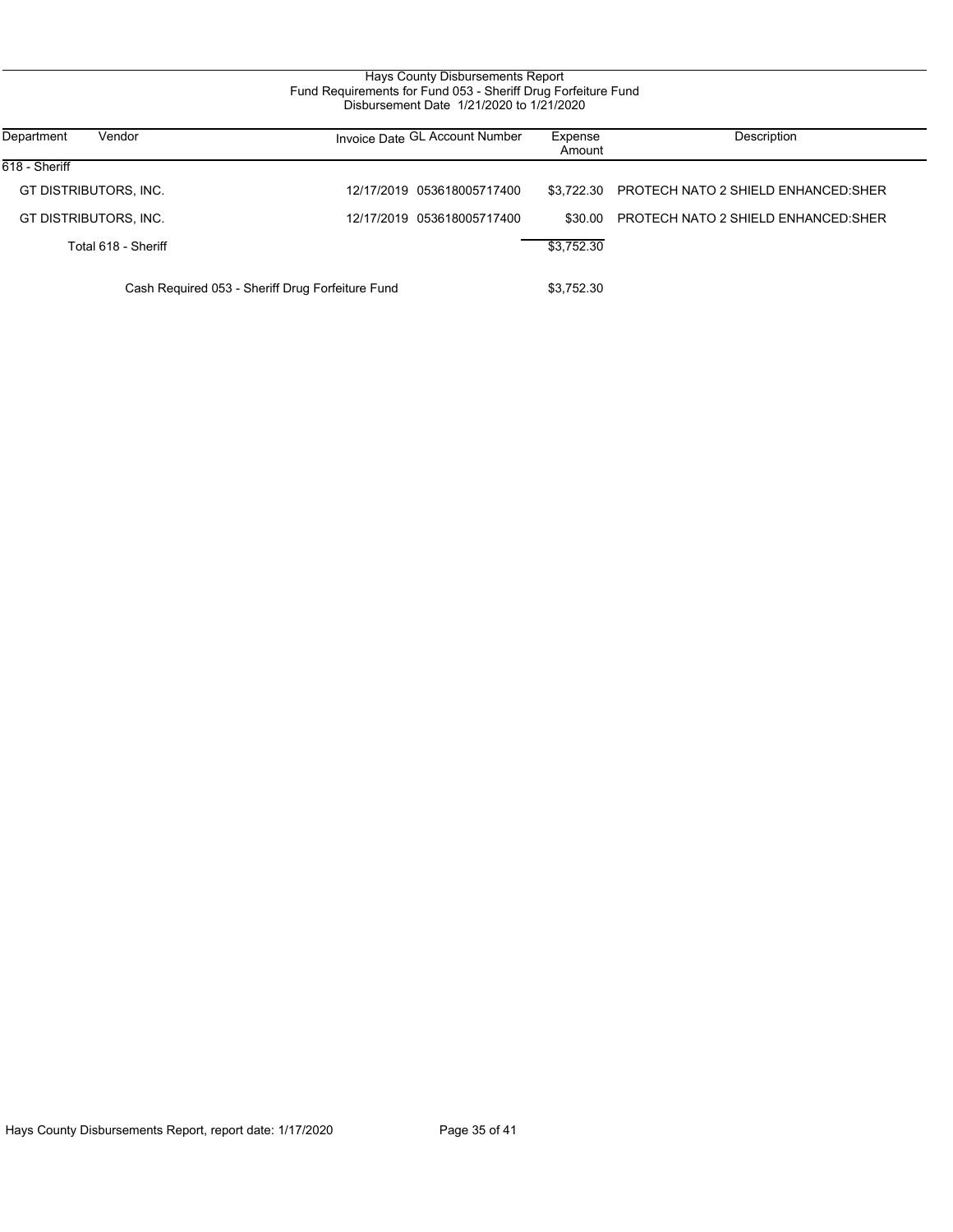Hays County Disbursements Report
Fund Requirements for Fund 053 - Sheriff Drug Forfeiture Fund
Disbursement Date 1/21/2020 to 1/21/2020

| Department | Vendor | Invoice Date | GL Account Number | Expense Amount | Description |
|---|---|---|---|---|---|
| 618 - Sheriff | | | | | |
| | GT DISTRIBUTORS, INC. | 12/17/2019 | 053618005717400 | $3,722.30 | PROTECH NATO 2 SHIELD ENHANCED:SHER |
| | GT DISTRIBUTORS, INC. | 12/17/2019 | 053618005717400 | $30.00 | PROTECH NATO 2 SHIELD ENHANCED:SHER |
| | Total 618 - Sheriff | | | $3,752.30 | |
| | Cash Required 053 - Sheriff Drug Forfeiture Fund | | | $3,752.30 | |

Hays County Disbursements Report, report date: 1/17/2020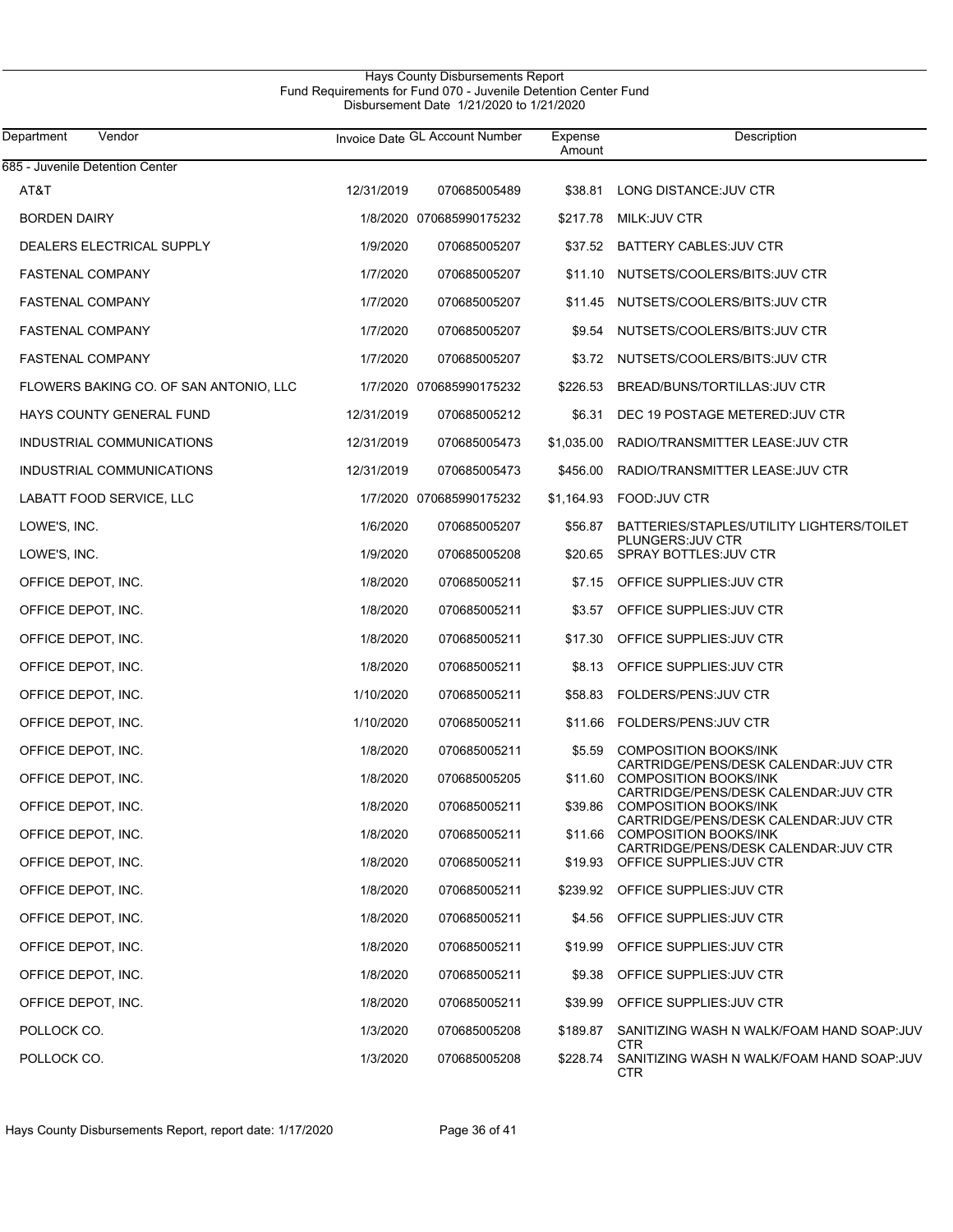# Hays County Disbursements Report

## Fund Requirements for Fund 070 - Juvenile Detention Center Fund

### Disbursement Date 1/21/2020 to 1/21/2020

| Department | Vendor | Invoice Date | GL Account Number | Expense Amount | Description |
|---|---|---|---|---|---|
| 685 - Juvenile Detention Center | | | | | |
| | AT&T | 12/31/2019 | 070685005489 | $38.81 | LONG DISTANCE:JUV CTR |
| | BORDEN DAIRY | 1/8/2020 | 070685990175232 | $217.78 | MILK:JUV CTR |
| | DEALERS ELECTRICAL SUPPLY | 1/9/2020 | 070685005207 | $37.52 | BATTERY CABLES:JUV CTR |
| | FASTENAL COMPANY | 1/7/2020 | 070685005207 | $11.10 | NUTSETS/COOLERS/BITS:JUV CTR |
| | FASTENAL COMPANY | 1/7/2020 | 070685005207 | $11.45 | NUTSETS/COOLERS/BITS:JUV CTR |
| | FASTENAL COMPANY | 1/7/2020 | 070685005207 | $9.54 | NUTSETS/COOLERS/BITS:JUV CTR |
| | FASTENAL COMPANY | 1/7/2020 | 070685005207 | $3.72 | NUTSETS/COOLERS/BITS:JUV CTR |
| | FLOWERS BAKING CO. OF SAN ANTONIO, LLC | 1/7/2020 | 070685990175232 | $226.53 | BREAD/BUNS/TORTILLAS:JUV CTR |
| | HAYS COUNTY GENERAL FUND | 12/31/2019 | 070685005212 | $6.31 | DEC 19 POSTAGE METERED:JUV CTR |
| | INDUSTRIAL COMMUNICATIONS | 12/31/2019 | 070685005473 | $1,035.00 | RADIO/TRANSMITTER LEASE:JUV CTR |
| | INDUSTRIAL COMMUNICATIONS | 12/31/2019 | 070685005473 | $456.00 | RADIO/TRANSMITTER LEASE:JUV CTR |
| | LABATT FOOD SERVICE, LLC | 1/7/2020 | 070685990175232 | $1,164.93 | FOOD:JUV CTR |
| | LOWE'S, INC. | 1/6/2020 | 070685005207 | $56.87 | BATTERIES/STAPLES/UTILITY LIGHTERS/TOILET PLUNGERS:JUV CTR |
| | LOWE'S, INC. | 1/9/2020 | 070685005208 | $20.65 | SPRAY BOTTLES:JUV CTR |
| | OFFICE DEPOT, INC. | 1/8/2020 | 070685005211 | $7.15 | OFFICE SUPPLIES:JUV CTR |
| | OFFICE DEPOT, INC. | 1/8/2020 | 070685005211 | $3.57 | OFFICE SUPPLIES:JUV CTR |
| | OFFICE DEPOT, INC. | 1/8/2020 | 070685005211 | $17.30 | OFFICE SUPPLIES:JUV CTR |
| | OFFICE DEPOT, INC. | 1/8/2020 | 070685005211 | $8.13 | OFFICE SUPPLIES:JUV CTR |
| | OFFICE DEPOT, INC. | 1/10/2020 | 070685005211 | $58.83 | FOLDERS/PENS:JUV CTR |
| | OFFICE DEPOT, INC. | 1/10/2020 | 070685005211 | $11.66 | FOLDERS/PENS:JUV CTR |
| | OFFICE DEPOT, INC. | 1/8/2020 | 070685005211 | $5.59 | COMPOSITION BOOKS/INK CARTRIDGE/PENS/DESK CALENDAR:JUV CTR |
| | OFFICE DEPOT, INC. | 1/8/2020 | 070685005205 | $11.60 | COMPOSITION BOOKS/INK CARTRIDGE/PENS/DESK CALENDAR:JUV CTR |
| | OFFICE DEPOT, INC. | 1/8/2020 | 070685005211 | $39.86 | COMPOSITION BOOKS/INK CARTRIDGE/PENS/DESK CALENDAR:JUV CTR |
| | OFFICE DEPOT, INC. | 1/8/2020 | 070685005211 | $11.66 | COMPOSITION BOOKS/INK CARTRIDGE/PENS/DESK CALENDAR:JUV CTR |
| | OFFICE DEPOT, INC. | 1/8/2020 | 070685005211 | $19.93 | OFFICE SUPPLIES:JUV CTR |
| | OFFICE DEPOT, INC. | 1/8/2020 | 070685005211 | $239.92 | OFFICE SUPPLIES:JUV CTR |
| | OFFICE DEPOT, INC. | 1/8/2020 | 070685005211 | $4.56 | OFFICE SUPPLIES:JUV CTR |
| | OFFICE DEPOT, INC. | 1/8/2020 | 070685005211 | $19.99 | OFFICE SUPPLIES:JUV CTR |
| | OFFICE DEPOT, INC. | 1/8/2020 | 070685005211 | $9.38 | OFFICE SUPPLIES:JUV CTR |
| | OFFICE DEPOT, INC. | 1/8/2020 | 070685005211 | $39.99 | OFFICE SUPPLIES:JUV CTR |
| | POLLOCK CO. | 1/3/2020 | 070685005208 | $189.87 | SANITIZING WASH N WALK/FOAM HAND SOAP:JUV CTR |
| | POLLOCK CO. | 1/3/2020 | 070685005208 | $228.74 | SANITIZING WASH N WALK/FOAM HAND SOAP:JUV CTR |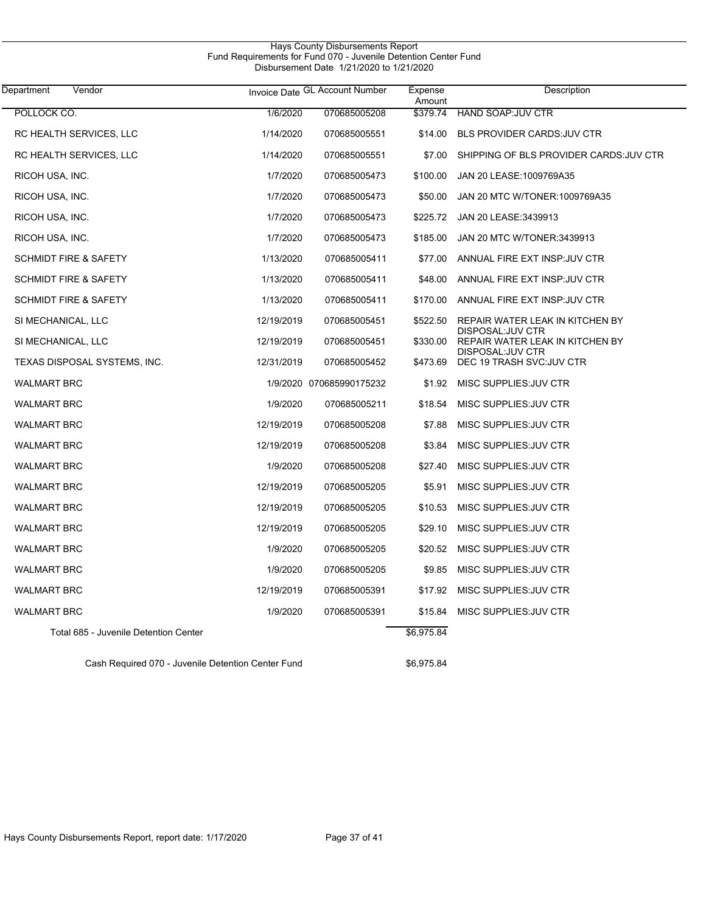Hays County Disbursements Report
Fund Requirements for Fund 070 - Juvenile Detention Center Fund
Disbursement Date 1/21/2020 to 1/21/2020

| Department | Vendor | Invoice Date | GL Account Number | Expense Amount | Description |
|---|---|---|---|---|---|
| POLLOCK CO. | | 1/6/2020 | 070685005208 | $379.74 | HAND SOAP:JUV CTR |
| RC HEALTH SERVICES, LLC | | 1/14/2020 | 070685005551 | $14.00 | BLS PROVIDER CARDS:JUV CTR |
| RC HEALTH SERVICES, LLC | | 1/14/2020 | 070685005551 | $7.00 | SHIPPING OF BLS PROVIDER CARDS:JUV CTR |
| RICOH USA, INC. | | 1/7/2020 | 070685005473 | $100.00 | JAN 20 LEASE:1009769A35 |
| RICOH USA, INC. | | 1/7/2020 | 070685005473 | $50.00 | JAN 20 MTC W/TONER:1009769A35 |
| RICOH USA, INC. | | 1/7/2020 | 070685005473 | $225.72 | JAN 20 LEASE:3439913 |
| RICOH USA, INC. | | 1/7/2020 | 070685005473 | $185.00 | JAN 20 MTC W/TONER:3439913 |
| SCHMIDT FIRE & SAFETY | | 1/13/2020 | 070685005411 | $77.00 | ANNUAL FIRE EXT INSP:JUV CTR |
| SCHMIDT FIRE & SAFETY | | 1/13/2020 | 070685005411 | $48.00 | ANNUAL FIRE EXT INSP:JUV CTR |
| SCHMIDT FIRE & SAFETY | | 1/13/2020 | 070685005411 | $170.00 | ANNUAL FIRE EXT INSP:JUV CTR |
| SI MECHANICAL, LLC | | 12/19/2019 | 070685005451 | $522.50 | REPAIR WATER LEAK IN KITCHEN BY DISPOSAL:JUV CTR |
| SI MECHANICAL, LLC | | 12/19/2019 | 070685005451 | $330.00 | REPAIR WATER LEAK IN KITCHEN BY DISPOSAL:JUV CTR |
| TEXAS DISPOSAL SYSTEMS, INC. | | 12/31/2019 | 070685005452 | $473.69 | DEC 19 TRASH SVC:JUV CTR |
| WALMART BRC | | 1/9/2020 | 070685990175232 | $1.92 | MISC SUPPLIES:JUV CTR |
| WALMART BRC | | 1/9/2020 | 070685005211 | $18.54 | MISC SUPPLIES:JUV CTR |
| WALMART BRC | | 12/19/2019 | 070685005208 | $7.88 | MISC SUPPLIES:JUV CTR |
| WALMART BRC | | 12/19/2019 | 070685005208 | $3.84 | MISC SUPPLIES:JUV CTR |
| WALMART BRC | | 1/9/2020 | 070685005208 | $27.40 | MISC SUPPLIES:JUV CTR |
| WALMART BRC | | 12/19/2019 | 070685005205 | $5.91 | MISC SUPPLIES:JUV CTR |
| WALMART BRC | | 12/19/2019 | 070685005205 | $10.53 | MISC SUPPLIES:JUV CTR |
| WALMART BRC | | 12/19/2019 | 070685005205 | $29.10 | MISC SUPPLIES:JUV CTR |
| WALMART BRC | | 1/9/2020 | 070685005205 | $20.52 | MISC SUPPLIES:JUV CTR |
| WALMART BRC | | 1/9/2020 | 070685005205 | $9.85 | MISC SUPPLIES:JUV CTR |
| WALMART BRC | | 12/19/2019 | 070685005391 | $17.92 | MISC SUPPLIES:JUV CTR |
| WALMART BRC | | 1/9/2020 | 070685005391 | $15.84 | MISC SUPPLIES:JUV CTR |
| Total 685 - Juvenile Detention Center | | | | $6,975.84 | |

Cash Required 070 - Juvenile Detention Center Fund $6,975.84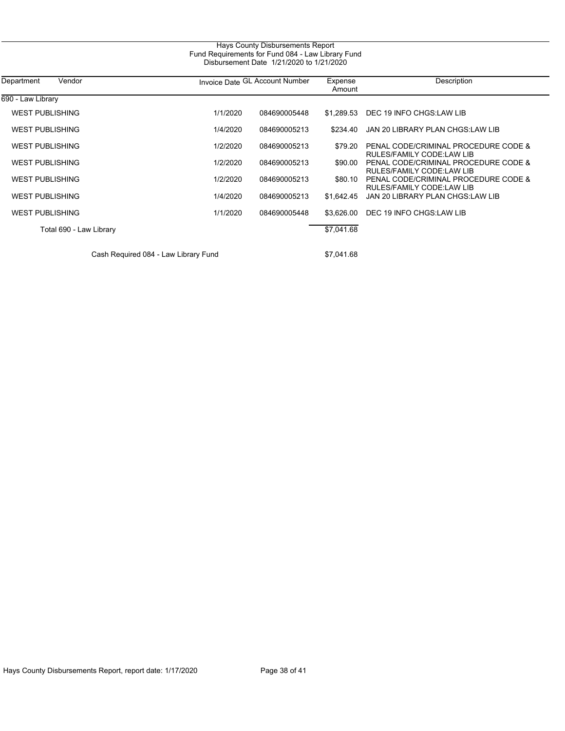Hays County Disbursements Report
Fund Requirements for Fund 084 - Law Library Fund
Disbursement Date 1/21/2020 to 1/21/2020

| Department | Vendor | Invoice Date | GL Account Number | Expense Amount | Description |
|---|---|---|---|---|---|
| 690 - Law Library | | | | | |
| | WEST PUBLISHING | 1/1/2020 | 084690005448 | $1,289.53 | DEC 19 INFO CHGS:LAW LIB |
| | WEST PUBLISHING | 1/4/2020 | 084690005213 | $234.40 | JAN 20 LIBRARY PLAN CHGS:LAW LIB |
| | WEST PUBLISHING | 1/2/2020 | 084690005213 | $79.20 | PENAL CODE/CRIMINAL PROCEDURE CODE & RULES/FAMILY CODE:LAW LIB |
| | WEST PUBLISHING | 1/2/2020 | 084690005213 | $90.00 | PENAL CODE/CRIMINAL PROCEDURE CODE & RULES/FAMILY CODE:LAW LIB |
| | WEST PUBLISHING | 1/2/2020 | 084690005213 | $80.10 | PENAL CODE/CRIMINAL PROCEDURE CODE & RULES/FAMILY CODE:LAW LIB |
| | WEST PUBLISHING | 1/4/2020 | 084690005213 | $1,642.45 | JAN 20 LIBRARY PLAN CHGS:LAW LIB |
| | WEST PUBLISHING | 1/1/2020 | 084690005448 | $3,626.00 | DEC 19 INFO CHGS:LAW LIB |
| | Total 690 - Law Library | | | $7,041.68 | |
| | Cash Required 084 - Law Library Fund | | | $7,041.68 | |

Hays County Disbursements Report, report date: 1/17/2020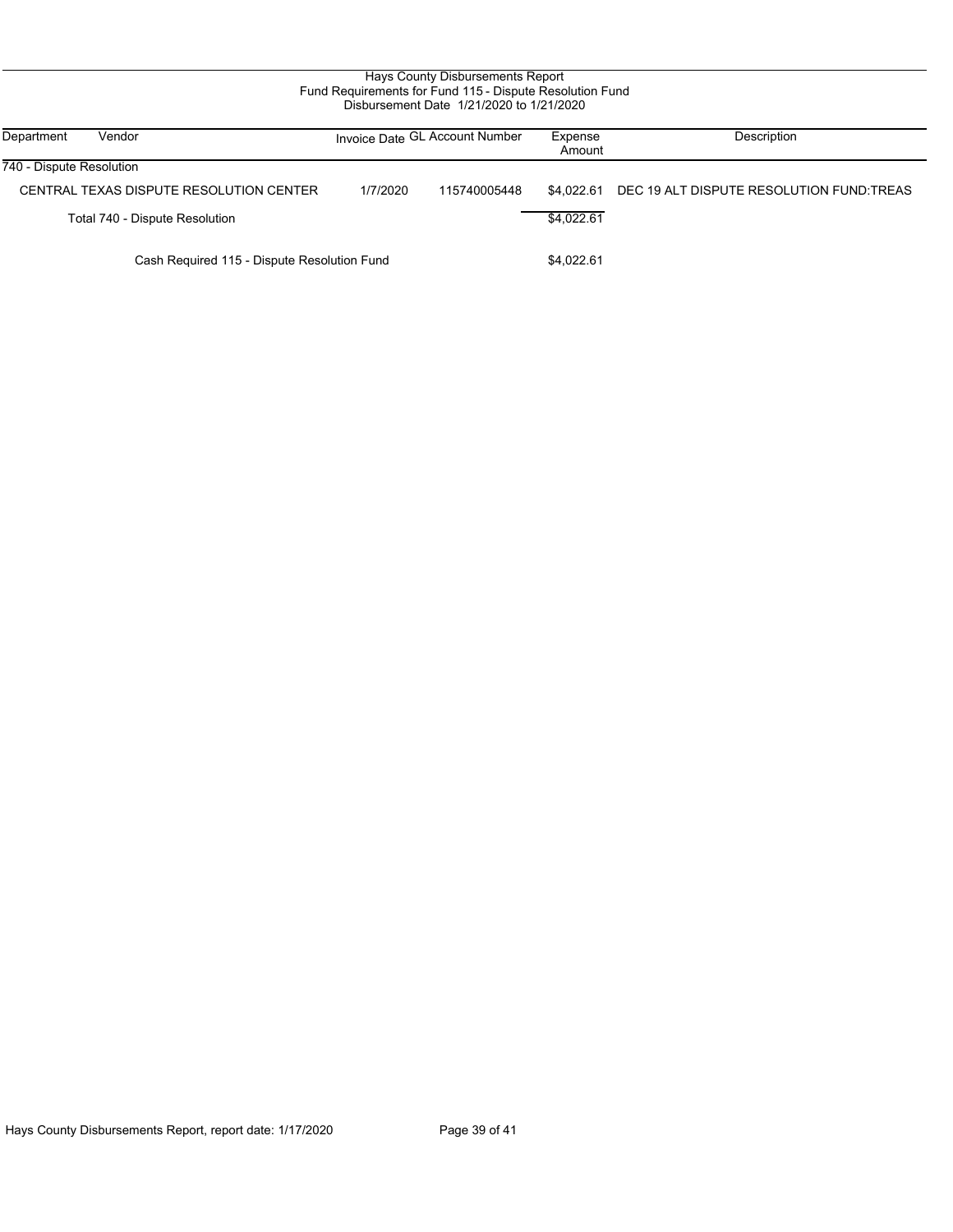Hays County Disbursements Report
Fund Requirements for Fund 115 - Dispute Resolution Fund
Disbursement Date 1/21/2020 to 1/21/2020

| Department | Vendor | Invoice Date | GL Account Number | Expense Amount | Description |
|---|---|---|---|---|---|
| 740 - Dispute Resolution | | | | | |
| | CENTRAL TEXAS DISPUTE RESOLUTION CENTER | 1/7/2020 | 115740005448 | $4,022.61 | DEC 19 ALT DISPUTE RESOLUTION FUND:TREAS |
| | Total 740 - Dispute Resolution | | | $4,022.61 | |
| | Cash Required 115 - Dispute Resolution Fund | | | $4,022.61 | |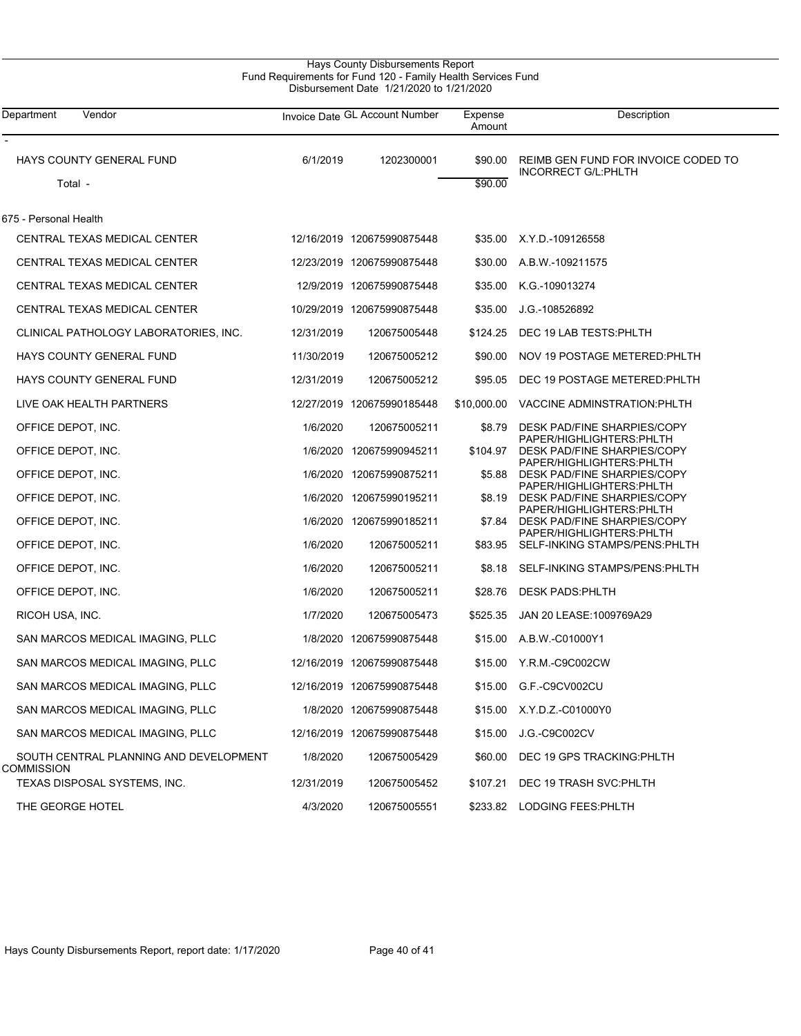# Hays County Disbursements Report

## Fund Requirements for Fund 120 - Family Health Services Fund

### Disbursement Date 1/21/2020 to 1/21/2020

| Department | Vendor | Invoice Date | GL Account Number | Expense Amount | Description |
|---|---|---|---|---|---|
| - | | | | | |
| | HAYS COUNTY GENERAL FUND | 6/1/2019 | 1202300001 | $90.00 | REIMB GEN FUND FOR INVOICE CODED TO INCORRECT G/L:PHLTH |
| Total - | | | | $90.00 | |
| 675 - Personal Health | | | | | |
| | CENTRAL TEXAS MEDICAL CENTER | 12/16/2019 | 120675990875448 | $35.00 | X.Y.D.-109126558 |
| | CENTRAL TEXAS MEDICAL CENTER | 12/23/2019 | 120675990875448 | $30.00 | A.B.W.-109211575 |
| | CENTRAL TEXAS MEDICAL CENTER | 12/9/2019 | 120675990875448 | $35.00 | K.G.-109013274 |
| | CENTRAL TEXAS MEDICAL CENTER | 10/29/2019 | 120675990875448 | $35.00 | J.G.-108526892 |
| | CLINICAL PATHOLOGY LABORATORIES, INC. | 12/31/2019 | 120675005448 | $124.25 | DEC 19 LAB TESTS:PHLTH |
| | HAYS COUNTY GENERAL FUND | 11/30/2019 | 120675005212 | $90.00 | NOV 19 POSTAGE METERED:PHLTH |
| | HAYS COUNTY GENERAL FUND | 12/31/2019 | 120675005212 | $95.05 | DEC 19 POSTAGE METERED:PHLTH |
| | LIVE OAK HEALTH PARTNERS | 12/27/2019 | 120675990185448 | $10,000.00 | VACCINE ADMINSTRATION:PHLTH |
| | OFFICE DEPOT, INC. | 1/6/2020 | 120675005211 | $8.79 | DESK PAD/FINE SHARPIES/COPY PAPER/HIGHLIGHTERS:PHLTH |
| | OFFICE DEPOT, INC. | 1/6/2020 | 120675990945211 | $104.97 | DESK PAD/FINE SHARPIES/COPY PAPER/HIGHLIGHTERS:PHLTH |
| | OFFICE DEPOT, INC. | 1/6/2020 | 120675990875211 | $5.88 | DESK PAD/FINE SHARPIES/COPY PAPER/HIGHLIGHTERS:PHLTH |
| | OFFICE DEPOT, INC. | 1/6/2020 | 120675990195211 | $8.19 | DESK PAD/FINE SHARPIES/COPY PAPER/HIGHLIGHTERS:PHLTH |
| | OFFICE DEPOT, INC. | 1/6/2020 | 120675990185211 | $7.84 | DESK PAD/FINE SHARPIES/COPY PAPER/HIGHLIGHTERS:PHLTH |
| | OFFICE DEPOT, INC. | 1/6/2020 | 120675005211 | $83.95 | SELF-INKING STAMPS/PENS:PHLTH |
| | OFFICE DEPOT, INC. | 1/6/2020 | 120675005211 | $8.18 | SELF-INKING STAMPS/PENS:PHLTH |
| | OFFICE DEPOT, INC. | 1/6/2020 | 120675005211 | $28.76 | DESK PADS:PHLTH |
| | RICOH USA, INC. | 1/7/2020 | 120675005473 | $525.35 | JAN 20 LEASE:1009769A29 |
| | SAN MARCOS MEDICAL IMAGING, PLLC | 1/8/2020 | 120675990875448 | $15.00 | A.B.W.-C01000Y1 |
| | SAN MARCOS MEDICAL IMAGING, PLLC | 12/16/2019 | 120675990875448 | $15.00 | Y.R.M.-C9C002CW |
| | SAN MARCOS MEDICAL IMAGING, PLLC | 12/16/2019 | 120675990875448 | $15.00 | G.F.-C9CV002CU |
| | SAN MARCOS MEDICAL IMAGING, PLLC | 1/8/2020 | 120675990875448 | $15.00 | X.Y.D.Z.-C01000Y0 |
| | SAN MARCOS MEDICAL IMAGING, PLLC | 12/16/2019 | 120675990875448 | $15.00 | J.G.-C9C002CV |
| | SOUTH CENTRAL PLANNING AND DEVELOPMENT COMMISSION | 1/8/2020 | 120675005429 | $60.00 | DEC 19 GPS TRACKING:PHLTH |
| | TEXAS DISPOSAL SYSTEMS, INC. | 12/31/2019 | 120675005452 | $107.21 | DEC 19 TRASH SVC:PHLTH |
| | THE GEORGE HOTEL | 4/3/2020 | 120675005551 | $233.82 | LODGING FEES:PHLTH |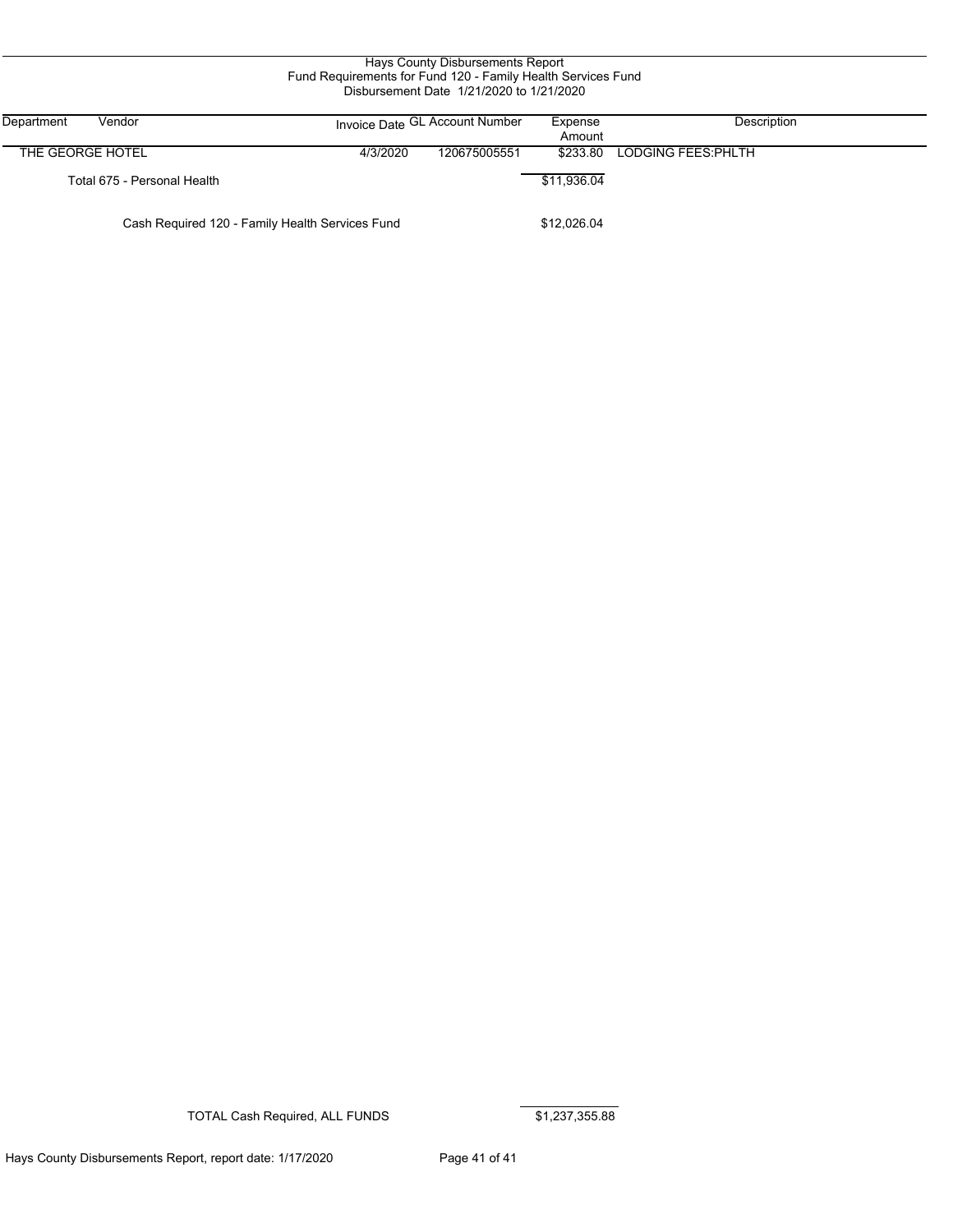Hays County Disbursements Report
Fund Requirements for Fund 120 - Family Health Services Fund
Disbursement Date 1/21/2020 to 1/21/2020

| Department | Vendor | Invoice Date | GL Account Number | Expense Amount | Description |
|---|---|---|---|---|---|
| THE GEORGE HOTEL | | 4/3/2020 | 120675005551 | $233.80 | LODGING FEES:PHLTH |
| | Total 675 - Personal Health | | | $11,936.04 | |
| | Cash Required 120 - Family Health Services Fund | | | $12,026.04 | |

TOTAL Cash Required, ALL FUNDS $1,237,355.88

Hays County Disbursements Report, report date: 1/17/2020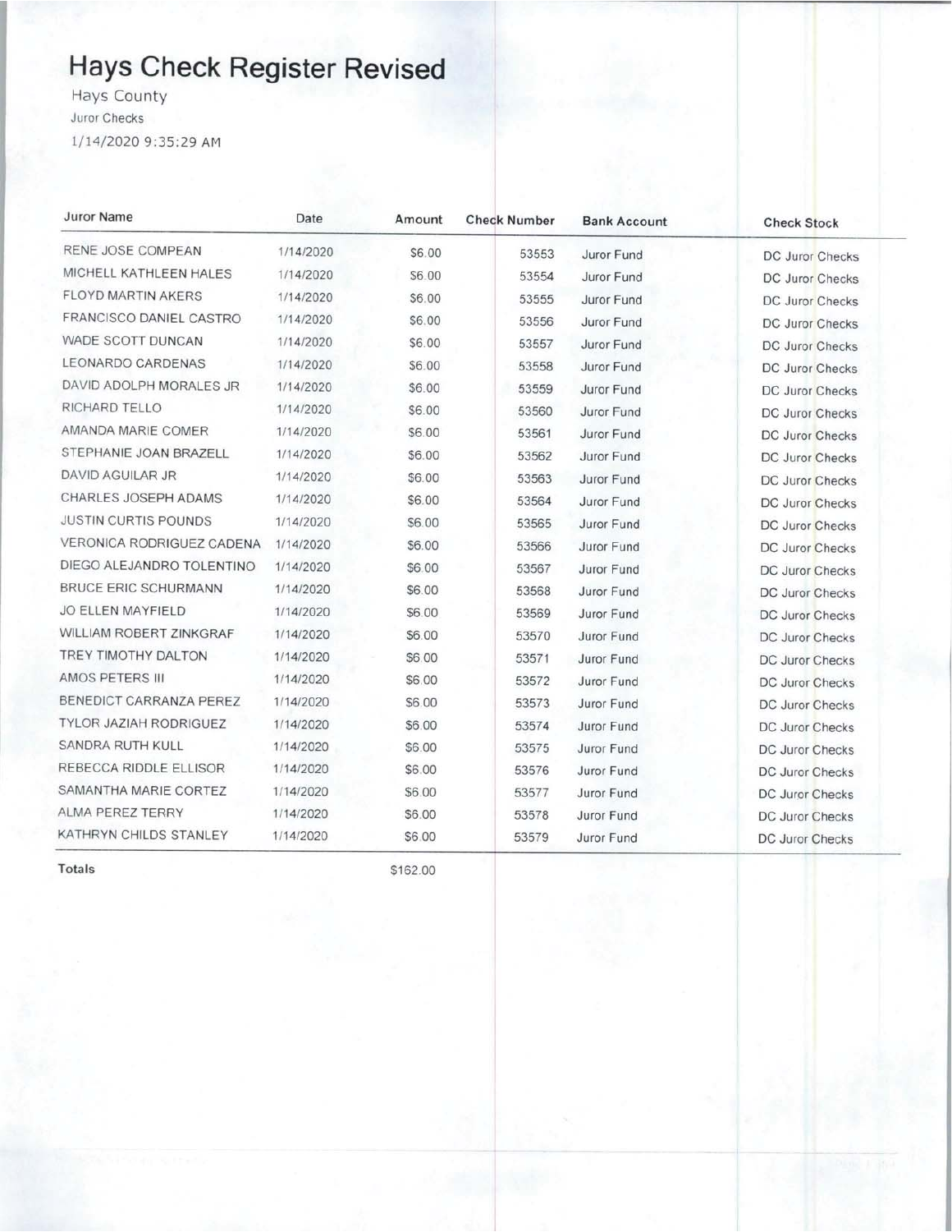# Hays Check Register Revised

Hays County

Juror Checks

1/14/2020 9:35:29 AM

| Juror Name | Date | Amount | Check Number | Bank Account | Check Stock |
|---|---|---|---|---|---|
| RENE JOSE COMPEAN | 1/14/2020 | $6.00 | 53553 | Juror Fund | DC Juror Checks |
| MICHELL KATHLEEN HALES | 1/14/2020 | $6.00 | 53554 | Juror Fund | DC Juror Checks |
| FLOYD MARTIN AKERS | 1/14/2020 | $6.00 | 53555 | Juror Fund | DC Juror Checks |
| FRANCISCO DANIEL CASTRO | 1/14/2020 | $6.00 | 53556 | Juror Fund | DC Juror Checks |
| WADE SCOTT DUNCAN | 1/14/2020 | $6.00 | 53557 | Juror Fund | DC Juror Checks |
| LEONARDO CARDENAS | 1/14/2020 | $6.00 | 53558 | Juror Fund | DC Juror Checks |
| DAVID ADOLPH MORALES JR | 1/14/2020 | $6.00 | 53559 | Juror Fund | DC Juror Checks |
| RICHARD TELLO | 1/14/2020 | $6.00 | 53560 | Juror Fund | DC Juror Checks |
| AMANDA MARIE COMER | 1/14/2020 | $6.00 | 53561 | Juror Fund | DC Juror Checks |
| STEPHANIE JOAN BRAZELL | 1/14/2020 | $6.00 | 53562 | Juror Fund | DC Juror Checks |
| DAVID AGUILAR JR | 1/14/2020 | $6.00 | 53563 | Juror Fund | DC Juror Checks |
| CHARLES JOSEPH ADAMS | 1/14/2020 | $6.00 | 53564 | Juror Fund | DC Juror Checks |
| JUSTIN CURTIS POUNDS | 1/14/2020 | $6.00 | 53565 | Juror Fund | DC Juror Checks |
| VERONICA RODRIGUEZ CADENA | 1/14/2020 | $6.00 | 53566 | Juror Fund | DC Juror Checks |
| DIEGO ALEJANDRO TOLENTINO | 1/14/2020 | $6.00 | 53567 | Juror Fund | DC Juror Checks |
| BRUCE ERIC SCHURMANN | 1/14/2020 | $6.00 | 53568 | Juror Fund | DC Juror Checks |
| JO ELLEN MAYFIELD | 1/14/2020 | $6.00 | 53569 | Juror Fund | DC Juror Checks |
| WILLIAM ROBERT ZINKGRAF | 1/14/2020 | $6.00 | 53570 | Juror Fund | DC Juror Checks |
| TREY TIMOTHY DALTON | 1/14/2020 | $6.00 | 53571 | Juror Fund | DC Juror Checks |
| AMOS PETERS III | 1/14/2020 | $6.00 | 53572 | Juror Fund | DC Juror Checks |
| BENEDICT CARRANZA PEREZ | 1/14/2020 | $6.00 | 53573 | Juror Fund | DC Juror Checks |
| TYLOR JAZIAH RODRIGUEZ | 1/14/2020 | $6.00 | 53574 | Juror Fund | DC Juror Checks |
| SANDRA RUTH KULL | 1/14/2020 | $6.00 | 53575 | Juror Fund | DC Juror Checks |
| REBECCA RIDDLE ELLISOR | 1/14/2020 | $6.00 | 53576 | Juror Fund | DC Juror Checks |
| SAMANTHA MARIE CORTEZ | 1/14/2020 | $6.00 | 53577 | Juror Fund | DC Juror Checks |
| ALMA PEREZ TERRY | 1/14/2020 | $6.00 | 53578 | Juror Fund | DC Juror Checks |
| KATHRYN CHILDS STANLEY | 1/14/2020 | $6.00 | 53579 | Juror Fund | DC Juror Checks |
| **Totals** | | $162.00 | | | |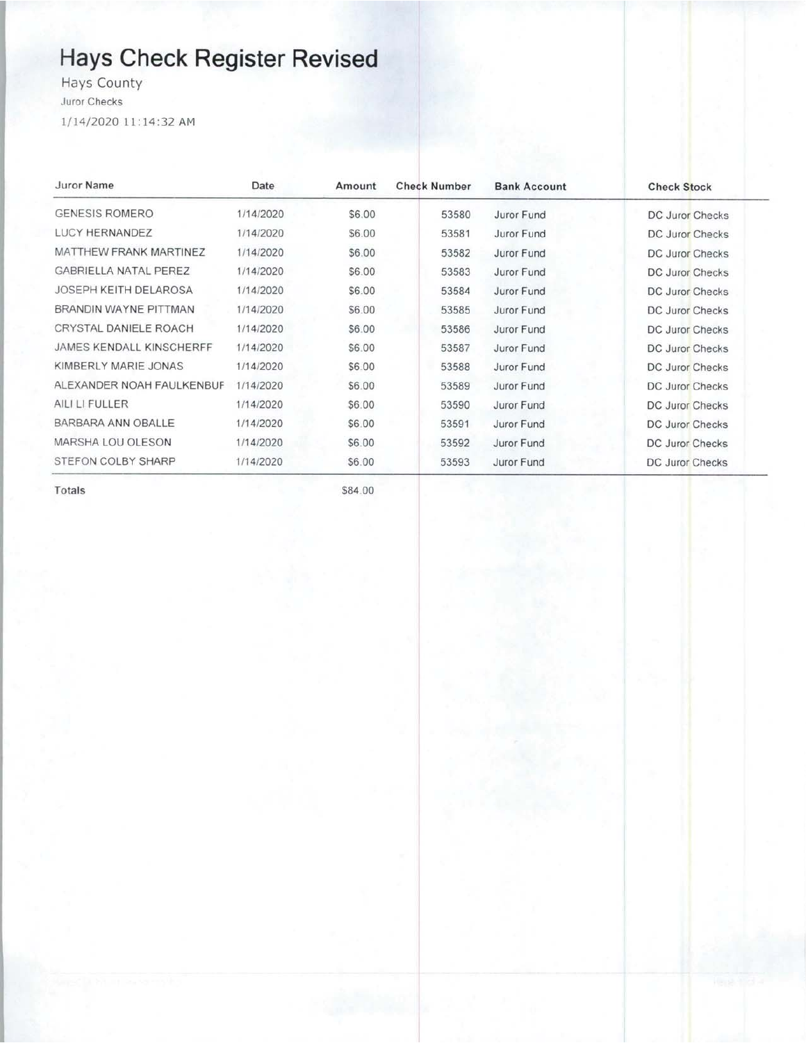# Hays Check Register Revised

Hays County

Juror Checks

1/14/2020 11:14:32 AM

| Juror Name | Date | Amount | Check Number | Bank Account | Check Stock |
|---|---|---|---|---|---|
| GENESIS ROMERO | 1/14/2020 | $6.00 | 53580 | Juror Fund | DC Juror Checks |
| LUCY HERNANDEZ | 1/14/2020 | $6.00 | 53581 | Juror Fund | DC Juror Checks |
| MATTHEW FRANK MARTINEZ | 1/14/2020 | $6.00 | 53582 | Juror Fund | DC Juror Checks |
| GABRIELLA NATAL PEREZ | 1/14/2020 | $6.00 | 53583 | Juror Fund | DC Juror Checks |
| JOSEPH KEITH DELAROSA | 1/14/2020 | $6.00 | 53584 | Juror Fund | DC Juror Checks |
| BRANDIN WAYNE PITTMAN | 1/14/2020 | $6.00 | 53585 | Juror Fund | DC Juror Checks |
| CRYSTAL DANIELE ROACH | 1/14/2020 | $6.00 | 53586 | Juror Fund | DC Juror Checks |
| JAMES KENDALL KINSCHERFF | 1/14/2020 | $6.00 | 53587 | Juror Fund | DC Juror Checks |
| KIMBERLY MARIE JONAS | 1/14/2020 | $6.00 | 53588 | Juror Fund | DC Juror Checks |
| ALEXANDER NOAH FAULKENBUF | 1/14/2020 | $6.00 | 53589 | Juror Fund | DC Juror Checks |
| AILI LI FULLER | 1/14/2020 | $6.00 | 53590 | Juror Fund | DC Juror Checks |
| BARBARA ANN OBALLE | 1/14/2020 | $6.00 | 53591 | Juror Fund | DC Juror Checks |
| MARSHA LOU OLESON | 1/14/2020 | $6.00 | 53592 | Juror Fund | DC Juror Checks |
| STEFON COLBY SHARP | 1/14/2020 | $6.00 | 53593 | Juror Fund | DC Juror Checks |
| Totals | | $84.00 | | | |